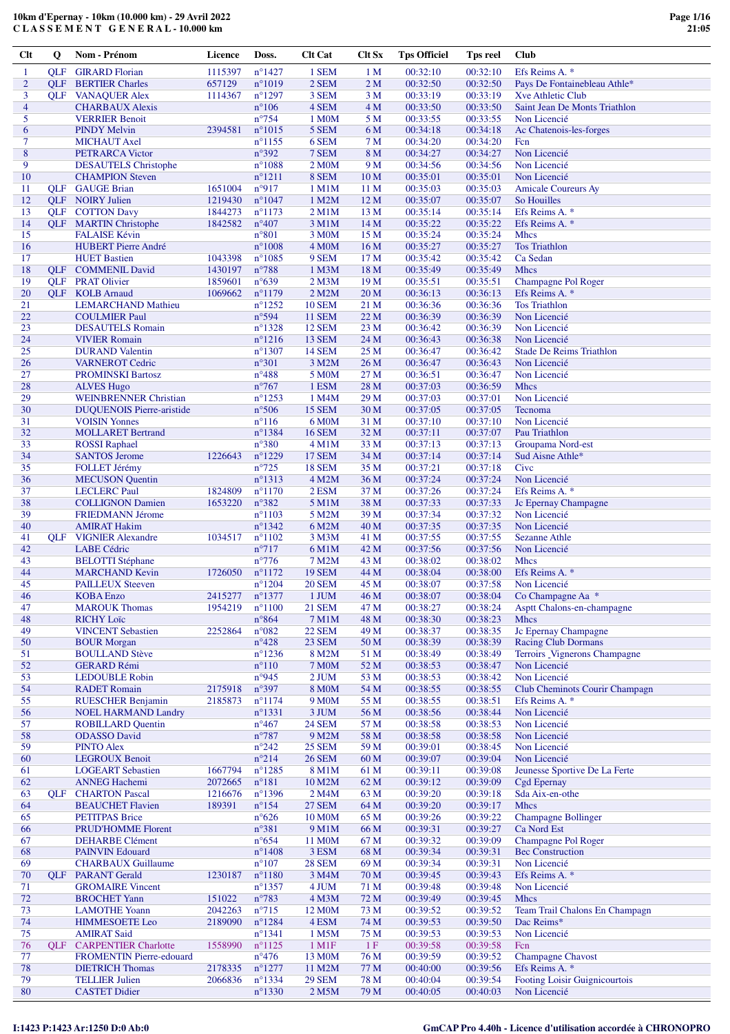# 10km d'Epernay - 10km (10.000 km) - 29 Avril 2022

## CLASSEMENT GENERAL - 10.000 km

| Clt | Q | Nom - Prénom | Licence | Doss. | Clt Cat | Clt Sx | Tps Officiel | Tps reel | Club |
|---|---|---|---|---|---|---|---|---|---|
| 1 | QLF | GIRARD Florian | 1115397 | n°1427 | 1 SEM | 1 M | 00:32:10 | 00:32:10 | Efs Reims A. * |
| 2 | QLF | BERTIER Charles | 657129 | n°1019 | 2 SEM | 2 M | 00:32:50 | 00:32:50 | Pays De Fontainebleau Athle* |
| 3 | QLF | VANAQUER Alex | 1114367 | n°1297 | 3 SEM | 3 M | 00:33:19 | 00:33:19 | Xve Athletic Club |
| 4 | | CHARBAUX Alexis | | n°106 | 4 SEM | 4 M | 00:33:50 | 00:33:50 | Saint Jean De Monts Triathlon |
| 5 | | VERRIER Benoit | | n°754 | 1 M0M | 5 M | 00:33:55 | 00:33:55 | Non Licencié |
| 6 | | PINDY Melvin | 2394581 | n°1015 | 5 SEM | 6 M | 00:34:18 | 00:34:18 | Ac Chatenois-les-forges |
| 7 | | MICHAUT Axel | | n°1155 | 6 SEM | 7 M | 00:34:20 | 00:34:20 | Fcn |
| 8 | | PETRARCA Victor | | n°392 | 7 SEM | 8 M | 00:34:27 | 00:34:27 | Non Licencié |
| 9 | | DESAUTELS Christophe | | n°1088 | 2 M0M | 9 M | 00:34:56 | 00:34:56 | Non Licencié |
| 10 | | CHAMPION Steven | | n°1211 | 8 SEM | 10 M | 00:35:01 | 00:35:01 | Non Licencié |
| 11 | QLF | GAUGE Brian | 1651004 | n°917 | 1 M1M | 11 M | 00:35:03 | 00:35:03 | Amicale Coureurs Ay |
| 12 | QLF | NOIRY Julien | 1219430 | n°1047 | 1 M2M | 12 M | 00:35:07 | 00:35:07 | So Houilles |
| 13 | QLF | COTTON Davy | 1844273 | n°1173 | 2 M1M | 13 M | 00:35:14 | 00:35:14 | Efs Reims A. * |
| 14 | QLF | MARTIN Christophe | 1842582 | n°407 | 3 M1M | 14 M | 00:35:22 | 00:35:22 | Efs Reims A. * |
| 15 | | FALAISE Kévin | | n°801 | 3 M0M | 15 M | 00:35:24 | 00:35:24 | Mhcs |
| 16 | | HUBERT Pierre André | | n°1008 | 4 M0M | 16 M | 00:35:27 | 00:35:27 | Tos Triathlon |
| 17 | | HUET Bastien | 1043398 | n°1085 | 9 SEM | 17 M | 00:35:42 | 00:35:42 | Ca Sedan |
| 18 | QLF | COMMENIL David | 1430197 | n°788 | 1 M3M | 18 M | 00:35:49 | 00:35:49 | Mhcs |
| 19 | QLF | PRAT Olivier | 1859601 | n°639 | 2 M3M | 19 M | 00:35:51 | 00:35:51 | Champagne Pol Roger |
| 20 | QLF | KOLB Arnaud | 1069662 | n°1179 | 2 M2M | 20 M | 00:36:13 | 00:36:13 | Efs Reims A. * |
| 21 | | LEMARCHAND Mathieu | | n°1252 | 10 SEM | 21 M | 00:36:36 | 00:36:36 | Tos Triathlon |
| 22 | | COULMIER Paul | | n°594 | 11 SEM | 22 M | 00:36:39 | 00:36:39 | Non Licencié |
| 23 | | DESAUTELS Romain | | n°1328 | 12 SEM | 23 M | 00:36:42 | 00:36:39 | Non Licencié |
| 24 | | VIVIER Romain | | n°1216 | 13 SEM | 24 M | 00:36:43 | 00:36:38 | Non Licencié |
| 25 | | DURAND Valentin | | n°1307 | 14 SEM | 25 M | 00:36:47 | 00:36:42 | Stade De Reims Triathlon |
| 26 | | VARNEROT Cedric | | n°301 | 3 M2M | 26 M | 00:36:47 | 00:36:43 | Non Licencié |
| 27 | | PROMINSKI Bartosz | | n°488 | 5 M0M | 27 M | 00:36:51 | 00:36:47 | Non Licencié |
| 28 | | ALVES Hugo | | n°767 | 1 ESM | 28 M | 00:37:03 | 00:36:59 | Mhcs |
| 29 | | WEINBRENNER Christian | | n°1253 | 1 M4M | 29 M | 00:37:03 | 00:37:01 | Non Licencié |
| 30 | | DUQUENOIS Pierre-aristide | | n°506 | 15 SEM | 30 M | 00:37:05 | 00:37:05 | Tecnoma |
| 31 | | VOISIN Yonnes | | n°116 | 6 M0M | 31 M | 00:37:10 | 00:37:10 | Non Licencié |
| 32 | | MOLLARET Bertrand | | n°1384 | 16 SEM | 32 M | 00:37:11 | 00:37:07 | Pau Triathlon |
| 33 | | ROSSI Raphael | | n°380 | 4 M1M | 33 M | 00:37:13 | 00:37:13 | Groupama Nord-est |
| 34 | | SANTOS Jerome | 1226643 | n°1229 | 17 SEM | 34 M | 00:37:14 | 00:37:14 | Sud Aisne Athle* |
| 35 | | FOLLET Jérémy | | n°725 | 18 SEM | 35 M | 00:37:21 | 00:37:18 | Civc |
| 36 | | MECUSON Quentin | | n°1313 | 4 M2M | 36 M | 00:37:24 | 00:37:24 | Non Licencié |
| 37 | | LECLERC Paul | 1824809 | n°1170 | 2 ESM | 37 M | 00:37:26 | 00:37:24 | Efs Reims A. * |
| 38 | | COLLIGNON Damien | 1653220 | n°382 | 5 M1M | 38 M | 00:37:33 | 00:37:33 | Jc Epernay Champagne |
| 39 | | FRIEDMANN Jérome | | n°1103 | 5 M2M | 39 M | 00:37:34 | 00:37:32 | Non Licencié |
| 40 | | AMIRAT Hakim | | n°1342 | 6 M2M | 40 M | 00:37:35 | 00:37:35 | Non Licencié |
| 41 | QLF | VIGNIER Alexandre | 1034517 | n°1102 | 3 M3M | 41 M | 00:37:55 | 00:37:55 | Sezanne Athle |
| 42 | | LABE Cédric | | n°717 | 6 M1M | 42 M | 00:37:56 | 00:37:56 | Non Licencié |
| 43 | | BELOTTI Stéphane | | n°776 | 7 M2M | 43 M | 00:38:02 | 00:38:02 | Mhcs |
| 44 | | MARCHAND Kevin | 1726050 | n°1172 | 19 SEM | 44 M | 00:38:04 | 00:38:00 | Efs Reims A. * |
| 45 | | PAILLEUX Steeven | | n°1204 | 20 SEM | 45 M | 00:38:07 | 00:37:58 | Non Licencié |
| 46 | | KOBA Enzo | 2415277 | n°1377 | 1 JUM | 46 M | 00:38:07 | 00:38:04 | Co Champagne Aa * |
| 47 | | MAROUK Thomas | 1954219 | n°1100 | 21 SEM | 47 M | 00:38:27 | 00:38:24 | Asptt Chalons-en-champagne |
| 48 | | RICHY Loïc | | n°864 | 7 M1M | 48 M | 00:38:30 | 00:38:23 | Mhcs |
| 49 | | VINCENT Sebastien | 2252864 | n°082 | 22 SEM | 49 M | 00:38:37 | 00:38:35 | Jc Epernay Champagne |
| 50 | | BOUR Morgan | | n°428 | 23 SEM | 50 M | 00:38:39 | 00:38:39 | Racing Club Dormans |
| 51 | | BOULLAND Stève | | n°1236 | 8 M2M | 51 M | 00:38:49 | 00:38:49 | Terroirs _Vignerons Champagne |
| 52 | | GERARD Rémi | | n°110 | 7 M0M | 52 M | 00:38:53 | 00:38:47 | Non Licencié |
| 53 | | LEDOUBLE Robin | | n°945 | 2 JUM | 53 M | 00:38:53 | 00:38:42 | Non Licencié |
| 54 | | RADET Romain | 2175918 | n°397 | 8 M0M | 54 M | 00:38:55 | 00:38:55 | Club Cheminots Courir Champagn |
| 55 | | RUESCHER Benjamin | 2185873 | n°1174 | 9 M0M | 55 M | 00:38:55 | 00:38:51 | Efs Reims A. * |
| 56 | | NOEL HARMAND Landry | | n°1331 | 3 JUM | 56 M | 00:38:56 | 00:38:44 | Non Licencié |
| 57 | | ROBILLARD Quentin | | n°467 | 24 SEM | 57 M | 00:38:58 | 00:38:53 | Non Licencié |
| 58 | | ODASSO David | | n°787 | 9 M2M | 58 M | 00:38:58 | 00:38:58 | Non Licencié |
| 59 | | PINTO Alex | | n°242 | 25 SEM | 59 M | 00:39:01 | 00:38:45 | Non Licencié |
| 60 | | LEGROUX Benoit | | n°214 | 26 SEM | 60 M | 00:39:07 | 00:39:04 | Non Licencié |
| 61 | | LOGEART Sebastien | 1667794 | n°1285 | 8 M1M | 61 M | 00:39:11 | 00:39:08 | Jeunesse Sportive De La Ferte |
| 62 | | ANNEG Hachemi | 2072665 | n°181 | 10 M2M | 62 M | 00:39:12 | 00:39:09 | Cgd Epernay |
| 63 | QLF | CHARTON Pascal | 1216676 | n°1396 | 2 M4M | 63 M | 00:39:20 | 00:39:18 | Sda Aix-en-othe |
| 64 | | BEAUCHET Flavien | 189391 | n°154 | 27 SEM | 64 M | 00:39:20 | 00:39:17 | Mhcs |
| 65 | | PETITPAS Brice | | n°626 | 10 M0M | 65 M | 00:39:26 | 00:39:22 | Champagne Bollinger |
| 66 | | PRUD'HOMME Florent | | n°381 | 9 M1M | 66 M | 00:39:31 | 00:39:27 | Ca Nord Est |
| 67 | | DEHARBE Clément | | n°654 | 11 M0M | 67 M | 00:39:32 | 00:39:09 | Champagne Pol Roger |
| 68 | | PAINVIN Edouard | | n°1408 | 3 ESM | 68 M | 00:39:34 | 00:39:31 | Bec Construction |
| 69 | | CHARBAUX Guillaume | | n°107 | 28 SEM | 69 M | 00:39:34 | 00:39:31 | Non Licencié |
| 70 | QLF | PARANT Gerald | 1230187 | n°1180 | 3 M4M | 70 M | 00:39:45 | 00:39:43 | Efs Reims A. * |
| 71 | | GROMAIRE Vincent | | n°1357 | 4 JUM | 71 M | 00:39:48 | 00:39:48 | Non Licencié |
| 72 | | BROCHET Yann | 151022 | n°783 | 4 M3M | 72 M | 00:39:49 | 00:39:45 | Mhcs |
| 73 | | LAMOTHE Yoann | 2042263 | n°715 | 12 M0M | 73 M | 00:39:52 | 00:39:52 | Team Trail Chalons En Champagn |
| 74 | | HIMMESOETE Leo | 2189090 | n°1284 | 4 ESM | 74 M | 00:39:53 | 00:39:50 | Dac Reims* |
| 75 | | AMIRAT Said | | n°1341 | 1 M5M | 75 M | 00:39:53 | 00:39:53 | Non Licencié |
| 76 | QLF | CARPENTIER Charlotte | 1558990 | n°1125 | 1 M1F | 1 F | 00:39:58 | 00:39:58 | Fcn |
| 77 | | FROMENTIN Pierre-edouard | | n°476 | 13 M0M | 76 M | 00:39:59 | 00:39:52 | Champagne Chavost |
| 78 | | DIETRICH Thomas | 2178335 | n°1277 | 11 M2M | 77 M | 00:40:00 | 00:39:56 | Efs Reims A. * |
| 79 | | TELLIER Julien | 2066836 | n°1334 | 29 SEM | 78 M | 00:40:04 | 00:39:54 | Footing Loisir Guignicourtois |
| 80 | | CASTET Didier | | n°1330 | 2 M5M | 79 M | 00:40:05 | 00:40:03 | Non Licencié |

I:1423 P:1423 Ar:1250 D:0 Ab:0

GmCAP Pro 4.40h - Licence d'utilisation accordée à CHRONOPRO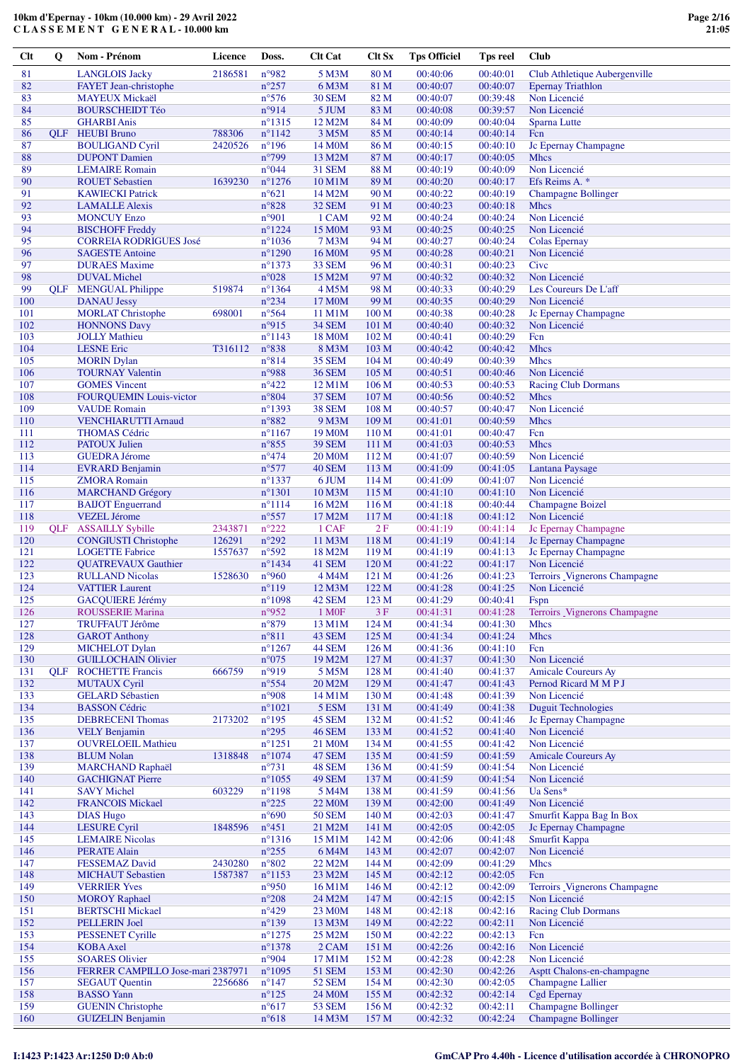# 10km d'Epernay - 10km (10.000 km) - 29 Avril 2022
## C L A S S E M E N T G E N E R A L - 10.000 km

| Clt | Q | Nom - Prénom | Licence | Doss. | Clt Cat | Clt Sx | Tps Officiel | Tps reel | Club |
|---|---|---|---|---|---|---|---|---|---|
| 81 | | LANGLOIS Jacky | 2186581 | n°982 | 5 M3M | 80 M | 00:40:06 | 00:40:01 | Club Athletique Aubergenville |
| 82 | | FAYET Jean-christophe | | n°257 | 6 M3M | 81 M | 00:40:07 | 00:40:07 | Epernay Triathlon |
| 83 | | MAYEUX Mickaël | | n°576 | 30 SEM | 82 M | 00:40:07 | 00:39:48 | Non Licencié |
| 84 | | BOURSCHEIDT Téo | | n°914 | 5 JUM | 83 M | 00:40:08 | 00:39:57 | Non Licencié |
| 85 | | GHARBI Anis | | n°1315 | 12 M2M | 84 M | 00:40:09 | 00:40:04 | Sparna Lutte |
| 86 | QLF | HEUBI Bruno | 788306 | n°1142 | 3 M5M | 85 M | 00:40:14 | 00:40:14 | Fcn |
| 87 | | BOULIGAND Cyril | 2420526 | n°196 | 14 M0M | 86 M | 00:40:15 | 00:40:10 | Jc Epernay Champagne |
| 88 | | DUPONT Damien | | n°799 | 13 M2M | 87 M | 00:40:17 | 00:40:05 | Mhcs |
| 89 | | LEMAIRE Romain | | n°044 | 31 SEM | 88 M | 00:40:19 | 00:40:09 | Non Licencié |
| 90 | | ROUET Sebastien | 1639230 | n°1276 | 10 M1M | 89 M | 00:40:20 | 00:40:17 | Efs Reims A. * |
| 91 | | KAWIECKI Patrick | | n°621 | 14 M2M | 90 M | 00:40:22 | 00:40:19 | Champagne Bollinger |
| 92 | | LAMALLE Alexis | | n°828 | 32 SEM | 91 M | 00:40:23 | 00:40:18 | Mhcs |
| 93 | | MONCUY Enzo | | n°901 | 1 CAM | 92 M | 00:40:24 | 00:40:24 | Non Licencié |
| 94 | | BISCHOFF Freddy | | n°1224 | 15 M0M | 93 M | 00:40:25 | 00:40:25 | Non Licencié |
| 95 | | CORREIA RODRIGUES José | | n°1036 | 7 M3M | 94 M | 00:40:27 | 00:40:24 | Colas Epernay |
| 96 | | SAGESTE Antoine | | n°1290 | 16 M0M | 95 M | 00:40:28 | 00:40:21 | Non Licencié |
| 97 | | DURAES Maxime | | n°1373 | 33 SEM | 96 M | 00:40:31 | 00:40:23 | Civc |
| 98 | | DUVAL Michel | | n°028 | 15 M2M | 97 M | 00:40:32 | 00:40:32 | Non Licencié |
| 99 | QLF | MENGUAL Philippe | 519874 | n°1364 | 4 M5M | 98 M | 00:40:33 | 00:40:29 | Les Coureurs De L'aff |
| 100 | | DANAU Jessy | | n°234 | 17 M0M | 99 M | 00:40:35 | 00:40:29 | Non Licencié |
| 101 | | MORLAT Christophe | 698001 | n°564 | 11 M1M | 100 M | 00:40:38 | 00:40:28 | Jc Epernay Champagne |
| 102 | | HONNONS Davy | | n°915 | 34 SEM | 101 M | 00:40:40 | 00:40:32 | Non Licencié |
| 103 | | JOLLY Mathieu | | n°1143 | 18 M0M | 102 M | 00:40:41 | 00:40:29 | Fcn |
| 104 | | LESNE Eric | T316112 | n°838 | 8 M3M | 103 M | 00:40:42 | 00:40:42 | Mhcs |
| 105 | | MORIN Dylan | | n°814 | 35 SEM | 104 M | 00:40:49 | 00:40:39 | Mhcs |
| 106 | | TOURNAY Valentin | | n°988 | 36 SEM | 105 M | 00:40:51 | 00:40:46 | Non Licencié |
| 107 | | GOMES Vincent | | n°422 | 12 M1M | 106 M | 00:40:53 | 00:40:53 | Racing Club Dormans |
| 108 | | FOURQUEMIN Louis-victor | | n°804 | 37 SEM | 107 M | 00:40:56 | 00:40:52 | Mhcs |
| 109 | | VAUDE Romain | | n°1393 | 38 SEM | 108 M | 00:40:57 | 00:40:47 | Non Licencié |
| 110 | | VENCHIARUTTI Arnaud | | n°882 | 9 M3M | 109 M | 00:41:01 | 00:40:59 | Mhcs |
| 111 | | THOMAS Cédric | | n°1167 | 19 M0M | 110 M | 00:41:01 | 00:40:47 | Fcn |
| 112 | | PATOUX Julien | | n°855 | 39 SEM | 111 M | 00:41:03 | 00:40:53 | Mhcs |
| 113 | | GUEDRA Jérome | | n°474 | 20 M0M | 112 M | 00:41:07 | 00:40:59 | Non Licencié |
| 114 | | EVRARD Benjamin | | n°577 | 40 SEM | 113 M | 00:41:09 | 00:41:05 | Lantana Paysage |
| 115 | | ZMORA Romain | | n°1337 | 6 JUM | 114 M | 00:41:09 | 00:41:07 | Non Licencié |
| 116 | | MARCHAND Grégory | | n°1301 | 10 M3M | 115 M | 00:41:10 | 00:41:10 | Non Licencié |
| 117 | | BAIJOT Enguerrand | | n°1114 | 16 M2M | 116 M | 00:41:18 | 00:40:44 | Champagne Boizel |
| 118 | | VEZEL Jérome | | n°557 | 17 M2M | 117 M | 00:41:18 | 00:41:12 | Non Licencié |
| 119 | QLF | ASSAILLY Sybille | 2343871 | n°222 | 1 CAF | 2 F | 00:41:19 | 00:41:14 | Jc Epernay Champagne |
| 120 | | CONGIUSTI Christophe | 126291 | n°292 | 11 M3M | 118 M | 00:41:19 | 00:41:14 | Jc Epernay Champagne |
| 121 | | LOGETTE Fabrice | 1557637 | n°592 | 18 M2M | 119 M | 00:41:19 | 00:41:13 | Jc Epernay Champagne |
| 122 | | QUATREVAUX Gauthier | | n°1434 | 41 SEM | 120 M | 00:41:22 | 00:41:17 | Non Licencié |
| 123 | | RULLAND Nicolas | 1528630 | n°960 | 4 M4M | 121 M | 00:41:26 | 00:41:23 | Terroirs _Vignerons Champagne |
| 124 | | VATTIER Laurent | | n°119 | 12 M3M | 122 M | 00:41:28 | 00:41:25 | Non Licencié |
| 125 | | GACQUIERE Jérémy | | n°1098 | 42 SEM | 123 M | 00:41:29 | 00:40:41 | Fspn |
| 126 | | ROUSSERIE Marina | | n°952 | 1 M0F | 3 F | 00:41:31 | 00:41:28 | Terroirs _Vignerons Champagne |
| 127 | | TRUFFAUT Jérôme | | n°879 | 13 M1M | 124 M | 00:41:34 | 00:41:30 | Mhcs |
| 128 | | GAROT Anthony | | n°811 | 43 SEM | 125 M | 00:41:34 | 00:41:24 | Mhcs |
| 129 | | MICHELOT Dylan | | n°1267 | 44 SEM | 126 M | 00:41:36 | 00:41:10 | Fcn |
| 130 | | GUILLOCHAIN Olivier | | n°075 | 19 M2M | 127 M | 00:41:37 | 00:41:30 | Non Licencié |
| 131 | QLF | ROCHETTE Francis | 666759 | n°919 | 5 M5M | 128 M | 00:41:40 | 00:41:37 | Amicale Coureurs Ay |
| 132 | | MUTAUX Cyril | | n°554 | 20 M2M | 129 M | 00:41:47 | 00:41:43 | Pernod Ricard M M P J |
| 133 | | GELARD Sébastien | | n°908 | 14 M1M | 130 M | 00:41:48 | 00:41:39 | Non Licencié |
| 134 | | BASSON Cédric | | n°1021 | 5 ESM | 131 M | 00:41:49 | 00:41:38 | Duguit Technologies |
| 135 | | DEBRECENI Thomas | 2173202 | n°195 | 45 SEM | 132 M | 00:41:52 | 00:41:46 | Jc Epernay Champagne |
| 136 | | VELY Benjamin | | n°295 | 46 SEM | 133 M | 00:41:52 | 00:41:40 | Non Licencié |
| 137 | | OUVRELOEIL Mathieu | | n°1251 | 21 M0M | 134 M | 00:41:55 | 00:41:42 | Non Licencié |
| 138 | | BLUM Nolan | 1318848 | n°1074 | 47 SEM | 135 M | 00:41:59 | 00:41:59 | Amicale Coureurs Ay |
| 139 | | MARCHAND Raphaël | | n°731 | 48 SEM | 136 M | 00:41:59 | 00:41:54 | Non Licencié |
| 140 | | GACHIGNAT Pierre | | n°1055 | 49 SEM | 137 M | 00:41:59 | 00:41:54 | Non Licencié |
| 141 | | SAVY Michel | 603229 | n°1198 | 5 M4M | 138 M | 00:41:59 | 00:41:56 | Ua Sens* |
| 142 | | FRANCOIS Mickael | | n°225 | 22 M0M | 139 M | 00:42:00 | 00:41:49 | Non Licencié |
| 143 | | DIAS Hugo | | n°690 | 50 SEM | 140 M | 00:42:03 | 00:41:47 | Smurfit Kappa Bag In Box |
| 144 | | LESURE Cyril | 1848596 | n°451 | 21 M2M | 141 M | 00:42:05 | 00:42:05 | Jc Epernay Champagne |
| 145 | | LEMAIRE Nicolas | | n°1316 | 15 M1M | 142 M | 00:42:06 | 00:41:48 | Smurfit Kappa |
| 146 | | PERATE Alain | | n°255 | 6 M4M | 143 M | 00:42:07 | 00:42:07 | Non Licencié |
| 147 | | FESSEMAZ David | 2430280 | n°802 | 22 M2M | 144 M | 00:42:09 | 00:41:29 | Mhcs |
| 148 | | MICHAUT Sebastien | 1587387 | n°1153 | 23 M2M | 145 M | 00:42:12 | 00:42:05 | Fcn |
| 149 | | VERRIER Yves | | n°950 | 16 M1M | 146 M | 00:42:12 | 00:42:09 | Terroirs _Vignerons Champagne |
| 150 | | MOROY Raphael | | n°208 | 24 M2M | 147 M | 00:42:15 | 00:42:15 | Non Licencié |
| 151 | | BERTSCHI Mickael | | n°429 | 23 M0M | 148 M | 00:42:18 | 00:42:16 | Racing Club Dormans |
| 152 | | PELLERIN Joel | | n°139 | 13 M3M | 149 M | 00:42:22 | 00:42:11 | Non Licencié |
| 153 | | PESSENET Cyrille | | n°1275 | 25 M2M | 150 M | 00:42:22 | 00:42:13 | Fcn |
| 154 | | KOBA Axel | | n°1378 | 2 CAM | 151 M | 00:42:26 | 00:42:16 | Non Licencié |
| 155 | | SOARES Olivier | | n°904 | 17 M1M | 152 M | 00:42:28 | 00:42:28 | Non Licencié |
| 156 | | FERRER CAMPILLO Jose-mari | 2387971 | n°1095 | 51 SEM | 153 M | 00:42:30 | 00:42:26 | Asptt Chalons-en-champagne |
| 157 | | SEGAUT Quentin | 2256686 | n°147 | 52 SEM | 154 M | 00:42:30 | 00:42:05 | Champagne Lallier |
| 158 | | BASSO Yann | | n°125 | 24 M0M | 155 M | 00:42:32 | 00:42:14 | Cgd Epernay |
| 159 | | GUENIN Christophe | | n°617 | 53 SEM | 156 M | 00:42:32 | 00:42:11 | Champagne Bollinger |
| 160 | | GUIZELIN Benjamin | | n°618 | 14 M3M | 157 M | 00:42:32 | 00:42:24 | Champagne Bollinger |

I:1423 P:1423 Ar:1250 D:0 Ab:0

GmCAP Pro 4.40h - Licence d'utilisation accordée à CHRONOPRO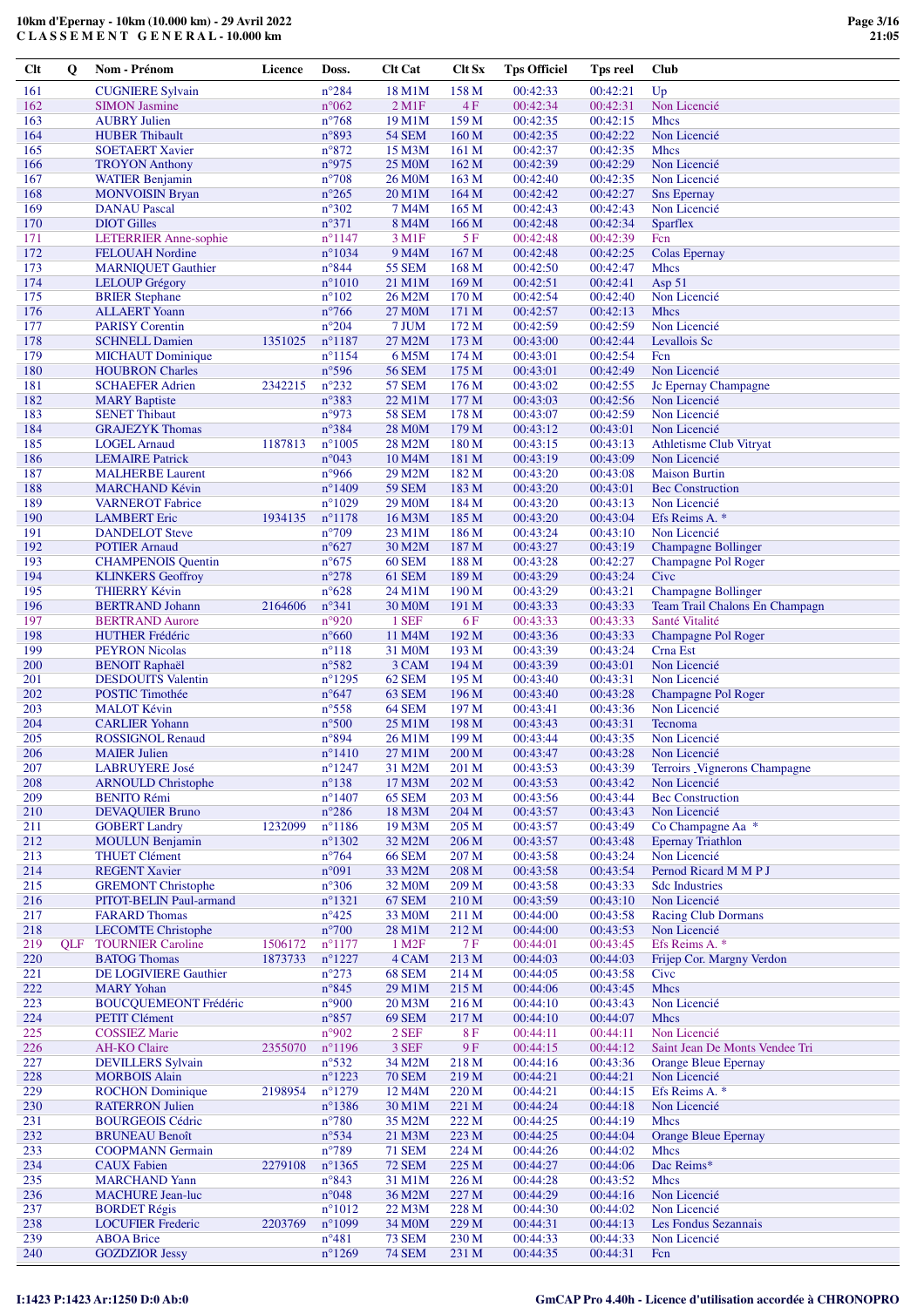**10km d'Epernay - 10km (10.000 km) - 29 Avril 2022**
**C L A S S E M E N T   G E N E R A L - 10.000 km**

| Clt | Q | Nom - Prénom | Licence | Doss. | Clt Cat | Clt Sx | Tps Officiel | Tps reel | Club |
|---|---|---|---|---|---|---|---|---|---|
| 161 | | CUGNIERE Sylvain | | n°284 | 18 M1M | 158 M | 00:42:33 | 00:42:21 | Up |
| 162 | | SIMON Jasmine | | n°062 | 2 M1F | 4 F | 00:42:34 | 00:42:31 | Non Licencié |
| 163 | | AUBRY Julien | | n°768 | 19 M1M | 159 M | 00:42:35 | 00:42:15 | Mhcs |
| 164 | | HUBER Thibault | | n°893 | 54 SEM | 160 M | 00:42:35 | 00:42:22 | Non Licencié |
| 165 | | SOETAERT Xavier | | n°872 | 15 M3M | 161 M | 00:42:37 | 00:42:35 | Mhcs |
| 166 | | TROYON Anthony | | n°975 | 25 M0M | 162 M | 00:42:39 | 00:42:29 | Non Licencié |
| 167 | | WATIER Benjamin | | n°708 | 26 M0M | 163 M | 00:42:40 | 00:42:35 | Non Licencié |
| 168 | | MONVOISIN Bryan | | n°265 | 20 M1M | 164 M | 00:42:42 | 00:42:27 | Sns Epernay |
| 169 | | DANAU Pascal | | n°302 | 7 M4M | 165 M | 00:42:43 | 00:42:43 | Non Licencié |
| 170 | | DIOT Gilles | | n°371 | 8 M4M | 166 M | 00:42:48 | 00:42:34 | Sparflex |
| 171 | | LETERRIER Anne-sophie | | n°1147 | 3 M1F | 5 F | 00:42:48 | 00:42:39 | Fcn |
| 172 | | FELOUAH Nordine | | n°1034 | 9 M4M | 167 M | 00:42:48 | 00:42:25 | Colas Epernay |
| 173 | | MARNIQUET Gauthier | | n°844 | 55 SEM | 168 M | 00:42:50 | 00:42:47 | Mhcs |
| 174 | | LELOUP Grégory | | n°1010 | 21 M1M | 169 M | 00:42:51 | 00:42:41 | Asp 51 |
| 175 | | BRIER Stephane | | n°102 | 26 M2M | 170 M | 00:42:54 | 00:42:40 | Non Licencié |
| 176 | | ALLAERT Yoann | | n°766 | 27 M0M | 171 M | 00:42:57 | 00:42:13 | Mhcs |
| 177 | | PARISY Corentin | | n°204 | 7 JUM | 172 M | 00:42:59 | 00:42:59 | Non Licencié |
| 178 | | SCHNELL Damien | 1351025 | n°1187 | 27 M2M | 173 M | 00:43:00 | 00:42:44 | Levallois Sc |
| 179 | | MICHAUT Dominique | | n°1154 | 6 M5M | 174 M | 00:43:01 | 00:42:54 | Fcn |
| 180 | | HOUBRON Charles | | n°596 | 56 SEM | 175 M | 00:43:01 | 00:42:49 | Non Licencié |
| 181 | | SCHAEFER Adrien | 2342215 | n°232 | 57 SEM | 176 M | 00:43:02 | 00:42:55 | Jc Epernay Champagne |
| 182 | | MARY Baptiste | | n°383 | 22 M1M | 177 M | 00:43:03 | 00:42:56 | Non Licencié |
| 183 | | SENET Thibaut | | n°973 | 58 SEM | 178 M | 00:43:07 | 00:42:59 | Non Licencié |
| 184 | | GRAJEZYK Thomas | | n°384 | 28 M0M | 179 M | 00:43:12 | 00:43:01 | Non Licencié |
| 185 | | LOGEL Arnaud | 1187813 | n°1005 | 28 M2M | 180 M | 00:43:15 | 00:43:13 | Athletisme Club Vitryat |
| 186 | | LEMAIRE Patrick | | n°043 | 10 M4M | 181 M | 00:43:19 | 00:43:09 | Non Licencié |
| 187 | | MALHERBE Laurent | | n°966 | 29 M2M | 182 M | 00:43:20 | 00:43:08 | Maison Burtin |
| 188 | | MARCHAND Kévin | | n°1409 | 59 SEM | 183 M | 00:43:20 | 00:43:01 | Bec Construction |
| 189 | | VARNEROT Fabrice | | n°1029 | 29 M0M | 184 M | 00:43:20 | 00:43:13 | Non Licencié |
| 190 | | LAMBERT Eric | 1934135 | n°1178 | 16 M3M | 185 M | 00:43:20 | 00:43:04 | Efs Reims A. * |
| 191 | | DANDELOT Steve | | n°709 | 23 M1M | 186 M | 00:43:24 | 00:43:10 | Non Licencié |
| 192 | | POTIER Arnaud | | n°627 | 30 M2M | 187 M | 00:43:27 | 00:43:19 | Champagne Bollinger |
| 193 | | CHAMPENOIS Quentin | | n°675 | 60 SEM | 188 M | 00:43:28 | 00:42:27 | Champagne Pol Roger |
| 194 | | KLINKERS Geoffroy | | n°278 | 61 SEM | 189 M | 00:43:29 | 00:43:24 | Civc |
| 195 | | THIERRY Kévin | | n°628 | 24 M1M | 190 M | 00:43:29 | 00:43:21 | Champagne Bollinger |
| 196 | | BERTRAND Johann | 2164606 | n°341 | 30 M0M | 191 M | 00:43:33 | 00:43:33 | Team Trail Chalons En Champagn |
| 197 | | BERTRAND Aurore | | n°920 | 1 SEF | 6 F | 00:43:33 | 00:43:33 | Santé Vitalité |
| 198 | | HUTHER Frédéric | | n°660 | 11 M4M | 192 M | 00:43:36 | 00:43:33 | Champagne Pol Roger |
| 199 | | PEYRON Nicolas | | n°118 | 31 M0M | 193 M | 00:43:39 | 00:43:24 | Crna Est |
| 200 | | BENOIT Raphaël | | n°582 | 3 CAM | 194 M | 00:43:39 | 00:43:01 | Non Licencié |
| 201 | | DESDOUITS Valentin | | n°1295 | 62 SEM | 195 M | 00:43:40 | 00:43:31 | Non Licencié |
| 202 | | POSTIC Timothée | | n°647 | 63 SEM | 196 M | 00:43:40 | 00:43:28 | Champagne Pol Roger |
| 203 | | MALOT Kévin | | n°558 | 64 SEM | 197 M | 00:43:41 | 00:43:36 | Non Licencié |
| 204 | | CARLIER Yohann | | n°500 | 25 M1M | 198 M | 00:43:43 | 00:43:31 | Tecnoma |
| 205 | | ROSSIGNOL Renaud | | n°894 | 26 M1M | 199 M | 00:43:44 | 00:43:35 | Non Licencié |
| 206 | | MAIER Julien | | n°1410 | 27 M1M | 200 M | 00:43:47 | 00:43:28 | Non Licencié |
| 207 | | LABRUYERE José | | n°1247 | 31 M2M | 201 M | 00:43:53 | 00:43:39 | Terroirs _Vignerons Champagne |
| 208 | | ARNOULD Christophe | | n°138 | 17 M3M | 202 M | 00:43:53 | 00:43:42 | Non Licencié |
| 209 | | BENITO Rémi | | n°1407 | 65 SEM | 203 M | 00:43:56 | 00:43:44 | Bec Construction |
| 210 | | DEVAQUIER Bruno | | n°286 | 18 M3M | 204 M | 00:43:57 | 00:43:43 | Non Licencié |
| 211 | | GOBERT Landry | 1232099 | n°1186 | 19 M3M | 205 M | 00:43:57 | 00:43:49 | Co Champagne Aa * |
| 212 | | MOULUN Benjamin | | n°1302 | 32 M2M | 206 M | 00:43:57 | 00:43:48 | Epernay Triathlon |
| 213 | | THUET Clément | | n°764 | 66 SEM | 207 M | 00:43:58 | 00:43:24 | Non Licencié |
| 214 | | REGENT Xavier | | n°091 | 33 M2M | 208 M | 00:43:58 | 00:43:54 | Pernod Ricard M M P J |
| 215 | | GREMONT Christophe | | n°306 | 32 M0M | 209 M | 00:43:58 | 00:43:33 | Sdc Industries |
| 216 | | PITOT-BELIN Paul-armand | | n°1321 | 67 SEM | 210 M | 00:43:59 | 00:43:10 | Non Licencié |
| 217 | | FARARD Thomas | | n°425 | 33 M0M | 211 M | 00:44:00 | 00:43:58 | Racing Club Dormans |
| 218 | | LECOMTE Christophe | | n°700 | 28 M1M | 212 M | 00:44:00 | 00:43:53 | Non Licencié |
| 219 | QLF | TOURNIER Caroline | 1506172 | n°1177 | 1 M2F | 7 F | 00:44:01 | 00:43:45 | Efs Reims A. * |
| 220 | | BATOG Thomas | 1873733 | n°1227 | 4 CAM | 213 M | 00:44:03 | 00:44:03 | Frijep Cor. Margny Verdon |
| 221 | | DE LOGIVIERE Gauthier | | n°273 | 68 SEM | 214 M | 00:44:05 | 00:43:58 | Civc |
| 222 | | MARY Yohan | | n°845 | 29 M1M | 215 M | 00:44:06 | 00:43:45 | Mhcs |
| 223 | | BOUCQUEMONT Frédéric | | n°900 | 20 M3M | 216 M | 00:44:10 | 00:43:43 | Non Licencié |
| 224 | | PETIT Clément | | n°857 | 69 SEM | 217 M | 00:44:10 | 00:44:07 | Mhcs |
| 225 | | COSSIEZ Marie | | n°902 | 2 SEF | 8 F | 00:44:11 | 00:44:11 | Non Licencié |
| 226 | | AH-KO Claire | 2355070 | n°1196 | 3 SEF | 9 F | 00:44:15 | 00:44:12 | Saint Jean De Monts Vendee Tri |
| 227 | | DEVILLERS Sylvain | | n°532 | 34 M2M | 218 M | 00:44:16 | 00:43:36 | Orange Bleue Epernay |
| 228 | | MORBOIS Alain | | n°1223 | 70 SEM | 219 M | 00:44:21 | 00:44:21 | Non Licencié |
| 229 | | ROCHON Dominique | 2198954 | n°1279 | 12 M4M | 220 M | 00:44:21 | 00:44:15 | Efs Reims A. * |
| 230 | | RATERRON Julien | | n°1386 | 30 M1M | 221 M | 00:44:24 | 00:44:18 | Non Licencié |
| 231 | | BOURGEOIS Cédric | | n°780 | 35 M2M | 222 M | 00:44:25 | 00:44:19 | Mhcs |
| 232 | | BRUNEAU Benoît | | n°534 | 21 M3M | 223 M | 00:44:25 | 00:44:04 | Orange Bleue Epernay |
| 233 | | COOPMANN Germain | | n°789 | 71 SEM | 224 M | 00:44:26 | 00:44:02 | Mhcs |
| 234 | | CAUX Fabien | 2279108 | n°1365 | 72 SEM | 225 M | 00:44:27 | 00:44:06 | Dac Reims* |
| 235 | | MARCHAND Yann | | n°843 | 31 M1M | 226 M | 00:44:28 | 00:43:52 | Mhcs |
| 236 | | MACHURE Jean-luc | | n°048 | 36 M2M | 227 M | 00:44:29 | 00:44:16 | Non Licencié |
| 237 | | BORDET Régis | | n°1012 | 22 M3M | 228 M | 00:44:30 | 00:44:02 | Non Licencié |
| 238 | | LOCUFIER Frederic | 2203769 | n°1099 | 34 M0M | 229 M | 00:44:31 | 00:44:13 | Les Fondus Sezannais |
| 239 | | ABOA Brice | | n°481 | 73 SEM | 230 M | 00:44:33 | 00:44:33 | Non Licencié |
| 240 | | GOZDZIOR Jessy | | n°1269 | 74 SEM | 231 M | 00:44:35 | 00:44:31 | Fcn |

I:1423 P:1423 Ar:1250 D:0 Ab:0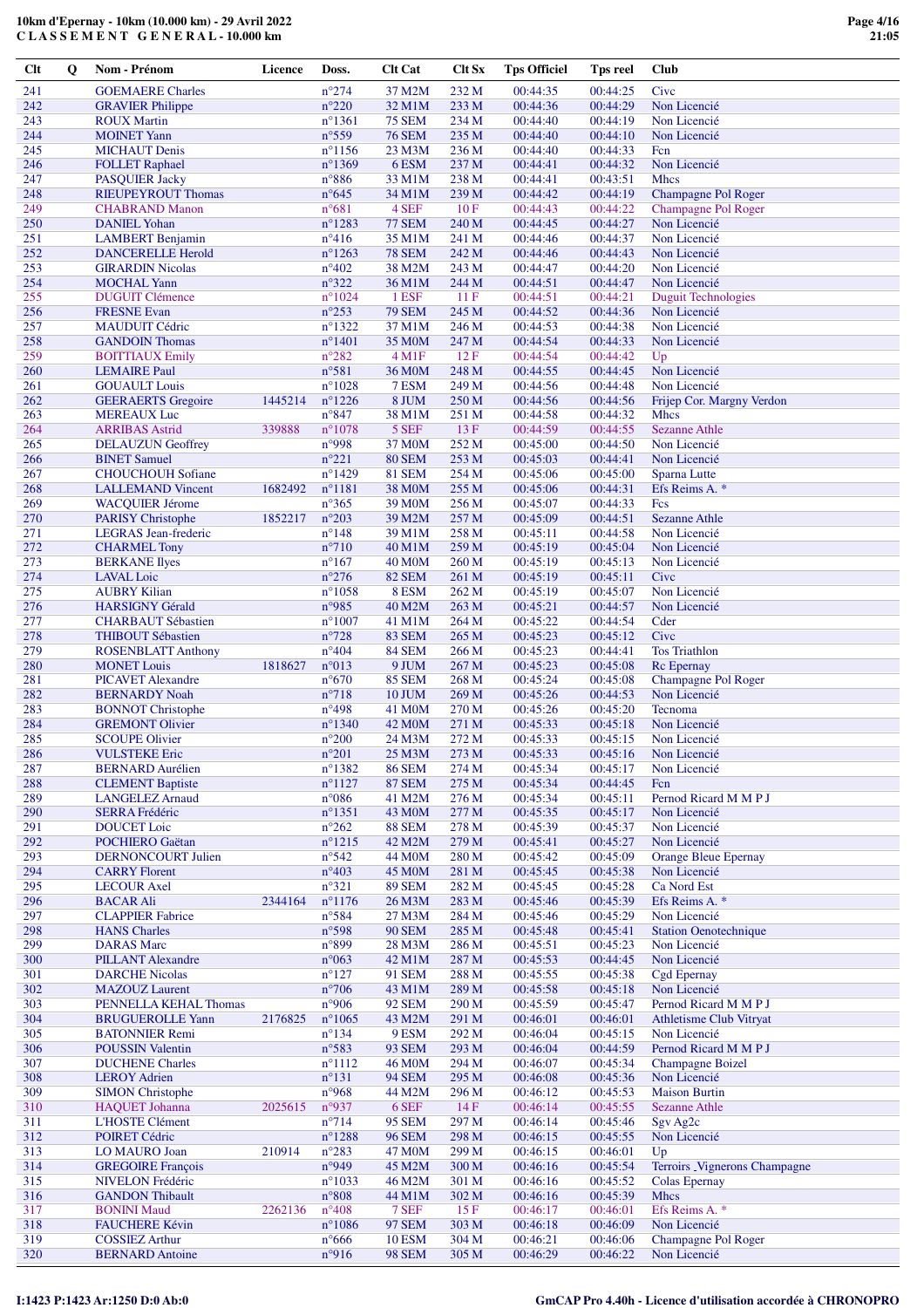**10km d'Epernay - 10km (10.000 km) - 29 Avril 2022**
**C L A S S E M E N T G E N E R A L - 10.000 km**

| Clt | Q | Nom - Prénom | Licence | Doss. | Clt Cat | Clt Sx | Tps Officiel | Tps reel | Club |
|---|---|---|---|---|---|---|---|---|---|
| 241 | | GOEMAERE Charles | | n°274 | 37 M2M | 232 M | 00:44:35 | 00:44:25 | Civc |
| 242 | | GRAVIER Philippe | | n°220 | 32 M1M | 233 M | 00:44:36 | 00:44:29 | Non Licencié |
| 243 | | ROUX Martin | | n°1361 | 75 SEM | 234 M | 00:44:40 | 00:44:19 | Non Licencié |
| 244 | | MOINET Yann | | n°559 | 76 SEM | 235 M | 00:44:40 | 00:44:10 | Non Licencié |
| 245 | | MICHAUT Denis | | n°1156 | 23 M3M | 236 M | 00:44:40 | 00:44:33 | Fcn |
| 246 | | FOLLET Raphael | | n°1369 | 6 ESM | 237 M | 00:44:41 | 00:44:32 | Non Licencié |
| 247 | | PASQUIER Jacky | | n°886 | 33 M1M | 238 M | 00:44:41 | 00:43:51 | Mhcs |
| 248 | | RIEUPEYROUT Thomas | | n°645 | 34 M1M | 239 M | 00:44:42 | 00:44:19 | Champagne Pol Roger |
| 249 | | CHABRAND Manon | | n°681 | 4 SEF | 10 F | 00:44:43 | 00:44:22 | Champagne Pol Roger |
| 250 | | DANIEL Yohan | | n°1283 | 77 SEM | 240 M | 00:44:45 | 00:44:27 | Non Licencié |
| 251 | | LAMBERT Benjamin | | n°416 | 35 M1M | 241 M | 00:44:46 | 00:44:37 | Non Licencié |
| 252 | | DANCERELLE Herold | | n°1263 | 78 SEM | 242 M | 00:44:46 | 00:44:43 | Non Licencié |
| 253 | | GIRARDIN Nicolas | | n°402 | 38 M2M | 243 M | 00:44:47 | 00:44:20 | Non Licencié |
| 254 | | MOCHAL Yann | | n°322 | 36 M1M | 244 M | 00:44:51 | 00:44:47 | Non Licencié |
| 255 | | DUGUIT Clémence | | n°1024 | 1 ESF | 11 F | 00:44:51 | 00:44:21 | Duguit Technologies |
| 256 | | FRESNE Evan | | n°253 | 79 SEM | 245 M | 00:44:52 | 00:44:36 | Non Licencié |
| 257 | | MAUDUIT Cédric | | n°1322 | 37 M1M | 246 M | 00:44:53 | 00:44:38 | Non Licencié |
| 258 | | GANDOIN Thomas | | n°1401 | 35 M0M | 247 M | 00:44:54 | 00:44:33 | Non Licencié |
| 259 | | BOITTIAUX Emily | | n°282 | 4 M1F | 12 F | 00:44:54 | 00:44:42 | Up |
| 260 | | LEMAIRE Paul | | n°581 | 36 M0M | 248 M | 00:44:55 | 00:44:45 | Non Licencié |
| 261 | | GOUAULT Louis | | n°1028 | 7 ESM | 249 M | 00:44:56 | 00:44:48 | Non Licencié |
| 262 | | GEERAERTS Gregoire | 1445214 | n°1226 | 8 JUM | 250 M | 00:44:56 | 00:44:56 | Frijep Cor. Margny Verdon |
| 263 | | MEREAUX Luc | | n°847 | 38 M1M | 251 M | 00:44:58 | 00:44:32 | Mhcs |
| 264 | | ARRIBAS Astrid | 339888 | n°1078 | 5 SEF | 13 F | 00:44:59 | 00:44:55 | Sezanne Athle |
| 265 | | DELAUZUN Geoffrey | | n°998 | 37 M0M | 252 M | 00:45:00 | 00:44:50 | Non Licencié |
| 266 | | BINET Samuel | | n°221 | 80 SEM | 253 M | 00:45:03 | 00:44:41 | Non Licencié |
| 267 | | CHOUCHOUH Sofiane | | n°1429 | 81 SEM | 254 M | 00:45:06 | 00:45:00 | Sparna Lutte |
| 268 | | LALLEMAND Vincent | 1682492 | n°1181 | 38 M0M | 255 M | 00:45:06 | 00:44:31 | Efs Reims A. * |
| 269 | | WACQUIER Jérome | | n°365 | 39 M0M | 256 M | 00:45:07 | 00:44:33 | Fcs |
| 270 | | PARISY Christophe | 1852217 | n°203 | 39 M2M | 257 M | 00:45:09 | 00:44:51 | Sezanne Athle |
| 271 | | LEGRAS Jean-frederic | | n°148 | 39 M1M | 258 M | 00:45:11 | 00:44:58 | Non Licencié |
| 272 | | CHARMEL Tony | | n°710 | 40 M1M | 259 M | 00:45:19 | 00:45:04 | Non Licencié |
| 273 | | BERKANE Ilyes | | n°167 | 40 M0M | 260 M | 00:45:19 | 00:45:13 | Non Licencié |
| 274 | | LAVAL Loic | | n°276 | 82 SEM | 261 M | 00:45:19 | 00:45:11 | Civc |
| 275 | | AUBRY Kilian | | n°1058 | 8 ESM | 262 M | 00:45:19 | 00:45:07 | Non Licencié |
| 276 | | HARSIGNY Gérald | | n°985 | 40 M2M | 263 M | 00:45:21 | 00:44:57 | Non Licencié |
| 277 | | CHARBAUT Sébastien | | n°1007 | 41 M1M | 264 M | 00:45:22 | 00:44:54 | Cder |
| 278 | | THIBOUT Sébastien | | n°728 | 83 SEM | 265 M | 00:45:23 | 00:45:12 | Civc |
| 279 | | ROSENBLATT Anthony | | n°404 | 84 SEM | 266 M | 00:45:23 | 00:44:41 | Tos Triathlon |
| 280 | | MONET Louis | 1818627 | n°013 | 9 JUM | 267 M | 00:45:23 | 00:45:08 | Rc Epernay |
| 281 | | PICAVET Alexandre | | n°670 | 85 SEM | 268 M | 00:45:24 | 00:45:08 | Champagne Pol Roger |
| 282 | | BERNARDY Noah | | n°718 | 10 JUM | 269 M | 00:45:26 | 00:44:53 | Non Licencié |
| 283 | | BONNOT Christophe | | n°498 | 41 M0M | 270 M | 00:45:26 | 00:45:20 | Tecnoma |
| 284 | | GREMONT Olivier | | n°1340 | 42 M0M | 271 M | 00:45:33 | 00:45:18 | Non Licencié |
| 285 | | SCOUPE Olivier | | n°200 | 24 M3M | 272 M | 00:45:33 | 00:45:15 | Non Licencié |
| 286 | | VULSTEKE Eric | | n°201 | 25 M3M | 273 M | 00:45:33 | 00:45:16 | Non Licencié |
| 287 | | BERNARD Aurélien | | n°1382 | 86 SEM | 274 M | 00:45:34 | 00:45:17 | Non Licencié |
| 288 | | CLEMENT Baptiste | | n°1127 | 87 SEM | 275 M | 00:45:34 | 00:44:45 | Fcn |
| 289 | | LANGELEZ Arnaud | | n°086 | 41 M2M | 276 M | 00:45:34 | 00:45:11 | Pernod Ricard M M P J |
| 290 | | SERRA Frédéric | | n°1351 | 43 M0M | 277 M | 00:45:35 | 00:45:17 | Non Licencié |
| 291 | | DOUCET Loic | | n°262 | 88 SEM | 278 M | 00:45:39 | 00:45:37 | Non Licencié |
| 292 | | POCHIERO Gaëtan | | n°1215 | 42 M2M | 279 M | 00:45:41 | 00:45:27 | Non Licencié |
| 293 | | DERNONCOURT Julien | | n°542 | 44 M0M | 280 M | 00:45:42 | 00:45:09 | Orange Bleue Epernay |
| 294 | | CARRY Florent | | n°403 | 45 M0M | 281 M | 00:45:45 | 00:45:38 | Non Licencié |
| 295 | | LECOUR Axel | | n°321 | 89 SEM | 282 M | 00:45:45 | 00:45:28 | Ca Nord Est |
| 296 | | BACAR Ali | 2344164 | n°1176 | 26 M3M | 283 M | 00:45:46 | 00:45:39 | Efs Reims A. * |
| 297 | | CLAPPIER Fabrice | | n°584 | 27 M3M | 284 M | 00:45:46 | 00:45:29 | Non Licencié |
| 298 | | HANS Charles | | n°598 | 90 SEM | 285 M | 00:45:48 | 00:45:41 | Station Oenotechnique |
| 299 | | DARAS Marc | | n°899 | 28 M3M | 286 M | 00:45:51 | 00:45:23 | Non Licencié |
| 300 | | PILLANT Alexandre | | n°063 | 42 M1M | 287 M | 00:45:53 | 00:44:45 | Non Licencié |
| 301 | | DARCHE Nicolas | | n°127 | 91 SEM | 288 M | 00:45:55 | 00:45:38 | Cgd Epernay |
| 302 | | MAZOUZ Laurent | | n°706 | 43 M1M | 289 M | 00:45:58 | 00:45:18 | Non Licencié |
| 303 | | PENNELLA KEHAL Thomas | | n°906 | 92 SEM | 290 M | 00:45:59 | 00:45:47 | Pernod Ricard M M P J |
| 304 | | BRUGUEROLLE Yann | 2176825 | n°1065 | 43 M2M | 291 M | 00:46:01 | 00:46:01 | Athletisme Club Vitryat |
| 305 | | BATONNIER Remi | | n°134 | 9 ESM | 292 M | 00:46:04 | 00:45:15 | Non Licencié |
| 306 | | POUSSIN Valentin | | n°583 | 93 SEM | 293 M | 00:46:04 | 00:44:59 | Pernod Ricard M M P J |
| 307 | | DUCHENE Charles | | n°1112 | 46 M0M | 294 M | 00:46:07 | 00:45:34 | Champagne Boizel |
| 308 | | LEROY Adrien | | n°131 | 94 SEM | 295 M | 00:46:08 | 00:45:36 | Non Licencié |
| 309 | | SIMON Christophe | | n°968 | 44 M2M | 296 M | 00:46:12 | 00:45:53 | Maison Burtin |
| 310 | | HAQUET Johanna | 2025615 | n°937 | 6 SEF | 14 F | 00:46:14 | 00:45:55 | Sezanne Athle |
| 311 | | L'HOSTE Clément | | n°714 | 95 SEM | 297 M | 00:46:14 | 00:45:46 | Sgv Ag2c |
| 312 | | POIRET Cédric | | n°1288 | 96 SEM | 298 M | 00:46:15 | 00:45:55 | Non Licencié |
| 313 | | LO MAURO Joan | 210914 | n°283 | 47 M0M | 299 M | 00:46:15 | 00:46:01 | Up |
| 314 | | GREGOIRE François | | n°949 | 45 M2M | 300 M | 00:46:16 | 00:45:54 | Terroirs ,Vignerons Champagne |
| 315 | | NIVELON Frédéric | | n°1033 | 46 M2M | 301 M | 00:46:16 | 00:45:52 | Colas Epernay |
| 316 | | GANDON Thibault | | n°808 | 44 M1M | 302 M | 00:46:16 | 00:45:39 | Mhcs |
| 317 | | BONINI Maud | 2262136 | n°408 | 7 SEF | 15 F | 00:46:17 | 00:46:01 | Efs Reims A. * |
| 318 | | FAUCHERE Kévin | | n°1086 | 97 SEM | 303 M | 00:46:18 | 00:46:09 | Non Licencié |
| 319 | | COSSIEZ Arthur | | n°666 | 10 ESM | 304 M | 00:46:21 | 00:46:06 | Champagne Pol Roger |
| 320 | | BERNARD Antoine | | n°916 | 98 SEM | 305 M | 00:46:29 | 00:46:22 | Non Licencié |

I:1423 P:1423 Ar:1250 D:0 Ab:0

GmCAP Pro 4.40h - Licence d'utilisation accordée à CHRONOPRO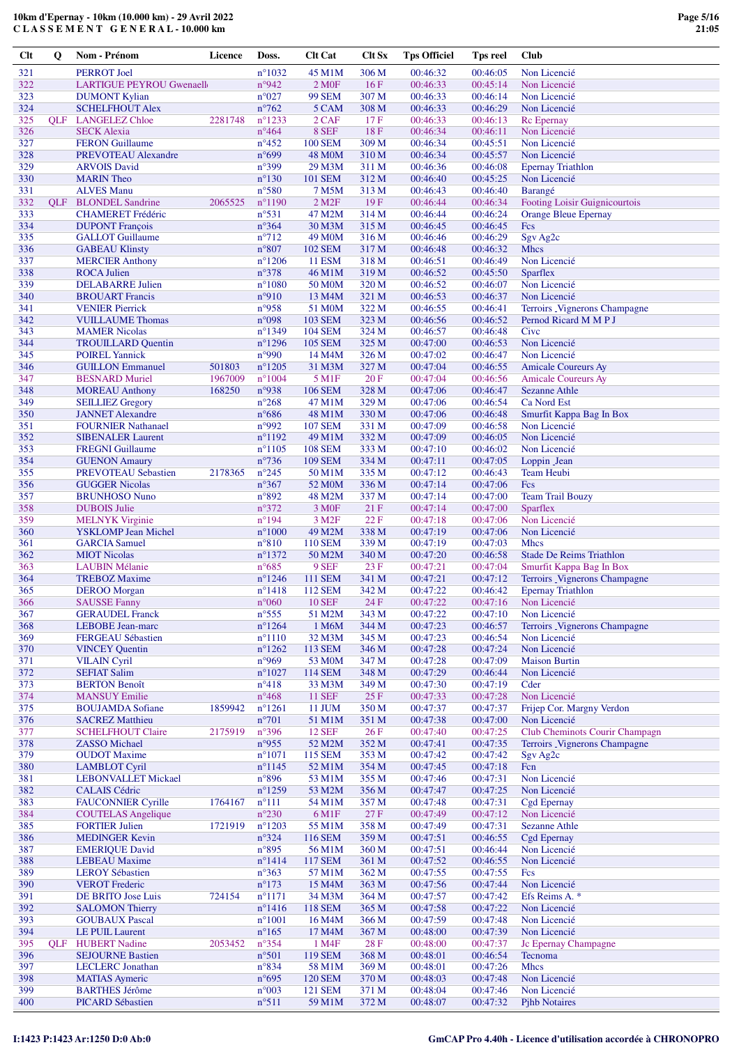**10km d'Epernay - 10km (10.000 km) - 29 Avril 2022**
**C L A S S E M E N T   G E N E R A L - 10.000 km**

| Clt | Q | Nom - Prénom | Licence | Doss. | Clt Cat | Clt Sx | Tps Officiel | Tps reel | Club |
|---|---|---|---|---|---|---|---|---|---|
| 321 | | PERROT Joel | | n°1032 | 45 M1M | 306 M | 00:46:32 | 00:46:05 | Non Licencié |
| 322 | | LARTIGUE PEYROU Gwenaelle | | n°942 | 2 M0F | 16 F | 00:46:33 | 00:45:14 | Non Licencié |
| 323 | | DUMONT Kylian | | n°027 | 99 SEM | 307 M | 00:46:33 | 00:46:14 | Non Licencié |
| 324 | | SCHELFHOUT Alex | | n°762 | 5 CAM | 308 M | 00:46:33 | 00:46:29 | Non Licencié |
| 325 | QLF | LANGELEZ Chloe | 2281748 | n°1233 | 2 CAF | 17 F | 00:46:33 | 00:46:13 | Rc Epernay |
| 326 | | SECK Alexia | | n°464 | 8 SEF | 18 F | 00:46:34 | 00:46:11 | Non Licencié |
| 327 | | FERON Guillaume | | n°452 | 100 SEM | 309 M | 00:46:34 | 00:45:51 | Non Licencié |
| 328 | | PREVOTEAU Alexandre | | n°699 | 48 M0M | 310 M | 00:46:34 | 00:45:57 | Non Licencié |
| 329 | | ARVOIS David | | n°399 | 29 M3M | 311 M | 00:46:36 | 00:46:08 | Epernay Triathlon |
| 330 | | MARIN Theo | | n°130 | 101 SEM | 312 M | 00:46:40 | 00:45:25 | Non Licencié |
| 331 | | ALVES Manu | | n°580 | 7 M5M | 313 M | 00:46:43 | 00:46:40 | Barangé |
| 332 | QLF | BLONDEL Sandrine | 2065525 | n°1190 | 2 M2F | 19 F | 00:46:44 | 00:46:34 | Footing Loisir Guignicourtois |
| 333 | | CHAMERET Frédéric | | n°531 | 47 M2M | 314 M | 00:46:44 | 00:46:24 | Orange Bleue Epernay |
| 334 | | DUPONT François | | n°364 | 30 M3M | 315 M | 00:46:45 | 00:46:45 | Fcs |
| 335 | | GALLOT Guillaume | | n°712 | 49 M0M | 316 M | 00:46:46 | 00:46:29 | Sgv Ag2c |
| 336 | | GABEAU Klinsty | | n°807 | 102 SEM | 317 M | 00:46:48 | 00:46:32 | Mhcs |
| 337 | | MERCIER Anthony | | n°1206 | 11 ESM | 318 M | 00:46:51 | 00:46:49 | Non Licencié |
| 338 | | ROCA Julien | | n°378 | 46 M1M | 319 M | 00:46:52 | 00:45:50 | Sparflex |
| 339 | | DELABARRE Julien | | n°1080 | 50 M0M | 320 M | 00:46:52 | 00:46:07 | Non Licencié |
| 340 | | BROUART Francis | | n°910 | 13 M4M | 321 M | 00:46:53 | 00:46:37 | Non Licencié |
| 341 | | VENIER Pierrick | | n°958 | 51 M0M | 322 M | 00:46:55 | 00:46:41 | Terroirs ,Vignerons Champagne |
| 342 | | VUILLAUME Thomas | | n°098 | 103 SEM | 323 M | 00:46:56 | 00:46:52 | Pernod Ricard M M P J |
| 343 | | MAMER Nicolas | | n°1349 | 104 SEM | 324 M | 00:46:57 | 00:46:48 | Civc |
| 344 | | TROUILLARD Quentin | | n°1296 | 105 SEM | 325 M | 00:47:00 | 00:46:53 | Non Licencié |
| 345 | | POIREL Yannick | | n°990 | 14 M4M | 326 M | 00:47:02 | 00:46:47 | Non Licencié |
| 346 | | GUILLON Emmanuel | 501803 | n°1205 | 31 M3M | 327 M | 00:47:04 | 00:46:55 | Amicale Coureurs Ay |
| 347 | | BESNARD Muriel | 1967009 | n°1004 | 5 M1F | 20 F | 00:47:04 | 00:46:56 | Amicale Coureurs Ay |
| 348 | | MOREAU Anthony | 168250 | n°938 | 106 SEM | 328 M | 00:47:06 | 00:46:47 | Sezanne Athle |
| 349 | | SEILLIEZ Gregory | | n°268 | 47 M1M | 329 M | 00:47:06 | 00:46:54 | Ca Nord Est |
| 350 | | JANNET Alexandre | | n°686 | 48 M1M | 330 M | 00:47:06 | 00:46:48 | Smurfit Kappa Bag In Box |
| 351 | | FOURNIER Nathanael | | n°992 | 107 SEM | 331 M | 00:47:09 | 00:46:58 | Non Licencié |
| 352 | | SIBENALER Laurent | | n°1192 | 49 M1M | 332 M | 00:47:09 | 00:46:05 | Non Licencié |
| 353 | | FREGNI Guillaume | | n°1105 | 108 SEM | 333 M | 00:47:10 | 00:46:02 | Non Licencié |
| 354 | | GUENON Amaury | | n°736 | 109 SEM | 334 M | 00:47:11 | 00:47:05 | Loppin ,Jean |
| 355 | | PREVOTEAU Sebastien | 2178365 | n°245 | 50 M1M | 335 M | 00:47:12 | 00:46:43 | Team Heubi |
| 356 | | GUGGER Nicolas | | n°367 | 52 M0M | 336 M | 00:47:14 | 00:47:06 | Fcs |
| 357 | | BRUNHOSO Nuno | | n°892 | 48 M2M | 337 M | 00:47:14 | 00:47:00 | Team Trail Bouzy |
| 358 | | DUBOIS Julie | | n°372 | 3 M0F | 21 F | 00:47:14 | 00:47:00 | Sparflex |
| 359 | | MELNYK Virginie | | n°194 | 3 M2F | 22 F | 00:47:18 | 00:47:06 | Non Licencié |
| 360 | | YSKLOMP Jean Michel | | n°1000 | 49 M2M | 338 M | 00:47:19 | 00:47:06 | Non Licencié |
| 361 | | GARCIA Samuel | | n°810 | 110 SEM | 339 M | 00:47:19 | 00:47:03 | Mhcs |
| 362 | | MIOT Nicolas | | n°1372 | 50 M2M | 340 M | 00:47:20 | 00:46:58 | Stade De Reims Triathlon |
| 363 | | LAUBIN Mélanie | | n°685 | 9 SEF | 23 F | 00:47:21 | 00:47:04 | Smurfit Kappa Bag In Box |
| 364 | | TREBOZ Maxime | | n°1246 | 111 SEM | 341 M | 00:47:21 | 00:47:12 | Terroirs ,Vignerons Champagne |
| 365 | | DEROO Morgan | | n°1418 | 112 SEM | 342 M | 00:47:22 | 00:46:42 | Epernay Triathlon |
| 366 | | SAUSSE Fanny | | n°060 | 10 SEF | 24 F | 00:47:22 | 00:47:16 | Non Licencié |
| 367 | | GERAUDEL Franck | | n°555 | 51 M2M | 343 M | 00:47:22 | 00:47:10 | Non Licencié |
| 368 | | LEBOBE Jean-marc | | n°1264 | 1 M6M | 344 M | 00:47:23 | 00:46:57 | Terroirs ,Vignerons Champagne |
| 369 | | FERGEAU Sébastien | | n°1110 | 32 M3M | 345 M | 00:47:23 | 00:46:54 | Non Licencié |
| 370 | | VINCEY Quentin | | n°1262 | 113 SEM | 346 M | 00:47:28 | 00:47:24 | Non Licencié |
| 371 | | VILAIN Cyril | | n°969 | 53 M0M | 347 M | 00:47:28 | 00:47:09 | Maison Burtin |
| 372 | | SEFIAT Salim | | n°1027 | 114 SEM | 348 M | 00:47:29 | 00:46:44 | Non Licencié |
| 373 | | BERTON Benoît | | n°418 | 33 M3M | 349 M | 00:47:30 | 00:47:19 | Cder |
| 374 | | MANSUY Emilie | | n°468 | 11 SEF | 25 F | 00:47:33 | 00:47:28 | Non Licencié |
| 375 | | BOUJAMDA Sofiane | 1859942 | n°1261 | 11 JUM | 350 M | 00:47:37 | 00:47:37 | Frijep Cor. Margny Verdon |
| 376 | | SACREZ Matthieu | | n°701 | 51 M1M | 351 M | 00:47:38 | 00:47:00 | Non Licencié |
| 377 | | SCHELFHOUT Claire | 2175919 | n°396 | 12 SEF | 26 F | 00:47:40 | 00:47:25 | Club Cheminots Courir Champagn |
| 378 | | ZASSO Michael | | n°955 | 52 M2M | 352 M | 00:47:41 | 00:47:35 | Terroirs ,Vignerons Champagne |
| 379 | | OUDOT Maxime | | n°1071 | 115 SEM | 353 M | 00:47:42 | 00:47:42 | Sgv Ag2c |
| 380 | | LAMBLOT Cyril | | n°1145 | 52 M1M | 354 M | 00:47:45 | 00:47:18 | Fcn |
| 381 | | LEBONVALLET Mickael | | n°896 | 53 M1M | 355 M | 00:47:46 | 00:47:31 | Non Licencié |
| 382 | | CALAIS Cédric | | n°1259 | 53 M2M | 356 M | 00:47:47 | 00:47:25 | Non Licencié |
| 383 | | FAUCONNIER Cyrille | 1764167 | n°111 | 54 M1M | 357 M | 00:47:48 | 00:47:31 | Cgd Epernay |
| 384 | | COUTELAS Angelique | | n°230 | 6 M1F | 27 F | 00:47:49 | 00:47:12 | Non Licencié |
| 385 | | FORTIER Julien | 1721919 | n°1203 | 55 M1M | 358 M | 00:47:49 | 00:47:31 | Sezanne Athle |
| 386 | | MEDINGER Kevin | | n°324 | 116 SEM | 359 M | 00:47:51 | 00:46:55 | Cgd Epernay |
| 387 | | EMERIQUE David | | n°895 | 56 M1M | 360 M | 00:47:51 | 00:46:44 | Non Licencié |
| 388 | | LEBEAU Maxime | | n°1414 | 117 SEM | 361 M | 00:47:52 | 00:46:55 | Non Licencié |
| 389 | | LEROY Sébastien | | n°363 | 57 M1M | 362 M | 00:47:55 | 00:47:55 | Fcs |
| 390 | | VEROT Frederic | | n°173 | 15 M4M | 363 M | 00:47:56 | 00:47:44 | Non Licencié |
| 391 | | DE BRITO Jose Luis | 724154 | n°1171 | 34 M3M | 364 M | 00:47:57 | 00:47:42 | Efs Reims A. * |
| 392 | | SALOMON Thierry | | n°1416 | 118 SEM | 365 M | 00:47:58 | 00:47:22 | Non Licencié |
| 393 | | GOUBAUX Pascal | | n°1001 | 16 M4M | 366 M | 00:47:59 | 00:47:48 | Non Licencié |
| 394 | | LE PUIL Laurent | | n°165 | 17 M4M | 367 M | 00:48:00 | 00:47:39 | Non Licencié |
| 395 | QLF | HUBERT Nadine | 2053452 | n°354 | 1 M4F | 28 F | 00:48:00 | 00:47:37 | Jc Epernay Champagne |
| 396 | | SEJOURNE Bastien | | n°501 | 119 SEM | 368 M | 00:48:01 | 00:46:54 | Tecnoma |
| 397 | | LECLERC Jonathan | | n°834 | 58 M1M | 369 M | 00:48:01 | 00:47:26 | Mhcs |
| 398 | | MATIAS Aymeric | | n°695 | 120 SEM | 370 M | 00:48:03 | 00:47:48 | Non Licencié |
| 399 | | BARTHES Jérôme | | n°003 | 121 SEM | 371 M | 00:48:04 | 00:47:46 | Non Licencié |
| 400 | | PICARD Sébastien | | n°511 | 59 M1M | 372 M | 00:48:07 | 00:47:32 | Pjhb Notaires |

I:1423 P:1423 Ar:1250 D:0 Ab:0

GmCAP Pro 4.40h - Licence d'utilisation accordée à CHRONOPRO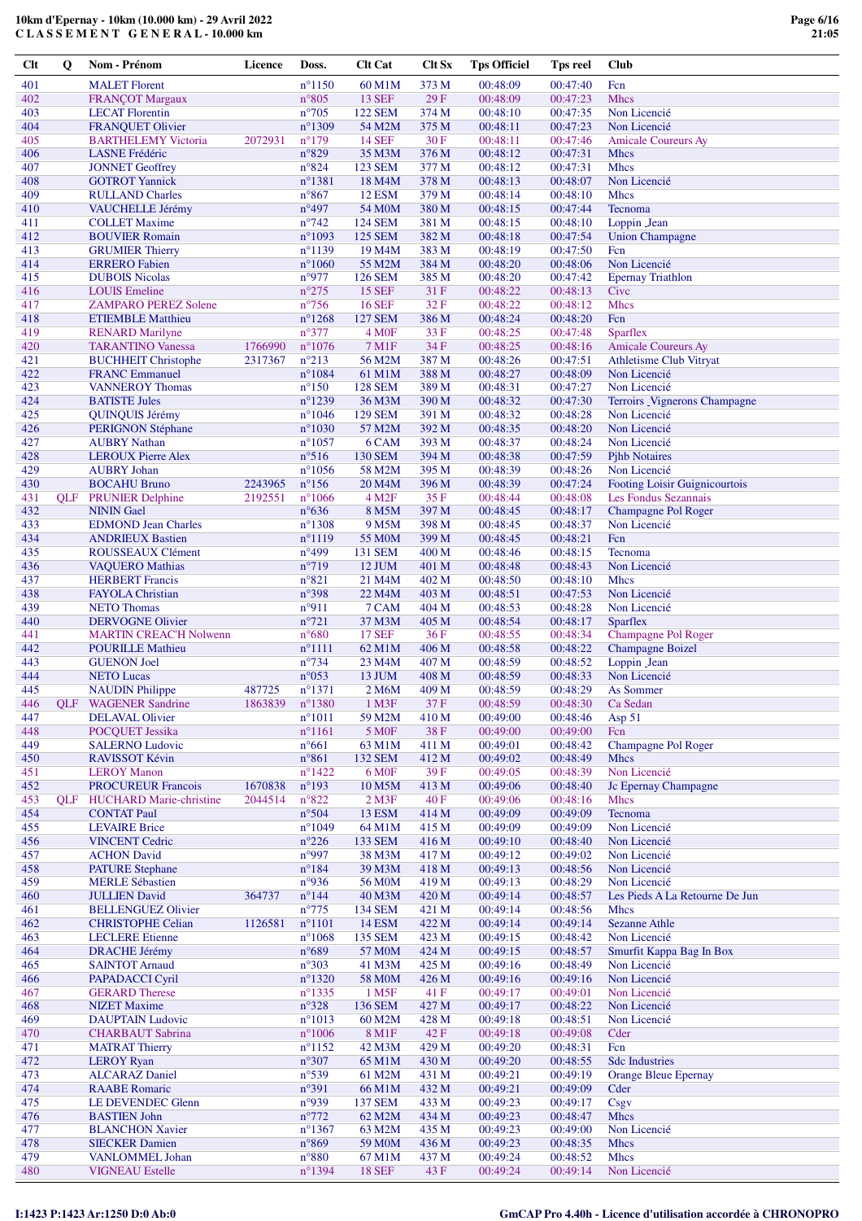**10km d'Epernay - 10km (10.000 km) - 29 Avril 2022**
**CLASSEMENT GENERAL - 10.000 km**

| Clt | Q | Nom - Prénom | Licence | Doss. | Clt Cat | Clt Sx | Tps Officiel | Tps reel | Club |
|---|---|---|---|---|---|---|---|---|---|
| 401 | | MALET Florent | | n°1150 | 60 M1M | 373 M | 00:48:09 | 00:47:40 | Fcn |
| 402 | | FRANÇOT Margaux | | n°805 | 13 SEF | 29 F | 00:48:09 | 00:47:23 | Mhcs |
| 403 | | LECAT Florentin | | n°705 | 122 SEM | 374 M | 00:48:10 | 00:47:35 | Non Licencié |
| 404 | | FRANQUET Olivier | | n°1309 | 54 M2M | 375 M | 00:48:11 | 00:47:23 | Non Licencié |
| 405 | | BARTHELEMY Victoria | 2072931 | n°179 | 14 SEF | 30 F | 00:48:11 | 00:47:46 | Amicale Coureurs Ay |
| 406 | | LASNE Frédéric | | n°829 | 35 M3M | 376 M | 00:48:12 | 00:47:31 | Mhcs |
| 407 | | JONNET Geoffrey | | n°824 | 123 SEM | 377 M | 00:48:12 | 00:47:31 | Mhcs |
| 408 | | GOTROT Yannick | | n°1381 | 18 M4M | 378 M | 00:48:13 | 00:48:07 | Non Licencié |
| 409 | | RULLAND Charles | | n°867 | 12 ESM | 379 M | 00:48:14 | 00:48:10 | Mhcs |
| 410 | | VAUCHELLE Jérémy | | n°497 | 54 M0M | 380 M | 00:48:15 | 00:47:44 | Tecnoma |
| 411 | | COLLET Maxime | | n°742 | 124 SEM | 381 M | 00:48:15 | 00:48:10 | Loppin .Jean |
| 412 | | BOUVIER Romain | | n°1093 | 125 SEM | 382 M | 00:48:18 | 00:47:54 | Union Champagne |
| 413 | | GRUMIER Thierry | | n°1139 | 19 M4M | 383 M | 00:48:19 | 00:47:50 | Fcn |
| 414 | | ERRERO Fabien | | n°1060 | 55 M2M | 384 M | 00:48:20 | 00:48:06 | Non Licencié |
| 415 | | DUBOIS Nicolas | | n°977 | 126 SEM | 385 M | 00:48:20 | 00:47:42 | Epernay Triathlon |
| 416 | | LOUIS Emeline | | n°275 | 15 SEF | 31 F | 00:48:22 | 00:48:13 | Civc |
| 417 | | ZAMPARO PEREZ Solene | | n°756 | 16 SEF | 32 F | 00:48:22 | 00:48:12 | Mhcs |
| 418 | | ETIEMBLE Matthieu | | n°1268 | 127 SEM | 386 M | 00:48:24 | 00:48:20 | Fcn |
| 419 | | RENARD Marilyne | | n°377 | 4 M0F | 33 F | 00:48:25 | 00:47:48 | Sparflex |
| 420 | | TARANTINO Vanessa | 1766990 | n°1076 | 7 M1F | 34 F | 00:48:25 | 00:48:16 | Amicale Coureurs Ay |
| 421 | | BUCHHEIT Christophe | 2317367 | n°213 | 56 M2M | 387 M | 00:48:26 | 00:47:51 | Athletisme Club Vitryat |
| 422 | | FRANC Emmanuel | | n°1084 | 61 M1M | 388 M | 00:48:27 | 00:48:09 | Non Licencié |
| 423 | | VANNEROY Thomas | | n°150 | 128 SEM | 389 M | 00:48:31 | 00:47:27 | Non Licencié |
| 424 | | BATISTE Jules | | n°1239 | 36 M3M | 390 M | 00:48:32 | 00:47:30 | Terroirs .Vignerons Champagne |
| 425 | | QUINQUIS Jérémy | | n°1046 | 129 SEM | 391 M | 00:48:32 | 00:48:28 | Non Licencié |
| 426 | | PERIGNON Stéphane | | n°1030 | 57 M2M | 392 M | 00:48:35 | 00:48:20 | Non Licencié |
| 427 | | AUBRY Nathan | | n°1057 | 6 CAM | 393 M | 00:48:37 | 00:48:24 | Non Licencié |
| 428 | | LEROUX Pierre Alex | | n°516 | 130 SEM | 394 M | 00:48:38 | 00:47:59 | Pjhb Notaires |
| 429 | | AUBRY Johan | | n°1056 | 58 M2M | 395 M | 00:48:39 | 00:48:26 | Non Licencié |
| 430 | | BOCAHU Bruno | 2243965 | n°156 | 20 M4M | 396 M | 00:48:39 | 00:47:24 | Footing Loisir Guignicourtois |
| 431 | QLF | PRUNIER Delphine | 2192551 | n°1066 | 4 M2F | 35 F | 00:48:44 | 00:48:08 | Les Fondus Sezannais |
| 432 | | NININ Gael | | n°636 | 8 M5M | 397 M | 00:48:45 | 00:48:17 | Champagne Pol Roger |
| 433 | | EDMOND Jean Charles | | n°1308 | 9 M5M | 398 M | 00:48:45 | 00:48:37 | Non Licencié |
| 434 | | ANDRIEUX Bastien | | n°1119 | 55 M0M | 399 M | 00:48:45 | 00:48:21 | Fcn |
| 435 | | ROUSSEAUX Clément | | n°499 | 131 SEM | 400 M | 00:48:46 | 00:48:15 | Tecnoma |
| 436 | | VAQUERO Mathias | | n°719 | 12 JUM | 401 M | 00:48:48 | 00:48:43 | Non Licencié |
| 437 | | HERBERT Francis | | n°821 | 21 M4M | 402 M | 00:48:50 | 00:48:10 | Mhcs |
| 438 | | FAYOLA Christian | | n°398 | 22 M4M | 403 M | 00:48:51 | 00:47:53 | Non Licencié |
| 439 | | NETO Thomas | | n°911 | 7 CAM | 404 M | 00:48:53 | 00:48:28 | Non Licencié |
| 440 | | DERVOGNE Olivier | | n°721 | 37 M3M | 405 M | 00:48:54 | 00:48:17 | Sparflex |
| 441 | | MARTIN CREAC'H Nolwenn | | n°680 | 17 SEF | 36 F | 00:48:55 | 00:48:34 | Champagne Pol Roger |
| 442 | | POURILLE Mathieu | | n°1111 | 62 M1M | 406 M | 00:48:58 | 00:48:22 | Champagne Boizel |
| 443 | | GUENON Joel | | n°734 | 23 M4M | 407 M | 00:48:59 | 00:48:52 | Loppin .Jean |
| 444 | | NETO Lucas | | n°053 | 13 JUM | 408 M | 00:48:59 | 00:48:33 | Non Licencié |
| 445 | | NAUDIN Philippe | 487725 | n°1371 | 2 M6M | 409 M | 00:48:59 | 00:48:29 | As Sommer |
| 446 | QLF | WAGENER Sandrine | 1863839 | n°1380 | 1 M3F | 37 F | 00:48:59 | 00:48:30 | Ca Sedan |
| 447 | | DELAVAL Olivier | | n°1011 | 59 M2M | 410 M | 00:49:00 | 00:48:46 | Asp 51 |
| 448 | | POCQUET Jessika | | n°1161 | 5 M0F | 38 F | 00:49:00 | 00:49:00 | Fcn |
| 449 | | SALERNO Ludovic | | n°661 | 63 M1M | 411 M | 00:49:01 | 00:48:42 | Champagne Pol Roger |
| 450 | | RAVISSOT Kévin | | n°861 | 132 SEM | 412 M | 00:49:02 | 00:48:49 | Mhcs |
| 451 | | LEROY Manon | | n°1422 | 6 M0F | 39 F | 00:49:05 | 00:48:39 | Non Licencié |
| 452 | | PROCUREUR Francois | 1670838 | n°193 | 10 M5M | 413 M | 00:49:06 | 00:48:40 | Jc Epernay Champagne |
| 453 | QLF | HUCHARD Marie-christine | 2044514 | n°822 | 2 M3F | 40 F | 00:49:06 | 00:48:16 | Mhcs |
| 454 | | CONTAT Paul | | n°504 | 13 ESM | 414 M | 00:49:09 | 00:49:09 | Tecnoma |
| 455 | | LEVAIRE Brice | | n°1049 | 64 M1M | 415 M | 00:49:09 | 00:49:09 | Non Licencié |
| 456 | | VINCENT Cedric | | n°226 | 133 SEM | 416 M | 00:49:10 | 00:48:40 | Non Licencié |
| 457 | | ACHON David | | n°997 | 38 M3M | 417 M | 00:49:12 | 00:49:02 | Non Licencié |
| 458 | | PATURE Stephane | | n°184 | 39 M3M | 418 M | 00:49:13 | 00:48:56 | Non Licencié |
| 459 | | MERLE Sébastien | | n°936 | 56 M0M | 419 M | 00:49:13 | 00:48:29 | Non Licencié |
| 460 | | JULLIEN David | 364737 | n°144 | 40 M3M | 420 M | 00:49:14 | 00:48:57 | Les Pieds A La Retourne De Jun |
| 461 | | BELLENGUEZ Olivier | | n°775 | 134 SEM | 421 M | 00:49:14 | 00:48:56 | Mhcs |
| 462 | | CHRISTOPHE Celian | 1126581 | n°1101 | 14 ESM | 422 M | 00:49:14 | 00:49:14 | Sezanne Athle |
| 463 | | LECLERE Etienne | | n°1068 | 135 SEM | 423 M | 00:49:15 | 00:48:42 | Non Licencié |
| 464 | | DRACHE Jérémy | | n°689 | 57 M0M | 424 M | 00:49:15 | 00:48:57 | Smurfit Kappa Bag In Box |
| 465 | | SAINTOT Arnaud | | n°303 | 41 M3M | 425 M | 00:49:16 | 00:48:49 | Non Licencié |
| 466 | | PAPADACCI Cyril | | n°1320 | 58 M0M | 426 M | 00:49:16 | 00:49:16 | Non Licencié |
| 467 | | GERARD Therese | | n°1335 | 1 M5F | 41 F | 00:49:17 | 00:49:01 | Non Licencié |
| 468 | | NIZET Maxime | | n°328 | 136 SEM | 427 M | 00:49:17 | 00:48:22 | Non Licencié |
| 469 | | DAUPTAIN Ludovic | | n°1013 | 60 M2M | 428 M | 00:49:18 | 00:48:51 | Non Licencié |
| 470 | | CHARBAUT Sabrina | | n°1006 | 8 M1F | 42 F | 00:49:18 | 00:49:08 | Cder |
| 471 | | MATRAT Thierry | | n°1152 | 42 M3M | 429 M | 00:49:20 | 00:48:31 | Fcn |
| 472 | | LEROY Ryan | | n°307 | 65 M1M | 430 M | 00:49:20 | 00:48:55 | Sdc Industries |
| 473 | | ALCARAZ Daniel | | n°539 | 61 M2M | 431 M | 00:49:21 | 00:49:19 | Orange Bleue Epernay |
| 474 | | RAABE Romaric | | n°391 | 66 M1M | 432 M | 00:49:21 | 00:49:09 | Cder |
| 475 | | LE DEVENDEC Glenn | | n°939 | 137 SEM | 433 M | 00:49:23 | 00:49:17 | Csgv |
| 476 | | BASTIEN John | | n°772 | 62 M2M | 434 M | 00:49:23 | 00:48:47 | Mhcs |
| 477 | | BLANCHON Xavier | | n°1367 | 63 M2M | 435 M | 00:49:23 | 00:49:00 | Non Licencié |
| 478 | | SIECKER Damien | | n°869 | 59 M0M | 436 M | 00:49:23 | 00:48:35 | Mhcs |
| 479 | | VANLOMMEL Johan | | n°880 | 67 M1M | 437 M | 00:49:24 | 00:48:52 | Mhcs |
| 480 | | VIGNEAU Estelle | | n°1394 | 18 SEF | 43 F | 00:49:24 | 00:49:14 | Non Licencié |

I:1423 P:1423 Ar:1250 D:0 Ab:0

GmCAP Pro 4.40h - Licence d'utilisation accordée à CHRONOPRO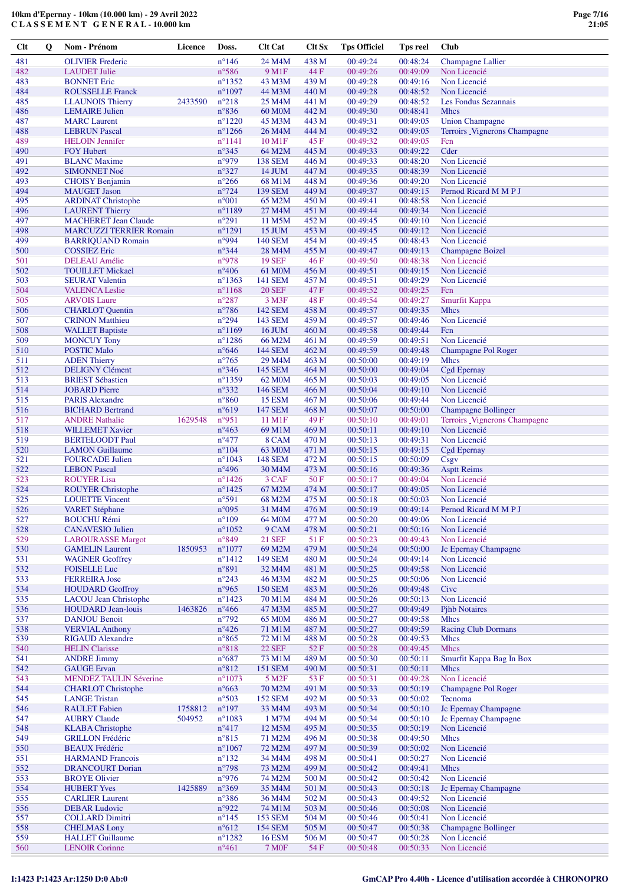**10km d'Epernay - 10km (10.000 km) - 29 Avril 2022**
**C L A S S E M E N T   G E N E R A L - 10.000 km**

| Clt | Q | Nom - Prénom | Licence | Doss. | Clt Cat | Clt Sx | Tps Officiel | Tps reel | Club |
|---|---|---|---|---|---|---|---|---|---|
| 481 | | OLIVIER Frederic | | n°146 | 24 M4M | 438 M | 00:49:24 | 00:48:24 | Champagne Lallier |
| 482 | | LAUDET Julie | | n°586 | 9 M1F | 44 F | 00:49:26 | 00:49:09 | Non Licencié |
| 483 | | BONNET Eric | | n°1352 | 43 M3M | 439 M | 00:49:28 | 00:49:16 | Non Licencié |
| 484 | | ROUSSELLE Franck | | n°1097 | 44 M3M | 440 M | 00:49:28 | 00:48:52 | Non Licencié |
| 485 | | LLAUNOIS Thierry | 2433590 | n°218 | 25 M4M | 441 M | 00:49:29 | 00:48:52 | Les Fondus Sezannais |
| 486 | | LEMAIRE Julien | | n°836 | 60 M0M | 442 M | 00:49:30 | 00:48:41 | Mhcs |
| 487 | | MARC Laurent | | n°1220 | 45 M3M | 443 M | 00:49:31 | 00:49:05 | Union Champagne |
| 488 | | LEBRUN Pascal | | n°1266 | 26 M4M | 444 M | 00:49:32 | 00:49:05 | Terroirs _Vignerons Champagne |
| 489 | | HELOIN Jennifer | | n°1141 | 10 M1F | 45 F | 00:49:32 | 00:49:05 | Fcn |
| 490 | | FOY Hubert | | n°345 | 64 M2M | 445 M | 00:49:33 | 00:49:22 | Cder |
| 491 | | BLANC Maxime | | n°979 | 138 SEM | 446 M | 00:49:33 | 00:48:20 | Non Licencié |
| 492 | | SIMONNET Noé | | n°327 | 14 JUM | 447 M | 00:49:35 | 00:48:39 | Non Licencié |
| 493 | | CHOISY Benjamin | | n°266 | 68 M1M | 448 M | 00:49:36 | 00:49:20 | Non Licencié |
| 494 | | MAUGET Jason | | n°724 | 139 SEM | 449 M | 00:49:37 | 00:49:15 | Pernod Ricard M M P J |
| 495 | | ARDINAT Christophe | | n°001 | 65 M2M | 450 M | 00:49:41 | 00:48:58 | Non Licencié |
| 496 | | LAURENT Thierry | | n°1189 | 27 M4M | 451 M | 00:49:44 | 00:49:34 | Non Licencié |
| 497 | | MACHERET Jean Claude | | n°291 | 11 M5M | 452 M | 00:49:45 | 00:49:10 | Non Licencié |
| 498 | | MARCUZZI TERRIER Romain | | n°1291 | 15 JUM | 453 M | 00:49:45 | 00:49:12 | Non Licencié |
| 499 | | BARRIQUAND Romain | | n°994 | 140 SEM | 454 M | 00:49:45 | 00:48:43 | Non Licencié |
| 500 | | COSSIEZ Eric | | n°344 | 28 M4M | 455 M | 00:49:47 | 00:49:13 | Champagne Boizel |
| 501 | | DELEAU Amélie | | n°978 | 19 SEF | 46 F | 00:49:50 | 00:48:38 | Non Licencié |
| 502 | | TOUILLET Mickael | | n°406 | 61 M0M | 456 M | 00:49:51 | 00:49:15 | Non Licencié |
| 503 | | SEURAT Valentin | | n°1363 | 141 SEM | 457 M | 00:49:51 | 00:49:29 | Non Licencié |
| 504 | | VALENCA Leslie | | n°1168 | 20 SEF | 47 F | 00:49:52 | 00:49:25 | Fcn |
| 505 | | ARVOIS Laure | | n°287 | 3 M3F | 48 F | 00:49:54 | 00:49:27 | Smurfit Kappa |
| 506 | | CHARLOT Quentin | | n°786 | 142 SEM | 458 M | 00:49:57 | 00:49:35 | Mhcs |
| 507 | | CRINON Matthieu | | n°294 | 143 SEM | 459 M | 00:49:57 | 00:49:46 | Non Licencié |
| 508 | | WALLET Baptiste | | n°1169 | 16 JUM | 460 M | 00:49:58 | 00:49:44 | Fcn |
| 509 | | MONCUY Tony | | n°1286 | 66 M2M | 461 M | 00:49:59 | 00:49:51 | Non Licencié |
| 510 | | POSTIC Malo | | n°646 | 144 SEM | 462 M | 00:49:59 | 00:49:48 | Champagne Pol Roger |
| 511 | | ADEN Thierry | | n°765 | 29 M4M | 463 M | 00:50:00 | 00:49:19 | Mhcs |
| 512 | | DELIGNY Clément | | n°346 | 145 SEM | 464 M | 00:50:00 | 00:49:04 | Cgd Epernay |
| 513 | | BRIEST Sébastien | | n°1359 | 62 M0M | 465 M | 00:50:03 | 00:49:05 | Non Licencié |
| 514 | | JOBARD Pierre | | n°332 | 146 SEM | 466 M | 00:50:04 | 00:49:10 | Non Licencié |
| 515 | | PARIS Alexandre | | n°860 | 15 ESM | 467 M | 00:50:06 | 00:49:44 | Non Licencié |
| 516 | | BICHARD Bertrand | | n°619 | 147 SEM | 468 M | 00:50:07 | 00:50:00 | Champagne Bollinger |
| 517 | | ANDRE Nathalie | 1629548 | n°951 | 11 M1F | 49 F | 00:50:10 | 00:49:01 | Terroirs _Vignerons Champagne |
| 518 | | WILLEMET Xavier | | n°463 | 69 M1M | 469 M | 00:50:11 | 00:49:10 | Non Licencié |
| 519 | | BERTELOODT Paul | | n°477 | 8 CAM | 470 M | 00:50:13 | 00:49:31 | Non Licencié |
| 520 | | LAMON Guillaume | | n°104 | 63 M0M | 471 M | 00:50:15 | 00:49:15 | Cgd Epernay |
| 521 | | FOURCADE Julien | | n°1043 | 148 SEM | 472 M | 00:50:15 | 00:50:09 | Csgv |
| 522 | | LEBON Pascal | | n°496 | 30 M4M | 473 M | 00:50:16 | 00:49:36 | Asptt Reims |
| 523 | | ROUYER Lisa | | n°1426 | 3 CAF | 50 F | 00:50:17 | 00:49:04 | Non Licencié |
| 524 | | ROUYER Christophe | | n°1425 | 67 M2M | 474 M | 00:50:17 | 00:49:05 | Non Licencié |
| 525 | | LOUETTE Vincent | | n°591 | 68 M2M | 475 M | 00:50:18 | 00:50:03 | Non Licencié |
| 526 | | VARET Stéphane | | n°095 | 31 M4M | 476 M | 00:50:19 | 00:49:14 | Pernod Ricard M M P J |
| 527 | | BOUCHU Rémi | | n°109 | 64 M0M | 477 M | 00:50:20 | 00:49:06 | Non Licencié |
| 528 | | CANAVESIO Julien | | n°1052 | 9 CAM | 478 M | 00:50:21 | 00:50:16 | Non Licencié |
| 529 | | LABOURASSE Margot | | n°849 | 21 SEF | 51 F | 00:50:23 | 00:49:43 | Non Licencié |
| 530 | | GAMELIN Laurent | 1850953 | n°1077 | 69 M2M | 479 M | 00:50:24 | 00:50:00 | Jc Epernay Champagne |
| 531 | | WAGNER Geoffrey | | n°1412 | 149 SEM | 480 M | 00:50:24 | 00:49:14 | Non Licencié |
| 532 | | FOISELLE Luc | | n°891 | 32 M4M | 481 M | 00:50:25 | 00:49:58 | Non Licencié |
| 533 | | FERREIRA Jose | | n°243 | 46 M3M | 482 M | 00:50:25 | 00:50:06 | Non Licencié |
| 534 | | HOUDARD Geoffroy | | n°965 | 150 SEM | 483 M | 00:50:26 | 00:49:48 | Civc |
| 535 | | LACOU Jean Christophe | | n°1423 | 70 M1M | 484 M | 00:50:26 | 00:50:13 | Non Licencié |
| 536 | | HOUDARD Jean-louis | 1463826 | n°466 | 47 M3M | 485 M | 00:50:27 | 00:49:49 | Pjhb Notaires |
| 537 | | DANJOU Benoit | | n°792 | 65 M0M | 486 M | 00:50:27 | 00:49:58 | Mhcs |
| 538 | | VERVIAL Anthony | | n°426 | 71 M1M | 487 M | 00:50:27 | 00:49:59 | Racing Club Dormans |
| 539 | | RIGAUD Alexandre | | n°865 | 72 M1M | 488 M | 00:50:28 | 00:49:53 | Mhcs |
| 540 | | HELIN Clarisse | | n°818 | 22 SEF | 52 F | 00:50:28 | 00:49:45 | Mhcs |
| 541 | | ANDRE Jimmy | | n°687 | 73 M1M | 489 M | 00:50:30 | 00:50:11 | Smurfit Kappa Bag In Box |
| 542 | | GAUGE Ervan | | n°812 | 151 SEM | 490 M | 00:50:31 | 00:50:11 | Mhcs |
| 543 | | MENDEZ TAULIN Séverine | | n°1073 | 5 M2F | 53 F | 00:50:31 | 00:49:28 | Non Licencié |
| 544 | | CHARLOT Christophe | | n°663 | 70 M2M | 491 M | 00:50:33 | 00:50:19 | Champagne Pol Roger |
| 545 | | LANGE Tristan | | n°503 | 152 SEM | 492 M | 00:50:33 | 00:50:02 | Tecnoma |
| 546 | | RAULET Fabien | 1758812 | n°197 | 33 M4M | 493 M | 00:50:34 | 00:50:10 | Jc Epernay Champagne |
| 547 | | AUBRY Claude | 504952 | n°1083 | 1 M7M | 494 M | 00:50:34 | 00:50:10 | Jc Epernay Champagne |
| 548 | | KLABA Christophe | | n°417 | 12 M5M | 495 M | 00:50:35 | 00:50:19 | Non Licencié |
| 549 | | GRILLON Frédéric | | n°815 | 71 M2M | 496 M | 00:50:38 | 00:49:50 | Mhcs |
| 550 | | BEAUX Frédéric | | n°1067 | 72 M2M | 497 M | 00:50:39 | 00:50:02 | Non Licencié |
| 551 | | HARMAND Francois | | n°132 | 34 M4M | 498 M | 00:50:41 | 00:50:27 | Non Licencié |
| 552 | | DRANCOURT Dorian | | n°798 | 73 M2M | 499 M | 00:50:42 | 00:49:41 | Mhcs |
| 553 | | BROYE Olivier | | n°976 | 74 M2M | 500 M | 00:50:42 | 00:50:42 | Non Licencié |
| 554 | | HUBERT Yves | 1425889 | n°369 | 35 M4M | 501 M | 00:50:43 | 00:50:18 | Jc Epernay Champagne |
| 555 | | CARLIER Laurent | | n°386 | 36 M4M | 502 M | 00:50:43 | 00:49:52 | Non Licencié |
| 556 | | DEBAR Ludovic | | n°922 | 74 M1M | 503 M | 00:50:46 | 00:50:08 | Non Licencié |
| 557 | | COLLARD Dimitri | | n°145 | 153 SEM | 504 M | 00:50:46 | 00:50:41 | Non Licencié |
| 558 | | CHELMAS Lony | | n°612 | 154 SEM | 505 M | 00:50:47 | 00:50:38 | Champagne Bollinger |
| 559 | | HALLET Guillaume | | n°1282 | 16 ESM | 506 M | 00:50:47 | 00:50:28 | Non Licencié |
| 560 | | LENOIR Corinne | | n°461 | 7 M0F | 54 F | 00:50:48 | 00:50:33 | Non Licencié |

I:1423 P:1423 Ar:1250 D:0 Ab:0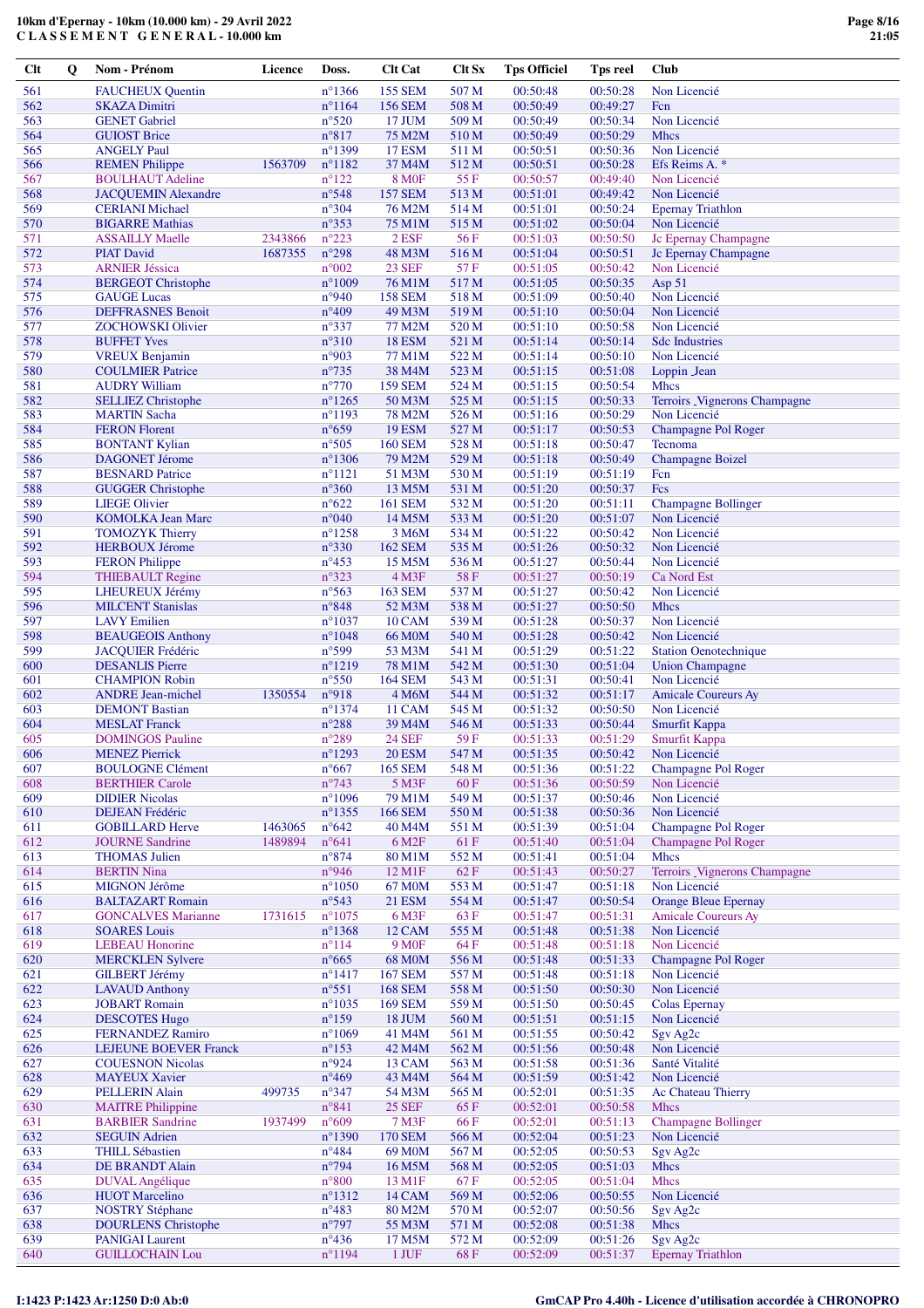**10km d'Epernay - 10km (10.000 km) - 29 Avril 2022**
**C L A S S E M E N T G E N E R A L - 10.000 km**

| Clt | Q | Nom - Prénom | Licence | Doss. | Clt Cat | Clt Sx | Tps Officiel | Tps reel | Club |
|---|---|---|---|---|---|---|---|---|---|
| 561 | | FAUCHEUX Quentin | | n°1366 | 155 SEM | 507 M | 00:50:48 | 00:50:28 | Non Licencié |
| 562 | | SKAZA Dimitri | | n°1164 | 156 SEM | 508 M | 00:50:49 | 00:49:27 | Fcn |
| 563 | | GENET Gabriel | | n°520 | 17 JUM | 509 M | 00:50:49 | 00:50:34 | Non Licencié |
| 564 | | GUIOST Brice | | n°817 | 75 M2M | 510 M | 00:50:49 | 00:50:29 | Mhcs |
| 565 | | ANGELY Paul | | n°1399 | 17 ESM | 511 M | 00:50:51 | 00:50:36 | Non Licencié |
| 566 | | REMEN Philippe | 1563709 | n°1182 | 37 M4M | 512 M | 00:50:51 | 00:50:28 | Efs Reims A. * |
| 567 | | BOULHAUT Adeline | | n°122 | 8 M0F | 55 F | 00:50:57 | 00:49:40 | Non Licencié |
| 568 | | JACQUEMIN Alexandre | | n°548 | 157 SEM | 513 M | 00:51:01 | 00:49:42 | Non Licencié |
| 569 | | CERIANI Michael | | n°304 | 76 M2M | 514 M | 00:51:01 | 00:50:24 | Epernay Triathlon |
| 570 | | BIGARRE Mathias | | n°353 | 75 M1M | 515 M | 00:51:02 | 00:50:04 | Non Licencié |
| 571 | | ASSAILLY Maelle | 2343866 | n°223 | 2 ESF | 56 F | 00:51:03 | 00:50:50 | Jc Epernay Champagne |
| 572 | | PIAT David | 1687355 | n°298 | 48 M3M | 516 M | 00:51:04 | 00:50:51 | Jc Epernay Champagne |
| 573 | | ARNIER Jéssica | | n°002 | 23 SEF | 57 F | 00:51:05 | 00:50:42 | Non Licencié |
| 574 | | BERGEOT Christophe | | n°1009 | 76 M1M | 517 M | 00:51:05 | 00:50:35 | Asp 51 |
| 575 | | GAUGE Lucas | | n°940 | 158 SEM | 518 M | 00:51:09 | 00:50:40 | Non Licencié |
| 576 | | DEFFRASNES Benoit | | n°409 | 49 M3M | 519 M | 00:51:10 | 00:50:04 | Non Licencié |
| 577 | | ZOCHOWSKI Olivier | | n°337 | 77 M2M | 520 M | 00:51:10 | 00:50:58 | Non Licencié |
| 578 | | BUFFET Yves | | n°310 | 18 ESM | 521 M | 00:51:14 | 00:50:14 | Sdc Industries |
| 579 | | VREUX Benjamin | | n°903 | 77 M1M | 522 M | 00:51:14 | 00:50:10 | Non Licencié |
| 580 | | COULMIER Patrice | | n°735 | 38 M4M | 523 M | 00:51:15 | 00:51:08 | Loppin Jean |
| 581 | | AUDRY William | | n°770 | 159 SEM | 524 M | 00:51:15 | 00:50:54 | Mhcs |
| 582 | | SELLIEZ Christophe | | n°1265 | 50 M3M | 525 M | 00:51:15 | 00:50:33 | Terroirs _Vignerons Champagne |
| 583 | | MARTIN Sacha | | n°1193 | 78 M2M | 526 M | 00:51:16 | 00:50:29 | Non Licencié |
| 584 | | FERON Florent | | n°659 | 19 ESM | 527 M | 00:51:17 | 00:50:53 | Champagne Pol Roger |
| 585 | | BONTANT Kylian | | n°505 | 160 SEM | 528 M | 00:51:18 | 00:50:47 | Tecnoma |
| 586 | | DAGONET Jérome | | n°1306 | 79 M2M | 529 M | 00:51:18 | 00:50:49 | Champagne Boizel |
| 587 | | BESNARD Patrice | | n°1121 | 51 M3M | 530 M | 00:51:19 | 00:51:19 | Fcn |
| 588 | | GUGGER Christophe | | n°360 | 13 M5M | 531 M | 00:51:20 | 00:50:37 | Fcs |
| 589 | | LIEGE Olivier | | n°622 | 161 SEM | 532 M | 00:51:20 | 00:51:11 | Champagne Bollinger |
| 590 | | KOMOLKA Jean Marc | | n°040 | 14 M5M | 533 M | 00:51:20 | 00:51:07 | Non Licencié |
| 591 | | TOMOZYK Thierry | | n°1258 | 3 M6M | 534 M | 00:51:22 | 00:50:42 | Non Licencié |
| 592 | | HERBOUX Jérome | | n°330 | 162 SEM | 535 M | 00:51:26 | 00:50:32 | Non Licencié |
| 593 | | FERON Philippe | | n°453 | 15 M5M | 536 M | 00:51:27 | 00:50:44 | Non Licencié |
| 594 | | THIEBAULT Regine | | n°323 | 4 M3F | 58 F | 00:51:27 | 00:50:19 | Ca Nord Est |
| 595 | | LHEUREUX Jérémy | | n°563 | 163 SEM | 537 M | 00:51:27 | 00:50:42 | Non Licencié |
| 596 | | MILCENT Stanislas | | n°848 | 52 M3M | 538 M | 00:51:27 | 00:50:50 | Mhcs |
| 597 | | LAVY Emilien | | n°1037 | 10 CAM | 539 M | 00:51:28 | 00:50:37 | Non Licencié |
| 598 | | BEAUGEOIS Anthony | | n°1048 | 66 M0M | 540 M | 00:51:28 | 00:50:42 | Non Licencié |
| 599 | | JACQUIER Frédéric | | n°599 | 53 M3M | 541 M | 00:51:29 | 00:51:22 | Station Oenotechnique |
| 600 | | DESANLIS Pierre | | n°1219 | 78 M1M | 542 M | 00:51:30 | 00:51:04 | Union Champagne |
| 601 | | CHAMPION Robin | | n°550 | 164 SEM | 543 M | 00:51:31 | 00:50:41 | Non Licencié |
| 602 | | ANDRE Jean-michel | 1350554 | n°918 | 4 M6M | 544 M | 00:51:32 | 00:51:17 | Amicale Coureurs Ay |
| 603 | | DEMONT Bastian | | n°1374 | 11 CAM | 545 M | 00:51:32 | 00:50:50 | Non Licencié |
| 604 | | MESLAT Franck | | n°288 | 39 M4M | 546 M | 00:51:33 | 00:50:44 | Smurfit Kappa |
| 605 | | DOMINGOS Pauline | | n°289 | 24 SEF | 59 F | 00:51:33 | 00:51:29 | Smurfit Kappa |
| 606 | | MENEZ Pierrick | | n°1293 | 20 ESM | 547 M | 00:51:35 | 00:50:42 | Non Licencié |
| 607 | | BOULOGNE Clément | | n°667 | 165 SEM | 548 M | 00:51:36 | 00:51:22 | Champagne Pol Roger |
| 608 | | BERTHIER Carole | | n°743 | 5 M3F | 60 F | 00:51:36 | 00:50:59 | Non Licencié |
| 609 | | DIDIER Nicolas | | n°1096 | 79 M1M | 549 M | 00:51:37 | 00:50:46 | Non Licencié |
| 610 | | DEJEAN Frédéric | | n°1355 | 166 SEM | 550 M | 00:51:38 | 00:50:36 | Non Licencié |
| 611 | | GOBILLARD Herve | 1463065 | n°642 | 40 M4M | 551 M | 00:51:39 | 00:51:04 | Champagne Pol Roger |
| 612 | | JOURNE Sandrine | 1489894 | n°641 | 6 M2F | 61 F | 00:51:40 | 00:51:04 | Champagne Pol Roger |
| 613 | | THOMAS Julien | | n°874 | 80 M1M | 552 M | 00:51:41 | 00:51:04 | Mhcs |
| 614 | | BERTIN Nina | | n°946 | 12 M1F | 62 F | 00:51:43 | 00:50:27 | Terroirs _Vignerons Champagne |
| 615 | | MIGNON Jérôme | | n°1050 | 67 M0M | 553 M | 00:51:47 | 00:51:18 | Non Licencié |
| 616 | | BALTAZART Romain | | n°543 | 21 ESM | 554 M | 00:51:47 | 00:50:54 | Orange Bleue Epernay |
| 617 | | GONCALVES Marianne | 1731615 | n°1075 | 6 M3F | 63 F | 00:51:47 | 00:51:31 | Amicale Coureurs Ay |
| 618 | | SOARES Louis | | n°1368 | 12 CAM | 555 M | 00:51:48 | 00:51:38 | Non Licencié |
| 619 | | LEBEAU Honorine | | n°114 | 9 M0F | 64 F | 00:51:48 | 00:51:18 | Non Licencié |
| 620 | | MERCKLEN Sylvere | | n°665 | 68 M0M | 556 M | 00:51:48 | 00:51:33 | Champagne Pol Roger |
| 621 | | GILBERT Jérémy | | n°1417 | 167 SEM | 557 M | 00:51:48 | 00:51:18 | Non Licencié |
| 622 | | LAVAUD Anthony | | n°551 | 168 SEM | 558 M | 00:51:50 | 00:50:30 | Non Licencié |
| 623 | | JOBART Romain | | n°1035 | 169 SEM | 559 M | 00:51:50 | 00:50:45 | Colas Epernay |
| 624 | | DESCOTES Hugo | | n°159 | 18 JUM | 560 M | 00:51:51 | 00:51:15 | Non Licencié |
| 625 | | FERNANDEZ Ramiro | | n°1069 | 41 M4M | 561 M | 00:51:55 | 00:50:42 | Sgv Ag2c |
| 626 | | LEJEUNE BOEVER Franck | | n°153 | 42 M4M | 562 M | 00:51:56 | 00:50:48 | Non Licencié |
| 627 | | COUESNON Nicolas | | n°924 | 13 CAM | 563 M | 00:51:58 | 00:51:36 | Santé Vitalité |
| 628 | | MAYEUX Xavier | | n°469 | 43 M4M | 564 M | 00:51:59 | 00:51:42 | Non Licencié |
| 629 | | PELLERIN Alain | 499735 | n°347 | 54 M3M | 565 M | 00:52:01 | 00:51:35 | Ac Chateau Thierry |
| 630 | | MAITRE Philippine | | n°841 | 25 SEF | 65 F | 00:52:01 | 00:50:58 | Mhcs |
| 631 | | BARBIER Sandrine | 1937499 | n°609 | 7 M3F | 66 F | 00:52:01 | 00:51:13 | Champagne Bollinger |
| 632 | | SEGUIN Adrien | | n°1390 | 170 SEM | 566 M | 00:52:04 | 00:51:23 | Non Licencié |
| 633 | | THILL Sébastien | | n°484 | 69 M0M | 567 M | 00:52:05 | 00:50:53 | Sgv Ag2c |
| 634 | | DE BRANDT Alain | | n°794 | 16 M5M | 568 M | 00:52:05 | 00:51:03 | Mhcs |
| 635 | | DUVAL Angélique | | n°800 | 13 M1F | 67 F | 00:52:05 | 00:51:04 | Mhcs |
| 636 | | HUOT Marcelino | | n°1312 | 14 CAM | 569 M | 00:52:06 | 00:50:55 | Non Licencié |
| 637 | | NOSTRY Stéphane | | n°483 | 80 M2M | 570 M | 00:52:07 | 00:50:56 | Sgv Ag2c |
| 638 | | DOURLENS Christophe | | n°797 | 55 M3M | 571 M | 00:52:08 | 00:51:38 | Mhcs |
| 639 | | PANIGAI Laurent | | n°436 | 17 M5M | 572 M | 00:52:09 | 00:51:26 | Sgv Ag2c |
| 640 | | GUILLOCHAIN Lou | | n°1194 | 1 JUF | 68 F | 00:52:09 | 00:51:37 | Epernay Triathlon |

I:1423 P:1423 Ar:1250 D:0 Ab:0 — GmCAP Pro 4.40h - Licence d'utilisation accordée à CHRONOPRO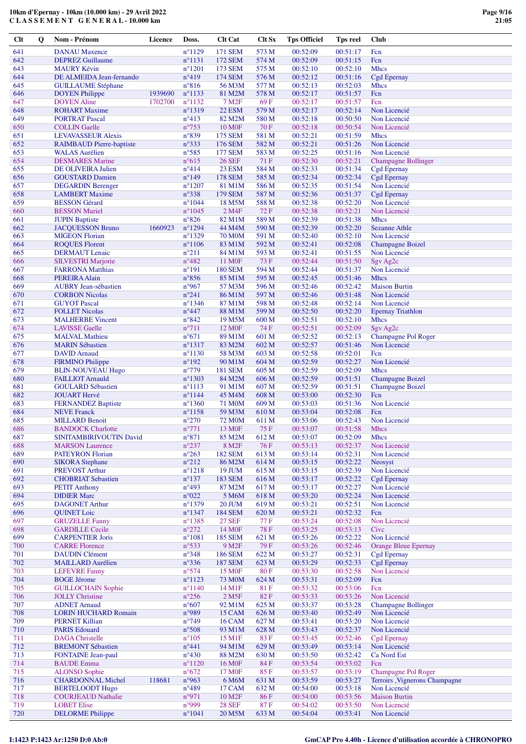**10km d'Epernay - 10km (10.000 km) - 29 Avril 2022**
**C L A S S E M E N T   G E N E R A L - 10.000 km**

| Clt | Q | Nom - Prénom | Licence | Doss. | Clt Cat | Clt Sx | Tps Officiel | Tps reel | Club |
|---|---|---|---|---|---|---|---|---|---|
| 641 | | DANAU Maxence | | n°1129 | 171 SEM | 573 M | 00:52:09 | 00:51:17 | Fcn |
| 642 | | DEPREZ Guillaume | | n°1131 | 172 SEM | 574 M | 00:52:09 | 00:51:15 | Fcn |
| 643 | | MAURY Kévin | | n°1201 | 173 SEM | 575 M | 00:52:10 | 00:52:10 | Mhcs |
| 644 | | DE ALMEIDA Jean-fernando | | n°419 | 174 SEM | 576 M | 00:52:12 | 00:51:16 | Cgd Epernay |
| 645 | | GUILLAUME Stéphane | | n°816 | 56 M3M | 577 M | 00:52:13 | 00:52:03 | Mhcs |
| 646 | | DOYEN Philippe | 1939690 | n°1133 | 81 M2M | 578 M | 00:52:17 | 00:51:57 | Fcn |
| 647 | | DOYEN Aline | 1702700 | n°1132 | 7 M2F | 69 F | 00:52:17 | 00:51:57 | Fcn |
| 648 | | ROHART Maxime | | n°1319 | 22 ESM | 579 M | 00:52:17 | 00:52:14 | Non Licencié |
| 649 | | PORTRAT Pascal | | n°413 | 82 M2M | 580 M | 00:52:18 | 00:50:50 | Non Licencié |
| 650 | | COLLIN Gaelle | | n°753 | 10 M0F | 70 F | 00:52:18 | 00:50:54 | Non Licencié |
| 651 | | LEVAVASSEUR Alexis | | n°839 | 175 SEM | 581 M | 00:52:21 | 00:51:59 | Mhcs |
| 652 | | RAIMBAUD Pierre-baptiste | | n°333 | 176 SEM | 582 M | 00:52:21 | 00:51:26 | Non Licencié |
| 653 | | WALAS Aurélien | | n°585 | 177 SEM | 583 M | 00:52:25 | 00:51:16 | Non Licencié |
| 654 | | DESMARES Marine | | n°615 | 26 SEF | 71 F | 00:52:30 | 00:52:21 | Champagne Bollinger |
| 655 | | DE OLIVEIRA Julien | | n°414 | 23 ESM | 584 M | 00:52:33 | 00:51:34 | Cgd Epernay |
| 656 | | GOUSTARD Damien | | n°149 | 178 SEM | 585 M | 00:52:34 | 00:52:34 | Cgd Epernay |
| 657 | | DEGARDIN Berenger | | n°1207 | 81 M1M | 586 M | 00:52:35 | 00:51:54 | Non Licencié |
| 658 | | LAMBERT Maxime | | n°338 | 179 SEM | 587 M | 00:52:36 | 00:51:37 | Cgd Epernay |
| 659 | | BESSON Gérard | | n°1044 | 18 M5M | 588 M | 00:52:38 | 00:52:20 | Non Licencié |
| 660 | | BESSON Muriel | | n°1045 | 2 M4F | 72 F | 00:52:38 | 00:52:21 | Non Licencié |
| 661 | | JUPIN Baptiste | | n°826 | 82 M1M | 589 M | 00:52:39 | 00:51:38 | Mhcs |
| 662 | | JACQUESSON Bruno | 1660923 | n°1294 | 44 M4M | 590 M | 00:52:39 | 00:52:20 | Sezanne Athle |
| 663 | | MIGEON Florian | | n°1329 | 70 M0M | 591 M | 00:52:40 | 00:52:10 | Non Licencié |
| 664 | | ROQUES Florent | | n°1106 | 83 M1M | 592 M | 00:52:41 | 00:52:08 | Champagne Boizel |
| 665 | | DERMAUT Lenaic | | n°211 | 84 M1M | 593 M | 00:52:41 | 00:51:55 | Non Licencié |
| 666 | | SILVESTRI Marjorie | | n°482 | 11 M0F | 73 F | 00:52:44 | 00:51:50 | Sgv Ag2c |
| 667 | | FARRONA Matthias | | n°191 | 180 SEM | 594 M | 00:52:44 | 00:51:37 | Non Licencié |
| 668 | | PEREIRA Alain | | n°856 | 85 M1M | 595 M | 00:52:45 | 00:51:46 | Mhcs |
| 669 | | AUBRY Jean-sébastien | | n°967 | 57 M3M | 596 M | 00:52:46 | 00:52:42 | Maison Burtin |
| 670 | | CORBON Nicolas | | n°241 | 86 M1M | 597 M | 00:52:46 | 00:51:48 | Non Licencié |
| 671 | | GUYOT Pascal | | n°1346 | 87 M1M | 598 M | 00:52:48 | 00:52:14 | Non Licencié |
| 672 | | FOLLET Nicolas | | n°447 | 88 M1M | 599 M | 00:52:50 | 00:52:20 | Epernay Triathlon |
| 673 | | MALHERBE Vincent | | n°842 | 19 M5M | 600 M | 00:52:51 | 00:52:10 | Mhcs |
| 674 | | LAVISSE Gaelle | | n°711 | 12 M0F | 74 F | 00:52:51 | 00:52:09 | Sgv Ag2c |
| 675 | | MALVAL Mathieu | | n°671 | 89 M1M | 601 M | 00:52:52 | 00:52:13 | Champagne Pol Roger |
| 676 | | MARIN Sébastien | | n°1317 | 83 M2M | 602 M | 00:52:57 | 00:51:46 | Non Licencié |
| 677 | | DAVID Arnaud | | n°1130 | 58 M3M | 603 M | 00:52:58 | 00:52:01 | Fcn |
| 678 | | FIRMINO Philippe | | n°192 | 90 M1M | 604 M | 00:52:59 | 00:52:27 | Non Licencié |
| 679 | | BLIN-NOUVEAU Hugo | | n°779 | 181 SEM | 605 M | 00:52:59 | 00:52:09 | Mhcs |
| 680 | | FAILLIOT Arnauld | | n°1303 | 84 M2M | 606 M | 00:52:59 | 00:51:51 | Champagne Boizel |
| 681 | | GOULARD Sébastien | | n°1113 | 91 M1M | 607 M | 00:52:59 | 00:51:51 | Champagne Boizel |
| 682 | | JOUART Hervé | | n°1144 | 45 M4M | 608 M | 00:53:00 | 00:52:30 | Fcn |
| 683 | | FERNANDEZ Baptiste | | n°1360 | 71 M0M | 609 M | 00:53:03 | 00:51:36 | Non Licencié |
| 684 | | NEVE Franck | | n°1158 | 59 M3M | 610 M | 00:53:04 | 00:52:08 | Fcn |
| 685 | | MILLARD Benoit | | n°270 | 72 M0M | 611 M | 00:53:06 | 00:52:43 | Non Licencié |
| 686 | | BANDOCK Charlotte | | n°771 | 13 M0F | 75 F | 00:53:07 | 00:51:58 | Mhcs |
| 687 | | SINITAMBIRIVOUTIN David | | n°871 | 85 M2M | 612 M | 00:53:07 | 00:52:09 | Mhcs |
| 688 | | MARSON Laurence | | n°237 | 8 M2F | 76 F | 00:53:13 | 00:52:37 | Non Licencié |
| 689 | | PATEYRON Florian | | n°263 | 182 SEM | 613 M | 00:53:14 | 00:52:31 | Non Licencié |
| 690 | | SIKORA Stephane | | n°212 | 86 M2M | 614 M | 00:53:15 | 00:52:22 | Neosyst |
| 691 | | PREVOST Arthur | | n°1218 | 19 JUM | 615 M | 00:53:15 | 00:52:39 | Non Licencié |
| 692 | | CHOBRIAT Sebastien | | n°137 | 183 SEM | 616 M | 00:53:17 | 00:52:22 | Cgd Epernay |
| 693 | | PETIT Anthony | | n°493 | 87 M2M | 617 M | 00:53:17 | 00:52:27 | Non Licencié |
| 694 | | DIDIER Marc | | n°022 | 5 M6M | 618 M | 00:53:20 | 00:52:24 | Non Licencié |
| 695 | | DAGONET Arthur | | n°1379 | 20 JUM | 619 M | 00:53:21 | 00:52:51 | Non Licencié |
| 696 | | QUINET Loic | | n°1347 | 184 SEM | 620 M | 00:53:21 | 00:52:32 | Fcn |
| 697 | | GRUZELLE Fanny | | n°1385 | 27 SEF | 77 F | 00:53:24 | 00:52:08 | Non Licencié |
| 698 | | GARDILLE Cecile | | n°272 | 14 M0F | 78 F | 00:53:25 | 00:53:13 | Civc |
| 699 | | CARPENTIER Joris | | n°1081 | 185 SEM | 621 M | 00:53:26 | 00:52:22 | Non Licencié |
| 700 | | CARRE Florence | | n°533 | 9 M2F | 79 F | 00:53:26 | 00:52:46 | Orange Bleue Epernay |
| 701 | | DAUDIN Clément | | n°348 | 186 SEM | 622 M | 00:53:27 | 00:52:31 | Cgd Epernay |
| 702 | | MAILLARD Aurélien | | n°336 | 187 SEM | 623 M | 00:53:29 | 00:52:33 | Cgd Epernay |
| 703 | | LEFEVRE Fanny | | n°574 | 15 M0F | 80 F | 00:53:30 | 00:52:58 | Non Licencié |
| 704 | | BOGE Jérome | | n°1123 | 73 M0M | 624 M | 00:53:31 | 00:52:09 | Fcn |
| 705 | | GUILLOCHAIN Sophie | | n°1140 | 14 M1F | 81 F | 00:53:32 | 00:53:06 | Fcn |
| 706 | | JOLLY Christine | | n°256 | 2 M5F | 82 F | 00:53:33 | 00:53:26 | Non Licencié |
| 707 | | ADNET Arnaud | | n°607 | 92 M1M | 625 M | 00:53:37 | 00:53:28 | Champagne Bollinger |
| 708 | | LORIN HUCHARD Romain | | n°989 | 15 CAM | 626 M | 00:53:40 | 00:52:49 | Non Licencié |
| 709 | | PERNET Killian | | n°749 | 16 CAM | 627 M | 00:53:41 | 00:53:20 | Non Licencié |
| 710 | | PARIS Edouard | | n°508 | 93 M1M | 628 M | 00:53:43 | 00:52:37 | Non Licencié |
| 711 | | DAGA Christelle | | n°105 | 15 M1F | 83 F | 00:53:45 | 00:52:46 | Cgd Epernay |
| 712 | | BREMONT Sébastien | | n°441 | 94 M1M | 629 M | 00:53:49 | 00:53:14 | Non Licencié |
| 713 | | FONTAINE Jean-paul | | n°430 | 88 M2M | 630 M | 00:53:50 | 00:52:42 | Ca Nord Est |
| 714 | | BAUDE Emma | | n°1120 | 16 M0F | 84 F | 00:53:54 | 00:53:02 | Fcn |
| 715 | | ALONSO Sophie | | n°672 | 17 M0F | 85 F | 00:53:57 | 00:53:19 | Champagne Pol Roger |
| 716 | | CHARDONNAL Michel | 118681 | n°963 | 6 M6M | 631 M | 00:53:59 | 00:53:27 | Terroirs _Vignerons Champagne |
| 717 | | BERTELOODT Hugo | | n°489 | 17 CAM | 632 M | 00:54:00 | 00:53:18 | Non Licencié |
| 718 | | COURJEAUD Nathalie | | n°971 | 10 M2F | 86 F | 00:54:00 | 00:53:56 | Maison Burtin |
| 719 | | LOBET Elise | | n°999 | 28 SEF | 87 F | 00:54:02 | 00:53:50 | Non Licencié |
| 720 | | DELORME Philippe | | n°1041 | 20 M5M | 633 M | 00:54:04 | 00:53:41 | Non Licencié |

I:1423 P:1423 Ar:1250 D:0 Ab:0

GmCAP Pro 4.40h - Licence d'utilisation accordée à CHRONOPRO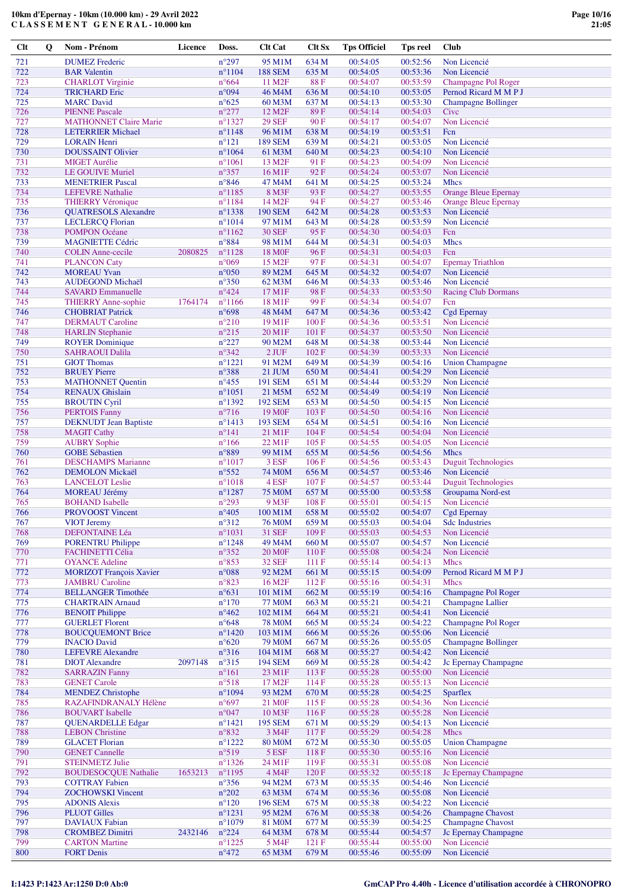**10km d'Epernay - 10km (10.000 km) - 29 Avril 2022**
**C L A S S E M E N T  G E N E R A L - 10.000 km**

| Clt | Q | Nom - Prénom | Licence | Doss. | Clt Cat | Clt Sx | Tps Officiel | Tps reel | Club |
|---|---|---|---|---|---|---|---|---|---|
| 721 | | DUMEZ Frederic | | n°297 | 95 M1M | 634 M | 00:54:05 | 00:52:56 | Non Licencié |
| 722 | | BAR Valentin | | n°1104 | 188 SEM | 635 M | 00:54:05 | 00:53:36 | Non Licencié |
| 723 | | CHARLOT Virginie | | n°664 | 11 M2F | 88 F | 00:54:07 | 00:53:59 | Champagne Pol Roger |
| 724 | | TRICHARD Eric | | n°094 | 46 M4M | 636 M | 00:54:10 | 00:53:05 | Pernod Ricard M M P J |
| 725 | | MARC David | | n°625 | 60 M3M | 637 M | 00:54:13 | 00:53:30 | Champagne Bollinger |
| 726 | | PIENNE Pascale | | n°277 | 12 M2F | 89 F | 00:54:14 | 00:54:03 | Civc |
| 727 | | MATHONNET Claire Marie | | n°1327 | 29 SEF | 90 F | 00:54:17 | 00:54:07 | Non Licencié |
| 728 | | LETERRIER Michael | | n°1148 | 96 M1M | 638 M | 00:54:19 | 00:53:51 | Fcn |
| 729 | | LORAIN Henri | | n°121 | 189 SEM | 639 M | 00:54:21 | 00:53:05 | Non Licencié |
| 730 | | DOUSSAINT Olivier | | n°1064 | 61 M3M | 640 M | 00:54:23 | 00:54:10 | Non Licencié |
| 731 | | MIGET Aurélie | | n°1061 | 13 M2F | 91 F | 00:54:23 | 00:54:09 | Non Licencié |
| 732 | | LE GOUIVE Muriel | | n°357 | 16 M1F | 92 F | 00:54:24 | 00:53:07 | Non Licencié |
| 733 | | MENETRIER Pascal | | n°846 | 47 M4M | 641 M | 00:54:25 | 00:53:24 | Mhcs |
| 734 | | LEFEVRE Nathalie | | n°1185 | 8 M3F | 93 F | 00:54:27 | 00:53:55 | Orange Bleue Epernay |
| 735 | | THIERRY Véronique | | n°1184 | 14 M2F | 94 F | 00:54:27 | 00:53:46 | Orange Bleue Epernay |
| 736 | | QUATRESOLS Alexandre | | n°1338 | 190 SEM | 642 M | 00:54:28 | 00:53:53 | Non Licencié |
| 737 | | LECLERCQ Florian | | n°1014 | 97 M1M | 643 M | 00:54:28 | 00:53:59 | Non Licencié |
| 738 | | POMPON Océane | | n°1162 | 30 SEF | 95 F | 00:54:30 | 00:54:03 | Fcn |
| 739 | | MAGNIETTE Cédric | | n°884 | 98 M1M | 644 M | 00:54:31 | 00:54:03 | Mhcs |
| 740 | | COLIN Anne-cecile | 2080825 | n°1128 | 18 M0F | 96 F | 00:54:31 | 00:54:03 | Fcn |
| 741 | | PLANCON Caty | | n°069 | 15 M2F | 97 F | 00:54:31 | 00:54:07 | Epernay Triathlon |
| 742 | | MOREAU Yvan | | n°050 | 89 M2M | 645 M | 00:54:32 | 00:54:07 | Non Licencié |
| 743 | | AUDEGOND Michaël | | n°350 | 62 M3M | 646 M | 00:54:33 | 00:53:46 | Non Licencié |
| 744 | | SAVARD Emmanuelle | | n°424 | 17 M1F | 98 F | 00:54:33 | 00:53:50 | Racing Club Dormans |
| 745 | | THIERRY Anne-sophie | 1764174 | n°1166 | 18 M1F | 99 F | 00:54:34 | 00:54:07 | Fcn |
| 746 | | CHOBRIAT Patrick | | n°698 | 48 M4M | 647 M | 00:54:36 | 00:53:42 | Cgd Epernay |
| 747 | | DERMAUT Caroline | | n°210 | 19 M1F | 100 F | 00:54:36 | 00:53:51 | Non Licencié |
| 748 | | HARLIN Stephanie | | n°215 | 20 M1F | 101 F | 00:54:37 | 00:53:50 | Non Licencié |
| 749 | | ROYER Dominique | | n°227 | 90 M2M | 648 M | 00:54:38 | 00:53:44 | Non Licencié |
| 750 | | SAHRAOUI Dalila | | n°342 | 2 JUF | 102 F | 00:54:39 | 00:53:33 | Non Licencié |
| 751 | | GIOT Thomas | | n°1221 | 91 M2M | 649 M | 00:54:39 | 00:54:16 | Union Champagne |
| 752 | | BRUEY Pierre | | n°388 | 21 JUM | 650 M | 00:54:41 | 00:54:29 | Non Licencié |
| 753 | | MATHONNET Quentin | | n°455 | 191 SEM | 651 M | 00:54:44 | 00:53:29 | Non Licencié |
| 754 | | RENAUX Ghislain | | n°1051 | 21 M5M | 652 M | 00:54:49 | 00:54:19 | Non Licencié |
| 755 | | BROUTIN Cyril | | n°1392 | 192 SEM | 653 M | 00:54:50 | 00:54:15 | Non Licencié |
| 756 | | PERTOIS Fanny | | n°716 | 19 M0F | 103 F | 00:54:50 | 00:54:16 | Non Licencié |
| 757 | | DEKNUDT Jean Baptiste | | n°1413 | 193 SEM | 654 M | 00:54:51 | 00:54:16 | Non Licencié |
| 758 | | MAGIT Cathy | | n°141 | 21 M1F | 104 F | 00:54:54 | 00:54:04 | Non Licencié |
| 759 | | AUBRY Sophie | | n°166 | 22 M1F | 105 F | 00:54:55 | 00:54:05 | Non Licencié |
| 760 | | GOBE Sébastien | | n°889 | 99 M1M | 655 M | 00:54:56 | 00:54:56 | Mhcs |
| 761 | | DESCHAMPS Marianne | | n°1017 | 3 ESF | 106 F | 00:54:56 | 00:53:43 | Duguit Technologies |
| 762 | | DEMOLON Mickaël | | n°552 | 74 M0M | 656 M | 00:54:57 | 00:53:46 | Non Licencié |
| 763 | | LANCELOT Leslie | | n°1018 | 4 ESF | 107 F | 00:54:57 | 00:53:44 | Duguit Technologies |
| 764 | | MOREAU Jérémy | | n°1287 | 75 M0M | 657 M | 00:55:00 | 00:53:58 | Groupama Nord-est |
| 765 | | BOHAND Isabelle | | n°293 | 9 M3F | 108 F | 00:55:01 | 00:54:15 | Non Licencié |
| 766 | | PROVOOST Vincent | | n°405 | 100 M1M | 658 M | 00:55:02 | 00:54:07 | Cgd Epernay |
| 767 | | VIOT Jeremy | | n°312 | 76 M0M | 659 M | 00:55:03 | 00:54:04 | Sdc Industries |
| 768 | | DEFONTAINE Léa | | n°1031 | 31 SEF | 109 F | 00:55:03 | 00:54:53 | Non Licencié |
| 769 | | PORENTRU Philippe | | n°1248 | 49 M4M | 660 M | 00:55:07 | 00:54:57 | Non Licencié |
| 770 | | FACHINETTI Célia | | n°352 | 20 M0F | 110 F | 00:55:08 | 00:54:24 | Non Licencié |
| 771 | | OYANCE Adeline | | n°853 | 32 SEF | 111 F | 00:55:14 | 00:54:13 | Mhcs |
| 772 | | MORIZOT François Xavier | | n°088 | 92 M2M | 661 M | 00:55:15 | 00:54:09 | Pernod Ricard M M P J |
| 773 | | JAMBRU Caroline | | n°823 | 16 M2F | 112 F | 00:55:16 | 00:54:31 | Mhcs |
| 774 | | BELLANGER Timothée | | n°631 | 101 M1M | 662 M | 00:55:19 | 00:54:16 | Champagne Pol Roger |
| 775 | | CHARTRAIN Arnaud | | n°170 | 77 M0M | 663 M | 00:55:21 | 00:54:21 | Champagne Lallier |
| 776 | | BENOIT Philippe | | n°462 | 102 M1M | 664 M | 00:55:21 | 00:54:41 | Non Licencié |
| 777 | | GUERLET Florent | | n°648 | 78 M0M | 665 M | 00:55:24 | 00:54:22 | Champagne Pol Roger |
| 778 | | BOUCQUEMONT Brice | | n°1420 | 103 M1M | 666 M | 00:55:26 | 00:55:06 | Non Licencié |
| 779 | | INACIO David | | n°620 | 79 M0M | 667 M | 00:55:26 | 00:55:05 | Champagne Bollinger |
| 780 | | LEFEVRE Alexandre | | n°316 | 104 M1M | 668 M | 00:55:27 | 00:54:42 | Non Licencié |
| 781 | | DIOT Alexandre | 2097148 | n°315 | 194 SEM | 669 M | 00:55:28 | 00:54:42 | Jc Epernay Champagne |
| 782 | | SARRAZIN Fanny | | n°161 | 23 M1F | 113 F | 00:55:28 | 00:55:00 | Non Licencié |
| 783 | | GENET Carole | | n°518 | 17 M2F | 114 F | 00:55:28 | 00:55:13 | Non Licencié |
| 784 | | MENDEZ Christophe | | n°1094 | 93 M2M | 670 M | 00:55:28 | 00:54:25 | Sparflex |
| 785 | | RAZAFINDRANALY Hélène | | n°697 | 21 M0F | 115 F | 00:55:28 | 00:54:36 | Non Licencié |
| 786 | | BOUVART Isabelle | | n°047 | 10 M3F | 116 F | 00:55:28 | 00:55:28 | Non Licencié |
| 787 | | QUENARDELLE Edgar | | n°1421 | 195 SEM | 671 M | 00:55:29 | 00:54:13 | Non Licencié |
| 788 | | LEBON Christine | | n°832 | 3 M4F | 117 F | 00:55:29 | 00:54:28 | Mhcs |
| 789 | | GLACET Florian | | n°1222 | 80 M0M | 672 M | 00:55:30 | 00:55:05 | Union Champagne |
| 790 | | GENET Cannelle | | n°519 | 5 ESF | 118 F | 00:55:30 | 00:55:16 | Non Licencié |
| 791 | | STEINMETZ Julie | | n°1326 | 24 M1F | 119 F | 00:55:31 | 00:55:08 | Non Licencié |
| 792 | | BOUDESOCQUE Nathalie | 1653213 | n°1195 | 4 M4F | 120 F | 00:55:32 | 00:55:18 | Jc Epernay Champagne |
| 793 | | COTTRAY Fabien | | n°356 | 94 M2M | 673 M | 00:55:35 | 00:54:46 | Non Licencié |
| 794 | | ZOCHOWSKI Vincent | | n°202 | 63 M3M | 674 M | 00:55:36 | 00:55:08 | Non Licencié |
| 795 | | ADONIS Alexis | | n°120 | 196 SEM | 675 M | 00:55:38 | 00:54:22 | Non Licencié |
| 796 | | PLUOT Gilles | | n°1231 | 95 M2M | 676 M | 00:55:38 | 00:54:26 | Champagne Chavost |
| 797 | | DAVIAUX Fabian | | n°1079 | 81 M0M | 677 M | 00:55:39 | 00:54:25 | Champagne Chavost |
| 798 | | CROMBEZ Dimitri | 2432146 | n°224 | 64 M3M | 678 M | 00:55:44 | 00:54:57 | Jc Epernay Champagne |
| 799 | | CARTON Martine | | n°1225 | 5 M4F | 121 F | 00:55:44 | 00:55:00 | Non Licencié |
| 800 | | FORT Denis | | n°472 | 65 M3M | 679 M | 00:55:46 | 00:55:09 | Non Licencié |

I:1423 P:1423 Ar:1250 D:0 Ab:0

GmCAP Pro 4.40h - Licence d'utilisation accordée à CHRONOPRO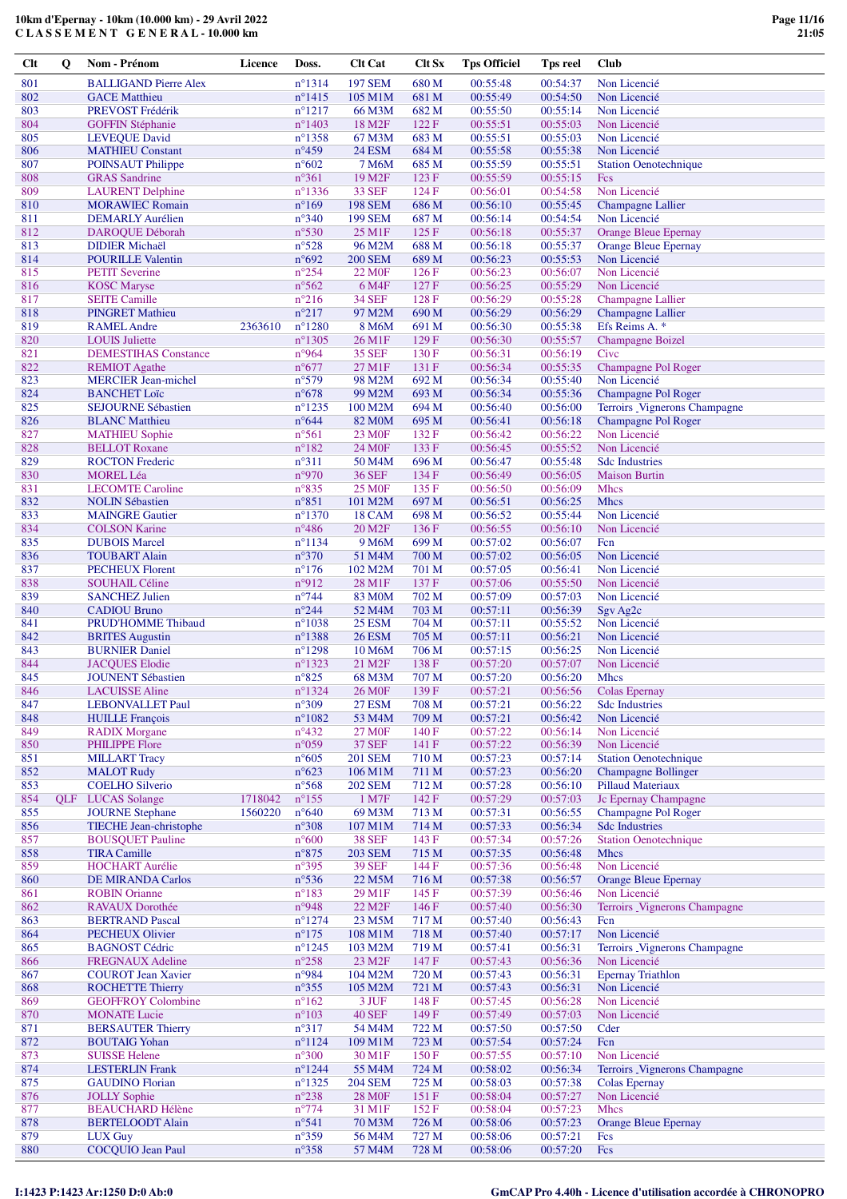# 10km d'Epernay - 10km (10.000 km) - 29 Avril 2022
## C L A S S E M E N T G E N E R A L - 10.000 km

| Clt | Q | Nom - Prénom | Licence | Doss. | Clt Cat | Clt Sx | Tps Officiel | Tps reel | Club |
|---|---|---|---|---|---|---|---|---|---|
| 801 | | BALLIGAND Pierre Alex | | n°1314 | 197 SEM | 680 M | 00:55:48 | 00:54:37 | Non Licencié |
| 802 | | GACE Matthieu | | n°1415 | 105 M1M | 681 M | 00:55:49 | 00:54:50 | Non Licencié |
| 803 | | PREVOST Frédérik | | n°1217 | 66 M3M | 682 M | 00:55:50 | 00:55:14 | Non Licencié |
| 804 | | GOFFIN Stéphanie | | n°1403 | 18 M2F | 122 F | 00:55:51 | 00:55:03 | Non Licencié |
| 805 | | LEVEQUE David | | n°1358 | 67 M3M | 683 M | 00:55:51 | 00:55:03 | Non Licencié |
| 806 | | MATHIEU Constant | | n°459 | 24 ESM | 684 M | 00:55:58 | 00:55:38 | Non Licencié |
| 807 | | POINSAUT Philippe | | n°602 | 7 M6M | 685 M | 00:55:59 | 00:55:51 | Station Oenotechnique |
| 808 | | GRAS Sandrine | | n°361 | 19 M2F | 123 F | 00:55:59 | 00:55:15 | Fcs |
| 809 | | LAURENT Delphine | | n°1336 | 33 SEF | 124 F | 00:56:01 | 00:54:58 | Non Licencié |
| 810 | | MORAWIEC Romain | | n°169 | 198 SEM | 686 M | 00:56:10 | 00:55:45 | Champagne Lallier |
| 811 | | DEMARLY Aurélien | | n°340 | 199 SEM | 687 M | 00:56:14 | 00:54:54 | Non Licencié |
| 812 | | DAROQUE Déborah | | n°530 | 25 M1F | 125 F | 00:56:18 | 00:55:37 | Orange Bleue Epernay |
| 813 | | DIDIER Michaël | | n°528 | 96 M2M | 688 M | 00:56:18 | 00:55:37 | Orange Bleue Epernay |
| 814 | | POURILLE Valentin | | n°692 | 200 SEM | 689 M | 00:56:23 | 00:55:53 | Non Licencié |
| 815 | | PETIT Severine | | n°254 | 22 M0F | 126 F | 00:56:23 | 00:56:07 | Non Licencié |
| 816 | | KOSC Maryse | | n°562 | 6 M4F | 127 F | 00:56:25 | 00:55:29 | Non Licencié |
| 817 | | SEITE Camille | | n°216 | 34 SEF | 128 F | 00:56:29 | 00:55:28 | Champagne Lallier |
| 818 | | PINGRET Mathieu | | n°217 | 97 M2M | 690 M | 00:56:29 | 00:56:29 | Champagne Lallier |
| 819 | | RAMEL Andre | 2363610 | n°1280 | 8 M6M | 691 M | 00:56:30 | 00:55:38 | Efs Reims A. * |
| 820 | | LOUIS Juliette | | n°1305 | 26 M1F | 129 F | 00:56:30 | 00:55:57 | Champagne Boizel |
| 821 | | DEMESTIHAS Constance | | n°964 | 35 SEF | 130 F | 00:56:31 | 00:56:19 | Civc |
| 822 | | REMIOT Agathe | | n°677 | 27 M1F | 131 F | 00:56:34 | 00:55:35 | Champagne Pol Roger |
| 823 | | MERCIER Jean-michel | | n°579 | 98 M2M | 692 M | 00:56:34 | 00:55:40 | Non Licencié |
| 824 | | BANCHET Loïc | | n°678 | 99 M2M | 693 M | 00:56:34 | 00:55:36 | Champagne Pol Roger |
| 825 | | SEJOURNE Sébastien | | n°1235 | 100 M2M | 694 M | 00:56:40 | 00:56:00 | Terroirs _Vignerons Champagne |
| 826 | | BLANC Matthieu | | n°644 | 82 M0M | 695 M | 00:56:41 | 00:56:18 | Champagne Pol Roger |
| 827 | | MATHIEU Sophie | | n°561 | 23 M0F | 132 F | 00:56:42 | 00:56:22 | Non Licencié |
| 828 | | BELLOT Roxane | | n°182 | 24 M0F | 133 F | 00:56:45 | 00:55:52 | Non Licencié |
| 829 | | ROCTON Frederic | | n°311 | 50 M4M | 696 M | 00:56:47 | 00:55:48 | Sdc Industries |
| 830 | | MOREL Léa | | n°970 | 36 SEF | 134 F | 00:56:49 | 00:56:05 | Maison Burtin |
| 831 | | LECOMTE Caroline | | n°835 | 25 M0F | 135 F | 00:56:50 | 00:56:09 | Mhcs |
| 832 | | NOLIN Sébastien | | n°851 | 101 M2M | 697 M | 00:56:51 | 00:56:25 | Mhcs |
| 833 | | MAINGRE Gautier | | n°1370 | 18 CAM | 698 M | 00:56:52 | 00:55:44 | Non Licencié |
| 834 | | COLSON Karine | | n°486 | 20 M2F | 136 F | 00:56:55 | 00:56:10 | Non Licencié |
| 835 | | DUBOIS Marcel | | n°1134 | 9 M6M | 699 M | 00:57:02 | 00:56:07 | Fcn |
| 836 | | TOUBART Alain | | n°370 | 51 M4M | 700 M | 00:57:02 | 00:56:05 | Non Licencié |
| 837 | | PECHEUX Florent | | n°176 | 102 M2M | 701 M | 00:57:05 | 00:56:41 | Non Licencié |
| 838 | | SOUHAIL Céline | | n°912 | 28 M1F | 137 F | 00:57:06 | 00:55:50 | Non Licencié |
| 839 | | SANCHEZ Julien | | n°744 | 83 M0M | 702 M | 00:57:09 | 00:57:03 | Non Licencié |
| 840 | | CADIOU Bruno | | n°244 | 52 M4M | 703 M | 00:57:11 | 00:56:39 | Sgv Ag2c |
| 841 | | PRUD'HOMME Thibaud | | n°1038 | 25 ESM | 704 M | 00:57:11 | 00:55:52 | Non Licencié |
| 842 | | BRITES Augustin | | n°1388 | 26 ESM | 705 M | 00:57:11 | 00:56:21 | Non Licencié |
| 843 | | BURNIER Daniel | | n°1298 | 10 M6M | 706 M | 00:57:15 | 00:56:25 | Non Licencié |
| 844 | | JACQUES Elodie | | n°1323 | 21 M2F | 138 F | 00:57:20 | 00:57:07 | Non Licencié |
| 845 | | JOUNENT Sébastien | | n°825 | 68 M3M | 707 M | 00:57:20 | 00:56:20 | Mhcs |
| 846 | | LACUISSE Aline | | n°1324 | 26 M0F | 139 F | 00:57:21 | 00:56:56 | Colas Epernay |
| 847 | | LEBONVALLET Paul | | n°309 | 27 ESM | 708 M | 00:57:21 | 00:56:22 | Sdc Industries |
| 848 | | HUILLE François | | n°1082 | 53 M4M | 709 M | 00:57:21 | 00:56:42 | Non Licencié |
| 849 | | RADIX Morgane | | n°432 | 27 M0F | 140 F | 00:57:22 | 00:56:14 | Non Licencié |
| 850 | | PHILIPPE Flore | | n°059 | 37 SEF | 141 F | 00:57:22 | 00:56:39 | Non Licencié |
| 851 | | MILLART Tracy | | n°605 | 201 SEM | 710 M | 00:57:23 | 00:57:14 | Station Oenotechnique |
| 852 | | MALOT Rudy | | n°623 | 106 M1M | 711 M | 00:57:23 | 00:56:20 | Champagne Bollinger |
| 853 | | COELHO Silverio | | n°568 | 202 SEM | 712 M | 00:57:28 | 00:56:10 | Pillaud Materiaux |
| 854 | QLF | LUCAS Solange | 1718042 | n°155 | 1 M7F | 142 F | 00:57:29 | 00:57:03 | Jc Epernay Champagne |
| 855 | | JOURNE Stephane | 1560220 | n°640 | 69 M3M | 713 M | 00:57:31 | 00:56:55 | Champagne Pol Roger |
| 856 | | TIECHE Jean-christophe | | n°308 | 107 M1M | 714 M | 00:57:33 | 00:56:34 | Sdc Industries |
| 857 | | BOUSQUET Pauline | | n°600 | 38 SEF | 143 F | 00:57:34 | 00:57:26 | Station Oenotechnique |
| 858 | | TIRA Camille | | n°875 | 203 SEM | 715 M | 00:57:35 | 00:56:48 | Mhcs |
| 859 | | HOCHART Aurélie | | n°395 | 39 SEF | 144 F | 00:57:36 | 00:56:48 | Non Licencié |
| 860 | | DE MIRANDA Carlos | | n°536 | 22 M5M | 716 M | 00:57:38 | 00:56:57 | Orange Bleue Epernay |
| 861 | | ROBIN Orianne | | n°183 | 29 M1F | 145 F | 00:57:39 | 00:56:46 | Non Licencié |
| 862 | | RAVAUX Dorothée | | n°948 | 22 M2F | 146 F | 00:57:40 | 00:56:30 | Terroirs _Vignerons Champagne |
| 863 | | BERTRAND Pascal | | n°1274 | 23 M5M | 717 M | 00:57:40 | 00:56:43 | Fcn |
| 864 | | PECHEUX Olivier | | n°175 | 108 M1M | 718 M | 00:57:40 | 00:57:17 | Non Licencié |
| 865 | | BAGNOST Cédric | | n°1245 | 103 M2M | 719 M | 00:57:41 | 00:56:31 | Terroirs _Vignerons Champagne |
| 866 | | FREGNAUX Adeline | | n°258 | 23 M2F | 147 F | 00:57:43 | 00:56:36 | Non Licencié |
| 867 | | COUROT Jean Xavier | | n°984 | 104 M2M | 720 M | 00:57:43 | 00:56:31 | Epernay Triathlon |
| 868 | | ROCHETTE Thierry | | n°355 | 105 M2M | 721 M | 00:57:43 | 00:56:31 | Non Licencié |
| 869 | | GEOFFROY Colombine | | n°162 | 3 JUF | 148 F | 00:57:45 | 00:56:28 | Non Licencié |
| 870 | | MONATE Lucie | | n°103 | 40 SEF | 149 F | 00:57:49 | 00:57:03 | Non Licencié |
| 871 | | BERSAUTER Thierry | | n°317 | 54 M4M | 722 M | 00:57:50 | 00:57:50 | Cder |
| 872 | | BOUTAIG Yohan | | n°1124 | 109 M1M | 723 M | 00:57:54 | 00:57:24 | Fcn |
| 873 | | SUISSE Helene | | n°300 | 30 M1F | 150 F | 00:57:55 | 00:57:10 | Non Licencié |
| 874 | | LESTERLIN Frank | | n°1244 | 55 M4M | 724 M | 00:58:02 | 00:56:34 | Terroirs _Vignerons Champagne |
| 875 | | GAUDINO Florian | | n°1325 | 204 SEM | 725 M | 00:58:03 | 00:57:38 | Colas Epernay |
| 876 | | JOLLY Sophie | | n°238 | 28 M0F | 151 F | 00:58:04 | 00:57:27 | Non Licencié |
| 877 | | BEAUCHARD Hélène | | n°774 | 31 M1F | 152 F | 00:58:04 | 00:57:23 | Mhcs |
| 878 | | BERTELOODT Alain | | n°541 | 70 M3M | 726 M | 00:58:06 | 00:57:23 | Orange Bleue Epernay |
| 879 | | LUX Guy | | n°359 | 56 M4M | 727 M | 00:58:06 | 00:57:21 | Fcs |
| 880 | | COCQUIO Jean Paul | | n°358 | 57 M4M | 728 M | 00:58:06 | 00:57:20 | Fcs |

I:1423 P:1423 Ar:1250 D:0 Ab:0

GmCAP Pro 4.40h - Licence d'utilisation accordée à CHRONOPRO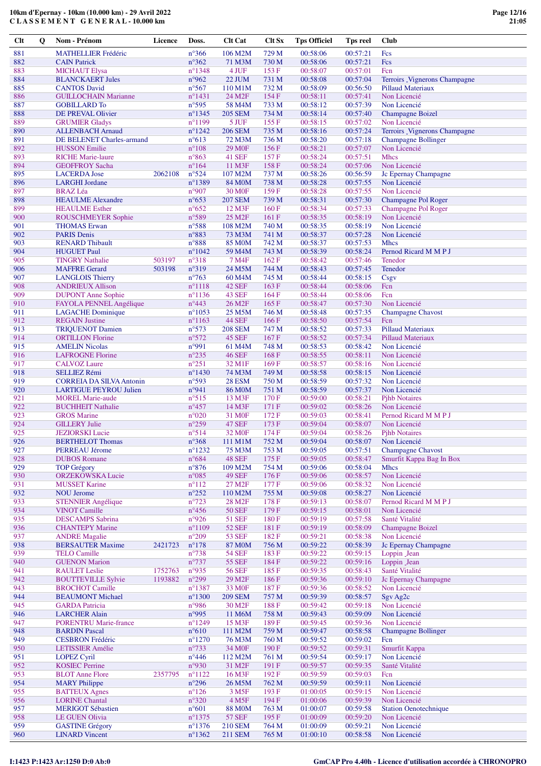**10km d'Epernay - 10km (10.000 km) - 29 Avril 2022**
**C L A S S E M E N T G E N E R A L - 10.000 km**

| Clt | Q | Nom - Prénom | Licence | Doss. | Clt Cat | Clt Sx | Tps Officiel | Tps reel | Club |
|---|---|---|---|---|---|---|---|---|---|
| 881 | | MATHELLIER Frédéric | | n°366 | 106 M2M | 729 M | 00:58:06 | 00:57:21 | Fcs |
| 882 | | CAIN Patrick | | n°362 | 71 M3M | 730 M | 00:58:06 | 00:57:21 | Fcs |
| 883 | | MICHAUT Elysa | | n°1348 | 4 JUF | 153 F | 00:58:07 | 00:57:01 | Fcn |
| 884 | | BLANCKAERT Jules | | n°962 | 22 JUM | 731 M | 00:58:08 | 00:57:04 | Terroirs ,Vignerons Champagne |
| 885 | | CANTOS David | | n°567 | 110 M1M | 732 M | 00:58:09 | 00:56:50 | Pillaud Materiaux |
| 886 | | GUILLOCHAIN Marianne | | n°1431 | 24 M2F | 154 F | 00:58:11 | 00:57:41 | Non Licencié |
| 887 | | GOBILLARD To | | n°595 | 58 M4M | 733 M | 00:58:12 | 00:57:39 | Non Licencié |
| 888 | | DE PREVAL Olivier | | n°1345 | 205 SEM | 734 M | 00:58:14 | 00:57:40 | Champagne Boizel |
| 889 | | GRUMIER Gladys | | n°1199 | 5 JUF | 155 F | 00:58:15 | 00:57:02 | Non Licencié |
| 890 | | ALLENBACH Arnaud | | n°1242 | 206 SEM | 735 M | 00:58:16 | 00:57:24 | Terroirs ,Vignerons Champagne |
| 891 | | DE BELENET Charles-armand | | n°613 | 72 M3M | 736 M | 00:58:20 | 00:57:18 | Champagne Bollinger |
| 892 | | HUSSON Emilie | | n°108 | 29 M0F | 156 F | 00:58:21 | 00:57:07 | Non Licencié |
| 893 | | RICHE Marie-laure | | n°863 | 41 SEF | 157 F | 00:58:24 | 00:57:51 | Mhcs |
| 894 | | GEOFFROY Sacha | | n°164 | 11 M3F | 158 F | 00:58:24 | 00:57:06 | Non Licencié |
| 895 | | LACERDA Jose | 2062108 | n°524 | 107 M2M | 737 M | 00:58:26 | 00:56:59 | Jc Epernay Champagne |
| 896 | | LARGHI Jordane | | n°1389 | 84 M0M | 738 M | 00:58:28 | 00:57:55 | Non Licencié |
| 897 | | BRAZ Léa | | n°907 | 30 M0F | 159 F | 00:58:28 | 00:57:55 | Non Licencié |
| 898 | | HEAULME Alexandre | | n°653 | 207 SEM | 739 M | 00:58:31 | 00:57:30 | Champagne Pol Roger |
| 899 | | HEAULME Esther | | n°652 | 12 M3F | 160 F | 00:58:34 | 00:57:33 | Champagne Pol Roger |
| 900 | | ROUSCHMEYER Sophie | | n°589 | 25 M2F | 161 F | 00:58:35 | 00:58:19 | Non Licencié |
| 901 | | THOMAS Erwan | | n°588 | 108 M2M | 740 M | 00:58:35 | 00:58:19 | Non Licencié |
| 902 | | PARIS Denis | | n°883 | 73 M3M | 741 M | 00:58:37 | 00:57:28 | Non Licencié |
| 903 | | RENARD Thibault | | n°888 | 85 M0M | 742 M | 00:58:37 | 00:57:53 | Mhcs |
| 904 | | HUGUET Paul | | n°1042 | 59 M4M | 743 M | 00:58:39 | 00:58:24 | Pernod Ricard M M P J |
| 905 | | TINGRY Nathalie | 503197 | n°318 | 7 M4F | 162 F | 00:58:42 | 00:57:46 | Tenedor |
| 906 | | MAFFRE Gerard | 503198 | n°319 | 24 M5M | 744 M | 00:58:43 | 00:57:45 | Tenedor |
| 907 | | LANGLOIS Thierry | | n°763 | 60 M4M | 745 M | 00:58:44 | 00:58:15 | Csgv |
| 908 | | ANDRIEUX Allison | | n°1118 | 42 SEF | 163 F | 00:58:44 | 00:58:06 | Fcn |
| 909 | | DUPONT Anne Sophie | | n°1136 | 43 SEF | 164 F | 00:58:44 | 00:58:06 | Fcn |
| 910 | | FAYOLA PENNEL Angélique | | n°443 | 26 M2F | 165 F | 00:58:47 | 00:57:30 | Non Licencié |
| 911 | | LAGACHE Dominique | | n°1053 | 25 M5M | 746 M | 00:58:48 | 00:57:35 | Champagne Chavost |
| 912 | | REGAIN Justine | | n°1163 | 44 SEF | 166 F | 00:58:50 | 00:57:54 | Fcn |
| 913 | | TRIQUENOT Damien | | n°573 | 208 SEM | 747 M | 00:58:52 | 00:57:33 | Pillaud Materiaux |
| 914 | | ORTILLON Florine | | n°572 | 45 SEF | 167 F | 00:58:52 | 00:57:34 | Pillaud Materiaux |
| 915 | | AMELIN Nicolas | | n°991 | 61 M4M | 748 M | 00:58:53 | 00:58:42 | Non Licencié |
| 916 | | LAFROGNE Florine | | n°235 | 46 SEF | 168 F | 00:58:55 | 00:58:11 | Non Licencié |
| 917 | | CALVOZ Laure | | n°251 | 32 M1F | 169 F | 00:58:57 | 00:58:16 | Non Licencié |
| 918 | | SELLIEZ Rémi | | n°1430 | 74 M3M | 749 M | 00:58:58 | 00:58:15 | Non Licencié |
| 919 | | CORREIA DA SILVA Antonin | | n°593 | 28 ESM | 750 M | 00:58:59 | 00:57:32 | Non Licencié |
| 920 | | LARTIGUE PEYROU Julien | | n°941 | 86 M0M | 751 M | 00:58:59 | 00:57:37 | Non Licencié |
| 921 | | MOREL Marie-aude | | n°515 | 13 M3F | 170 F | 00:59:00 | 00:58:21 | Pjhb Notaires |
| 922 | | BUCHHEIT Nathalie | | n°457 | 14 M3F | 171 F | 00:59:02 | 00:58:26 | Non Licencié |
| 923 | | GROS Marine | | n°020 | 31 M0F | 172 F | 00:59:03 | 00:58:41 | Pernod Ricard M M P J |
| 924 | | GILLERY Julie | | n°259 | 47 SEF | 173 F | 00:59:04 | 00:58:07 | Non Licencié |
| 925 | | JEZIORSKI Lucie | | n°514 | 32 M0F | 174 F | 00:59:04 | 00:58:26 | Pjhb Notaires |
| 926 | | BERTHELOT Thomas | | n°368 | 111 M1M | 752 M | 00:59:04 | 00:58:07 | Non Licencié |
| 927 | | PERREAU Jérome | | n°1232 | 75 M3M | 753 M | 00:59:05 | 00:57:51 | Champagne Chavost |
| 928 | | DUBOS Romane | | n°684 | 48 SEF | 175 F | 00:59:05 | 00:58:47 | Smurfit Kappa Bag In Box |
| 929 | | TOP Grégory | | n°876 | 109 M2M | 754 M | 00:59:06 | 00:58:04 | Mhcs |
| 930 | | ORZEKOWSKA Lucie | | n°085 | 49 SEF | 176 F | 00:59:06 | 00:58:57 | Non Licencié |
| 931 | | MUSSET Karine | | n°112 | 27 M2F | 177 F | 00:59:06 | 00:58:32 | Non Licencié |
| 932 | | NOU Jerome | | n°252 | 110 M2M | 755 M | 00:59:08 | 00:58:27 | Non Licencié |
| 933 | | STENNIER Angélique | | n°723 | 28 M2F | 178 F | 00:59:13 | 00:58:07 | Pernod Ricard M M P J |
| 934 | | VINOT Camille | | n°456 | 50 SEF | 179 F | 00:59:15 | 00:58:01 | Non Licencié |
| 935 | | DESCAMPS Sabrina | | n°926 | 51 SEF | 180 F | 00:59:19 | 00:57:58 | Santé Vitalité |
| 936 | | CHANTEPY Marine | | n°1109 | 52 SEF | 181 F | 00:59:19 | 00:58:09 | Champagne Boizel |
| 937 | | ANDRE Magalie | | n°209 | 53 SEF | 182 F | 00:59:21 | 00:58:38 | Non Licencié |
| 938 | | BERSAUTER Maxime | 2421723 | n°178 | 87 M0M | 756 M | 00:59:22 | 00:58:39 | Jc Epernay Champagne |
| 939 | | TELO Camille | | n°738 | 54 SEF | 183 F | 00:59:22 | 00:59:15 | Loppin ,Jean |
| 940 | | GUENON Marion | | n°737 | 55 SEF | 184 F | 00:59:22 | 00:59:16 | Loppin ,Jean |
| 941 | | RAULET Leslie | 1752763 | n°935 | 56 SEF | 185 F | 00:59:35 | 00:58:43 | Santé Vitalité |
| 942 | | BOUTTEVILLE Sylvie | 1193882 | n°299 | 29 M2F | 186 F | 00:59:36 | 00:59:10 | Jc Epernay Champagne |
| 943 | | BROCHOT Camille | | n°1387 | 33 M0F | 187 F | 00:59:36 | 00:58:52 | Non Licencié |
| 944 | | BEAUMONT Michael | | n°1300 | 209 SEM | 757 M | 00:59:39 | 00:58:57 | Sgv Ag2c |
| 945 | | GARDA Patricia | | n°986 | 30 M2F | 188 F | 00:59:42 | 00:59:18 | Non Licencié |
| 946 | | LARCHER Alain | | n°995 | 11 M6M | 758 M | 00:59:43 | 00:59:09 | Non Licencié |
| 947 | | PORENTRU Marie-france | | n°1249 | 15 M3F | 189 F | 00:59:45 | 00:59:36 | Non Licencié |
| 948 | | BARDIN Pascal | | n°610 | 111 M2M | 759 M | 00:59:47 | 00:58:58 | Champagne Bollinger |
| 949 | | CESBRON Frédéric | | n°1270 | 76 M3M | 760 M | 00:59:52 | 00:59:02 | Fcn |
| 950 | | LETISSIER Amélie | | n°733 | 34 M0F | 190 F | 00:59:52 | 00:59:31 | Smurfit Kappa |
| 951 | | LOPEZ Cyril | | n°446 | 112 M2M | 761 M | 00:59:54 | 00:59:17 | Non Licencié |
| 952 | | KOSIEC Perrine | | n°930 | 31 M2F | 191 F | 00:59:57 | 00:59:35 | Santé Vitalité |
| 953 | | BLOT Anne Flore | 2357795 | n°1122 | 16 M3F | 192 F | 00:59:59 | 00:59:03 | Fcn |
| 954 | | MARY Philippe | | n°296 | 26 M5M | 762 M | 00:59:59 | 00:59:11 | Non Licencié |
| 955 | | BATTEUX Agnes | | n°126 | 3 M5F | 193 F | 01:00:05 | 00:59:15 | Non Licencié |
| 956 | | LORINE Chantal | | n°320 | 4 M5F | 194 F | 01:00:06 | 00:59:39 | Non Licencié |
| 957 | | MERIGOT Sébastien | | n°601 | 88 M0M | 763 M | 01:00:07 | 00:59:58 | Station Oenotechnique |
| 958 | | LE GUEN Olivia | | n°1375 | 57 SEF | 195 F | 01:00:09 | 00:59:20 | Non Licencié |
| 959 | | GASTINE Grégory | | n°1376 | 210 SEM | 764 M | 01:00:09 | 00:59:21 | Non Licencié |
| 960 | | LINARD Vincent | | n°1362 | 211 SEM | 765 M | 01:00:10 | 00:58:58 | Non Licencié |

I:1423 P:1423 Ar:1250 D:0 Ab:0

GmCAP Pro 4.40h - Licence d'utilisation accordée à CHRONOPRO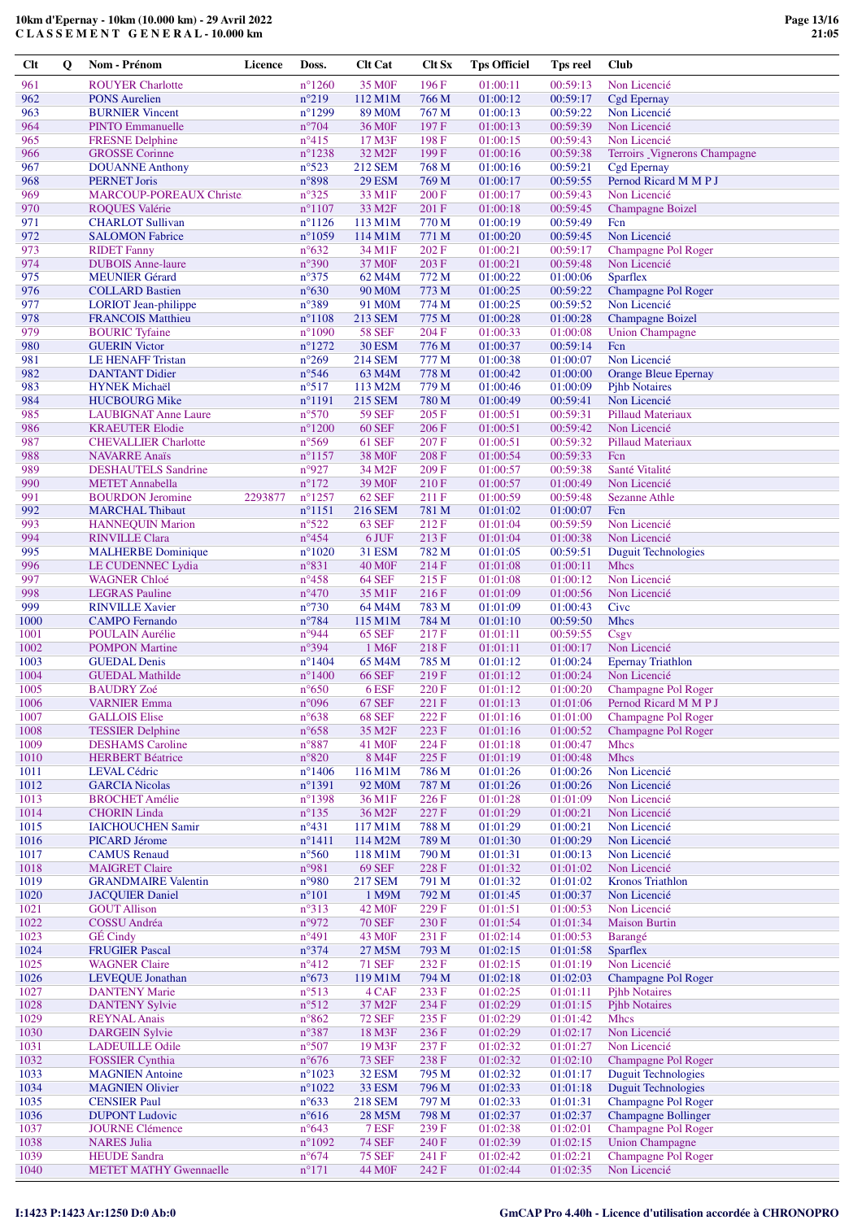# 10km d'Epernay - 10km (10.000 km) - 29 Avril 2022

## CLASSEMENT GENERAL - 10.000 km

| Clt | Q | Nom - Prénom | Licence | Doss. | Clt Cat | Clt Sx | Tps Officiel | Tps reel | Club |
|---|---|---|---|---|---|---|---|---|---|
| 961 | | ROUYER Charlotte | | n°1260 | 35 M0F | 196 F | 01:00:11 | 00:59:13 | Non Licencié |
| 962 | | PONS Aurelien | | n°219 | 112 M1M | 766 M | 01:00:12 | 00:59:17 | Cgd Epernay |
| 963 | | BURNIER Vincent | | n°1299 | 89 M0M | 767 M | 01:00:13 | 00:59:22 | Non Licencié |
| 964 | | PINTO Emmanuelle | | n°704 | 36 M0F | 197 F | 01:00:13 | 00:59:39 | Non Licencié |
| 965 | | FRESNE Delphine | | n°415 | 17 M3F | 198 F | 01:00:15 | 00:59:43 | Non Licencié |
| 966 | | GROSSE Corinne | | n°1238 | 32 M2F | 199 F | 01:00:16 | 00:59:38 | Terroirs _Vignerons Champagne |
| 967 | | DOUANNE Anthony | | n°523 | 212 SEM | 768 M | 01:00:16 | 00:59:21 | Cgd Epernay |
| 968 | | PERNET Joris | | n°898 | 29 ESM | 769 M | 01:00:17 | 00:59:55 | Pernod Ricard M M P J |
| 969 | | MARCOUP-POREAUX Christe | | n°325 | 33 M1F | 200 F | 01:00:17 | 00:59:43 | Non Licencié |
| 970 | | ROQUES Valérie | | n°1107 | 33 M2F | 201 F | 01:00:18 | 00:59:45 | Champagne Boizel |
| 971 | | CHARLOT Sullivan | | n°1126 | 113 M1M | 770 M | 01:00:19 | 00:59:49 | Fcn |
| 972 | | SALOMON Fabrice | | n°1059 | 114 M1M | 771 M | 01:00:20 | 00:59:45 | Non Licencié |
| 973 | | RIDET Fanny | | n°632 | 34 M1F | 202 F | 01:00:21 | 00:59:17 | Champagne Pol Roger |
| 974 | | DUBOIS Anne-laure | | n°390 | 37 M0F | 203 F | 01:00:21 | 00:59:48 | Non Licencié |
| 975 | | MEUNIER Gérard | | n°375 | 62 M4M | 772 M | 01:00:22 | 01:00:06 | Sparflex |
| 976 | | COLLARD Bastien | | n°630 | 90 M0M | 773 M | 01:00:25 | 00:59:22 | Champagne Pol Roger |
| 977 | | LORIOT Jean-philippe | | n°389 | 91 M0M | 774 M | 01:00:25 | 00:59:52 | Non Licencié |
| 978 | | FRANCOIS Matthieu | | n°1108 | 213 SEM | 775 M | 01:00:28 | 01:00:28 | Champagne Boizel |
| 979 | | BOURIC Tyfaine | | n°1090 | 58 SEF | 204 F | 01:00:33 | 01:00:08 | Union Champagne |
| 980 | | GUERIN Victor | | n°1272 | 30 ESM | 776 M | 01:00:37 | 00:59:14 | Fcn |
| 981 | | LE HENAFF Tristan | | n°269 | 214 SEM | 777 M | 01:00:38 | 01:00:07 | Non Licencié |
| 982 | | DANTANT Didier | | n°546 | 63 M4M | 778 M | 01:00:42 | 01:00:00 | Orange Bleue Epernay |
| 983 | | HYNEK Michaël | | n°517 | 113 M2M | 779 M | 01:00:46 | 01:00:09 | Pjhb Notaires |
| 984 | | HUCBOURG Mike | | n°1191 | 215 SEM | 780 M | 01:00:49 | 00:59:41 | Non Licencié |
| 985 | | LAUBIGNAT Anne Laure | | n°570 | 59 SEF | 205 F | 01:00:51 | 00:59:31 | Pillaud Materiaux |
| 986 | | KRAEUTER Elodie | | n°1200 | 60 SEF | 206 F | 01:00:51 | 00:59:42 | Non Licencié |
| 987 | | CHEVALLIER Charlotte | | n°569 | 61 SEF | 207 F | 01:00:51 | 00:59:32 | Pillaud Materiaux |
| 988 | | NAVARRE Anaïs | | n°1157 | 38 M0F | 208 F | 01:00:54 | 00:59:33 | Fcn |
| 989 | | DESHAUTELS Sandrine | | n°927 | 34 M2F | 209 F | 01:00:57 | 00:59:38 | Santé Vitalité |
| 990 | | METET Annabella | | n°172 | 39 M0F | 210 F | 01:00:57 | 01:00:49 | Non Licencié |
| 991 | | BOURDON Jeromine | 2293877 | n°1257 | 62 SEF | 211 F | 01:00:59 | 00:59:48 | Sezanne Athle |
| 992 | | MARCHAL Thibaut | | n°1151 | 216 SEM | 781 M | 01:01:02 | 01:00:07 | Fcn |
| 993 | | HANNEQUIN Marion | | n°522 | 63 SEF | 212 F | 01:01:04 | 00:59:59 | Non Licencié |
| 994 | | RINVILLE Clara | | n°454 | 6 JUF | 213 F | 01:01:04 | 01:00:38 | Non Licencié |
| 995 | | MALHERBE Dominique | | n°1020 | 31 ESM | 782 M | 01:01:05 | 00:59:51 | Duguit Technologies |
| 996 | | LE CUDENNEC Lydia | | n°831 | 40 M0F | 214 F | 01:01:08 | 01:00:11 | Mhcs |
| 997 | | WAGNER Chloé | | n°458 | 64 SEF | 215 F | 01:01:08 | 01:00:12 | Non Licencié |
| 998 | | LEGRAS Pauline | | n°470 | 35 M1F | 216 F | 01:01:09 | 01:00:56 | Non Licencié |
| 999 | | RINVILLE Xavier | | n°730 | 64 M4M | 783 M | 01:01:09 | 01:00:43 | Civc |
| 1000 | | CAMPO Fernando | | n°784 | 115 M1M | 784 M | 01:01:10 | 00:59:50 | Mhcs |
| 1001 | | POULAIN Aurélie | | n°944 | 65 SEF | 217 F | 01:01:11 | 00:59:55 | Csgv |
| 1002 | | POMPON Martine | | n°394 | 1 M6F | 218 F | 01:01:11 | 01:00:17 | Non Licencié |
| 1003 | | GUEDAL Denis | | n°1404 | 65 M4M | 785 M | 01:01:12 | 01:00:24 | Epernay Triathlon |
| 1004 | | GUEDAL Mathilde | | n°1400 | 66 SEF | 219 F | 01:01:12 | 01:00:24 | Non Licencié |
| 1005 | | BAUDRY Zoé | | n°650 | 6 ESF | 220 F | 01:01:12 | 01:00:20 | Champagne Pol Roger |
| 1006 | | VARNIER Emma | | n°096 | 67 SEF | 221 F | 01:01:13 | 01:01:06 | Pernod Ricard M M P J |
| 1007 | | GALLOIS Elise | | n°638 | 68 SEF | 222 F | 01:01:16 | 01:01:00 | Champagne Pol Roger |
| 1008 | | TESSIER Delphine | | n°658 | 35 M2F | 223 F | 01:01:16 | 01:00:52 | Champagne Pol Roger |
| 1009 | | DESHAMS Caroline | | n°887 | 41 M0F | 224 F | 01:01:18 | 01:00:47 | Mhcs |
| 1010 | | HERBERT Béatrice | | n°820 | 8 M4F | 225 F | 01:01:19 | 01:00:48 | Mhcs |
| 1011 | | LEVAL Cédric | | n°1406 | 116 M1M | 786 M | 01:01:26 | 01:00:26 | Non Licencié |
| 1012 | | GARCIA Nicolas | | n°1391 | 92 M0M | 787 M | 01:01:26 | 01:00:26 | Non Licencié |
| 1013 | | BROCHET Amélie | | n°1398 | 36 M1F | 226 F | 01:01:28 | 01:01:09 | Non Licencié |
| 1014 | | CHORIN Linda | | n°135 | 36 M2F | 227 F | 01:01:29 | 01:00:21 | Non Licencié |
| 1015 | | IAICHOUCHEN Samir | | n°431 | 117 M1M | 788 M | 01:01:29 | 01:00:21 | Non Licencié |
| 1016 | | PICARD Jérome | | n°1411 | 114 M2M | 789 M | 01:01:30 | 01:00:29 | Non Licencié |
| 1017 | | CAMUS Renaud | | n°560 | 118 M1M | 790 M | 01:01:31 | 01:00:13 | Non Licencié |
| 1018 | | MAIGRET Claire | | n°981 | 69 SEF | 228 F | 01:01:32 | 01:01:02 | Non Licencié |
| 1019 | | GRANDMAIRE Valentin | | n°980 | 217 SEM | 791 M | 01:01:32 | 01:01:02 | Kronos Triathlon |
| 1020 | | JACQUIER Daniel | | n°101 | 1 M9M | 792 M | 01:01:45 | 01:00:37 | Non Licencié |
| 1021 | | GOUT Allison | | n°313 | 42 M0F | 229 F | 01:01:51 | 01:00:53 | Non Licencié |
| 1022 | | COSSU Andréa | | n°972 | 70 SEF | 230 F | 01:01:54 | 01:01:34 | Maison Burtin |
| 1023 | | GÉ Cindy | | n°491 | 43 M0F | 231 F | 01:02:14 | 01:00:53 | Barangé |
| 1024 | | FRUGIER Pascal | | n°374 | 27 M5M | 793 M | 01:02:15 | 01:01:58 | Sparflex |
| 1025 | | WAGNER Claire | | n°412 | 71 SEF | 232 F | 01:02:15 | 01:01:19 | Non Licencié |
| 1026 | | LEVEQUE Jonathan | | n°673 | 119 M1M | 794 M | 01:02:18 | 01:02:03 | Champagne Pol Roger |
| 1027 | | DANTENY Marie | | n°513 | 4 CAF | 233 F | 01:02:25 | 01:01:11 | Pjhb Notaires |
| 1028 | | DANTENY Sylvie | | n°512 | 37 M2F | 234 F | 01:02:29 | 01:01:15 | Pjhb Notaires |
| 1029 | | REYNAL Anais | | n°862 | 72 SEF | 235 F | 01:02:29 | 01:01:42 | Mhcs |
| 1030 | | DARGEIN Sylvie | | n°387 | 18 M3F | 236 F | 01:02:29 | 01:02:17 | Non Licencié |
| 1031 | | LADEUILLE Odile | | n°507 | 19 M3F | 237 F | 01:02:32 | 01:01:27 | Non Licencié |
| 1032 | | FOSSIER Cynthia | | n°676 | 73 SEF | 238 F | 01:02:32 | 01:02:10 | Champagne Pol Roger |
| 1033 | | MAGNIEN Antoine | | n°1023 | 32 ESM | 795 M | 01:02:32 | 01:01:17 | Duguit Technologies |
| 1034 | | MAGNIEN Olivier | | n°1022 | 33 ESM | 796 M | 01:02:33 | 01:01:18 | Duguit Technologies |
| 1035 | | CENSIER Paul | | n°633 | 218 SEM | 797 M | 01:02:33 | 01:01:31 | Champagne Pol Roger |
| 1036 | | DUPONT Ludovic | | n°616 | 28 M5M | 798 M | 01:02:37 | 01:02:37 | Champagne Bollinger |
| 1037 | | JOURNE Clémence | | n°643 | 7 ESF | 239 F | 01:02:38 | 01:02:01 | Champagne Pol Roger |
| 1038 | | NARES Julia | | n°1092 | 74 SEF | 240 F | 01:02:39 | 01:02:15 | Union Champagne |
| 1039 | | HEUDE Sandra | | n°674 | 75 SEF | 241 F | 01:02:42 | 01:02:21 | Champagne Pol Roger |
| 1040 | | METET MATHY Gwennaelle | | n°171 | 44 M0F | 242 F | 01:02:44 | 01:02:35 | Non Licencié |

I:1423 P:1423 Ar:1250 D:0 Ab:0

GmCAP Pro 4.40h - Licence d'utilisation accordée à CHRONOPRO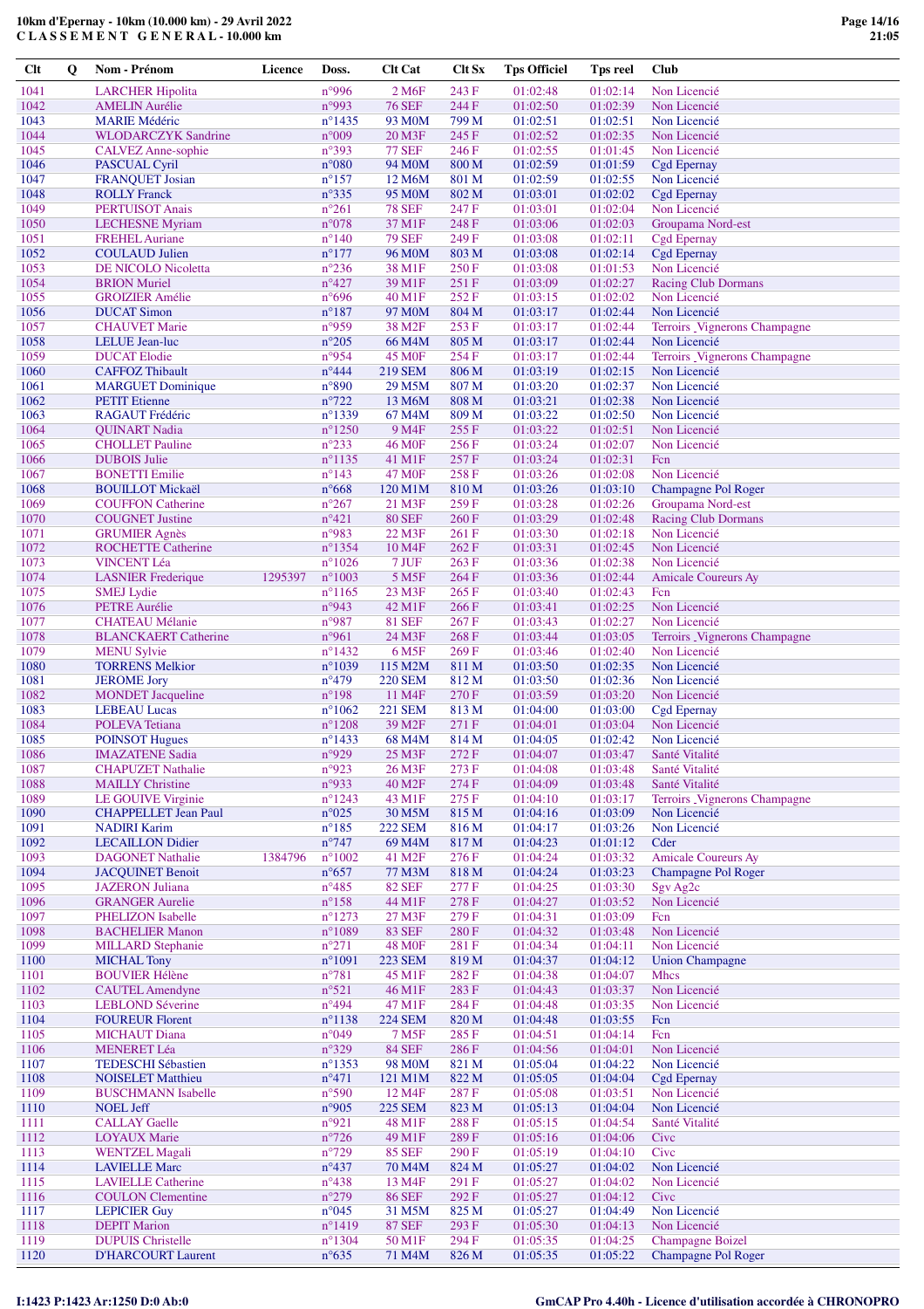**10km d'Epernay - 10km (10.000 km) - 29 Avril 2022**
**C L A S S E M E N T  G E N E R A L - 10.000 km**

| Clt | Q | Nom - Prénom | Licence | Doss. | Clt Cat | Clt Sx | Tps Officiel | Tps reel | Club |
|---|---|---|---|---|---|---|---|---|---|
| 1041 | | LARCHER Hipolita | | n°996 | 2 M6F | 243 F | 01:02:48 | 01:02:14 | Non Licencié |
| 1042 | | AMELIN Aurélie | | n°993 | 76 SEF | 244 F | 01:02:50 | 01:02:39 | Non Licencié |
| 1043 | | MARIE Médéric | | n°1435 | 93 M0M | 799 M | 01:02:51 | 01:02:51 | Non Licencié |
| 1044 | | WLODARCZYK Sandrine | | n°009 | 20 M3F | 245 F | 01:02:52 | 01:02:35 | Non Licencié |
| 1045 | | CALVEZ Anne-sophie | | n°393 | 77 SEF | 246 F | 01:02:55 | 01:01:45 | Non Licencié |
| 1046 | | PASCUAL Cyril | | n°080 | 94 M0M | 800 M | 01:02:59 | 01:01:59 | Cgd Epernay |
| 1047 | | FRANQUET Josian | | n°157 | 12 M6M | 801 M | 01:02:59 | 01:02:55 | Non Licencié |
| 1048 | | ROLLY Franck | | n°335 | 95 M0M | 802 M | 01:03:01 | 01:02:02 | Cgd Epernay |
| 1049 | | PERTUISOT Anais | | n°261 | 78 SEF | 247 F | 01:03:01 | 01:02:04 | Non Licencié |
| 1050 | | LECHESNE Myriam | | n°078 | 37 M1F | 248 F | 01:03:06 | 01:02:03 | Groupama Nord-est |
| 1051 | | FREHEL Auriane | | n°140 | 79 SEF | 249 F | 01:03:08 | 01:02:11 | Cgd Epernay |
| 1052 | | COULAUD Julien | | n°177 | 96 M0M | 803 M | 01:03:08 | 01:02:14 | Cgd Epernay |
| 1053 | | DE NICOLO Nicoletta | | n°236 | 38 M1F | 250 F | 01:03:08 | 01:01:53 | Non Licencié |
| 1054 | | BRION Muriel | | n°427 | 39 M1F | 251 F | 01:03:09 | 01:02:27 | Racing Club Dormans |
| 1055 | | GROIZIER Amélie | | n°696 | 40 M1F | 252 F | 01:03:15 | 01:02:02 | Non Licencié |
| 1056 | | DUCAT Simon | | n°187 | 97 M0M | 804 M | 01:03:17 | 01:02:44 | Non Licencié |
| 1057 | | CHAUVET Marie | | n°959 | 38 M2F | 253 F | 01:03:17 | 01:02:44 | Terroirs _Vignerons Champagne |
| 1058 | | LELUE Jean-luc | | n°205 | 66 M4M | 805 M | 01:03:17 | 01:02:44 | Non Licencié |
| 1059 | | DUCAT Elodie | | n°954 | 45 M0F | 254 F | 01:03:17 | 01:02:44 | Terroirs _Vignerons Champagne |
| 1060 | | CAFFOZ Thibault | | n°444 | 219 SEM | 806 M | 01:03:19 | 01:02:15 | Non Licencié |
| 1061 | | MARGUET Dominique | | n°890 | 29 M5M | 807 M | 01:03:20 | 01:02:37 | Non Licencié |
| 1062 | | PETIT Etienne | | n°722 | 13 M6M | 808 M | 01:03:21 | 01:02:38 | Non Licencié |
| 1063 | | RAGAUT Frédéric | | n°1339 | 67 M4M | 809 M | 01:03:22 | 01:02:50 | Non Licencié |
| 1064 | | QUINART Nadia | | n°1250 | 9 M4F | 255 F | 01:03:22 | 01:02:51 | Non Licencié |
| 1065 | | CHOLLET Pauline | | n°233 | 46 M0F | 256 F | 01:03:24 | 01:02:07 | Non Licencié |
| 1066 | | DUBOIS Julie | | n°1135 | 41 M1F | 257 F | 01:03:24 | 01:02:31 | Fcn |
| 1067 | | BONETTI Emilie | | n°143 | 47 M0F | 258 F | 01:03:26 | 01:02:08 | Non Licencié |
| 1068 | | BOUILLOT Mickaël | | n°668 | 120 M1M | 810 M | 01:03:26 | 01:03:10 | Champagne Pol Roger |
| 1069 | | COUFFON Catherine | | n°267 | 21 M3F | 259 F | 01:03:28 | 01:02:26 | Groupama Nord-est |
| 1070 | | COUGNET Justine | | n°421 | 80 SEF | 260 F | 01:03:29 | 01:02:48 | Racing Club Dormans |
| 1071 | | GRUMIER Agnès | | n°983 | 22 M3F | 261 F | 01:03:30 | 01:02:18 | Non Licencié |
| 1072 | | ROCHETTE Catherine | | n°1354 | 10 M4F | 262 F | 01:03:31 | 01:02:45 | Non Licencié |
| 1073 | | VINCENT Léa | | n°1026 | 7 JUF | 263 F | 01:03:36 | 01:02:38 | Non Licencié |
| 1074 | | LASNIER Frederique | 1295397 | n°1003 | 5 M5F | 264 F | 01:03:36 | 01:02:44 | Amicale Coureurs Ay |
| 1075 | | SMEJ Lydie | | n°1165 | 23 M3F | 265 F | 01:03:40 | 01:02:43 | Fcn |
| 1076 | | PETRE Aurélie | | n°943 | 42 M1F | 266 F | 01:03:41 | 01:02:25 | Non Licencié |
| 1077 | | CHATEAU Mélanie | | n°987 | 81 SEF | 267 F | 01:03:43 | 01:02:27 | Non Licencié |
| 1078 | | BLANCKAERT Catherine | | n°961 | 24 M3F | 268 F | 01:03:44 | 01:03:05 | Terroirs _Vignerons Champagne |
| 1079 | | MENU Sylvie | | n°1432 | 6 M5F | 269 F | 01:03:46 | 01:02:40 | Non Licencié |
| 1080 | | TORRENS Melkior | | n°1039 | 115 M2M | 811 M | 01:03:50 | 01:02:35 | Non Licencié |
| 1081 | | JEROME Jory | | n°479 | 220 SEM | 812 M | 01:03:50 | 01:02:36 | Non Licencié |
| 1082 | | MONDET Jacqueline | | n°198 | 11 M4F | 270 F | 01:03:59 | 01:03:20 | Non Licencié |
| 1083 | | LEBEAU Lucas | | n°1062 | 221 SEM | 813 M | 01:04:00 | 01:03:00 | Cgd Epernay |
| 1084 | | POLEVA Tetiana | | n°1208 | 39 M2F | 271 F | 01:04:01 | 01:03:04 | Non Licencié |
| 1085 | | POINSOT Hugues | | n°1433 | 68 M4M | 814 M | 01:04:05 | 01:02:42 | Non Licencié |
| 1086 | | IMAZATENE Sadia | | n°929 | 25 M3F | 272 F | 01:04:07 | 01:03:47 | Santé Vitalité |
| 1087 | | CHAPUZET Nathalie | | n°923 | 26 M3F | 273 F | 01:04:08 | 01:03:48 | Santé Vitalité |
| 1088 | | MAILLY Christine | | n°933 | 40 M2F | 274 F | 01:04:09 | 01:03:48 | Santé Vitalité |
| 1089 | | LE GOUIVE Virginie | | n°1243 | 43 M1F | 275 F | 01:04:10 | 01:03:17 | Terroirs _Vignerons Champagne |
| 1090 | | CHAPPELLET Jean Paul | | n°025 | 30 M5M | 815 M | 01:04:16 | 01:03:09 | Non Licencié |
| 1091 | | NADIRI Karim | | n°185 | 222 SEM | 816 M | 01:04:17 | 01:03:26 | Non Licencié |
| 1092 | | LECAILLON Didier | | n°747 | 69 M4M | 817 M | 01:04:23 | 01:01:12 | Cder |
| 1093 | | DAGONET Nathalie | 1384796 | n°1002 | 41 M2F | 276 F | 01:04:24 | 01:03:32 | Amicale Coureurs Ay |
| 1094 | | JACQUINET Benoit | | n°657 | 77 M3M | 818 M | 01:04:24 | 01:03:23 | Champagne Pol Roger |
| 1095 | | JAZERON Juliana | | n°485 | 82 SEF | 277 F | 01:04:25 | 01:03:30 | Sgv Ag2c |
| 1096 | | GRANGER Aurelie | | n°158 | 44 M1F | 278 F | 01:04:27 | 01:03:52 | Non Licencié |
| 1097 | | PHELIZON Isabelle | | n°1273 | 27 M3F | 279 F | 01:04:31 | 01:03:09 | Fcn |
| 1098 | | BACHELIER Manon | | n°1089 | 83 SEF | 280 F | 01:04:32 | 01:03:48 | Non Licencié |
| 1099 | | MILLARD Stephanie | | n°271 | 48 M0F | 281 F | 01:04:34 | 01:04:11 | Non Licencié |
| 1100 | | MICHAL Tony | | n°1091 | 223 SEM | 819 M | 01:04:37 | 01:04:12 | Union Champagne |
| 1101 | | BOUVIER Hélène | | n°781 | 45 M1F | 282 F | 01:04:38 | 01:04:07 | Mhcs |
| 1102 | | CAUTEL Amendyne | | n°521 | 46 M1F | 283 F | 01:04:43 | 01:03:37 | Non Licencié |
| 1103 | | LEBLOND Séverine | | n°494 | 47 M1F | 284 F | 01:04:48 | 01:03:35 | Non Licencié |
| 1104 | | FOUREUR Florent | | n°1138 | 224 SEM | 820 M | 01:04:48 | 01:03:55 | Fcn |
| 1105 | | MICHAUT Diana | | n°049 | 7 M5F | 285 F | 01:04:51 | 01:04:14 | Fcn |
| 1106 | | MENERET Léa | | n°329 | 84 SEF | 286 F | 01:04:56 | 01:04:01 | Non Licencié |
| 1107 | | TEDESCHI Sébastien | | n°1353 | 98 M0M | 821 M | 01:05:04 | 01:04:22 | Non Licencié |
| 1108 | | NOISELET Matthieu | | n°471 | 121 M1M | 822 M | 01:05:05 | 01:04:04 | Cgd Epernay |
| 1109 | | BUSCHMANN Isabelle | | n°590 | 12 M4F | 287 F | 01:05:08 | 01:03:51 | Non Licencié |
| 1110 | | NOEL Jeff | | n°905 | 225 SEM | 823 M | 01:05:13 | 01:04:04 | Non Licencié |
| 1111 | | CALLAY Gaelle | | n°921 | 48 M1F | 288 F | 01:05:15 | 01:04:54 | Santé Vitalité |
| 1112 | | LOYAUX Marie | | n°726 | 49 M1F | 289 F | 01:05:16 | 01:04:06 | Civc |
| 1113 | | WENTZEL Magali | | n°729 | 85 SEF | 290 F | 01:05:19 | 01:04:10 | Civc |
| 1114 | | LAVIELLE Marc | | n°437 | 70 M4M | 824 M | 01:05:27 | 01:04:02 | Non Licencié |
| 1115 | | LAVIELLE Catherine | | n°438 | 13 M4F | 291 F | 01:05:27 | 01:04:02 | Non Licencié |
| 1116 | | COULON Clementine | | n°279 | 86 SEF | 292 F | 01:05:27 | 01:04:12 | Civc |
| 1117 | | LEPICIER Guy | | n°045 | 31 M5M | 825 M | 01:05:27 | 01:04:49 | Non Licencié |
| 1118 | | DEPIT Marion | | n°1419 | 87 SEF | 293 F | 01:05:30 | 01:04:13 | Non Licencié |
| 1119 | | DUPUIS Christelle | | n°1304 | 50 M1F | 294 F | 01:05:35 | 01:04:25 | Champagne Boizel |
| 1120 | | D'HARCOURT Laurent | | n°635 | 71 M4M | 826 M | 01:05:35 | 01:05:22 | Champagne Pol Roger |

I:1423 P:1423 Ar:1250 D:0 Ab:0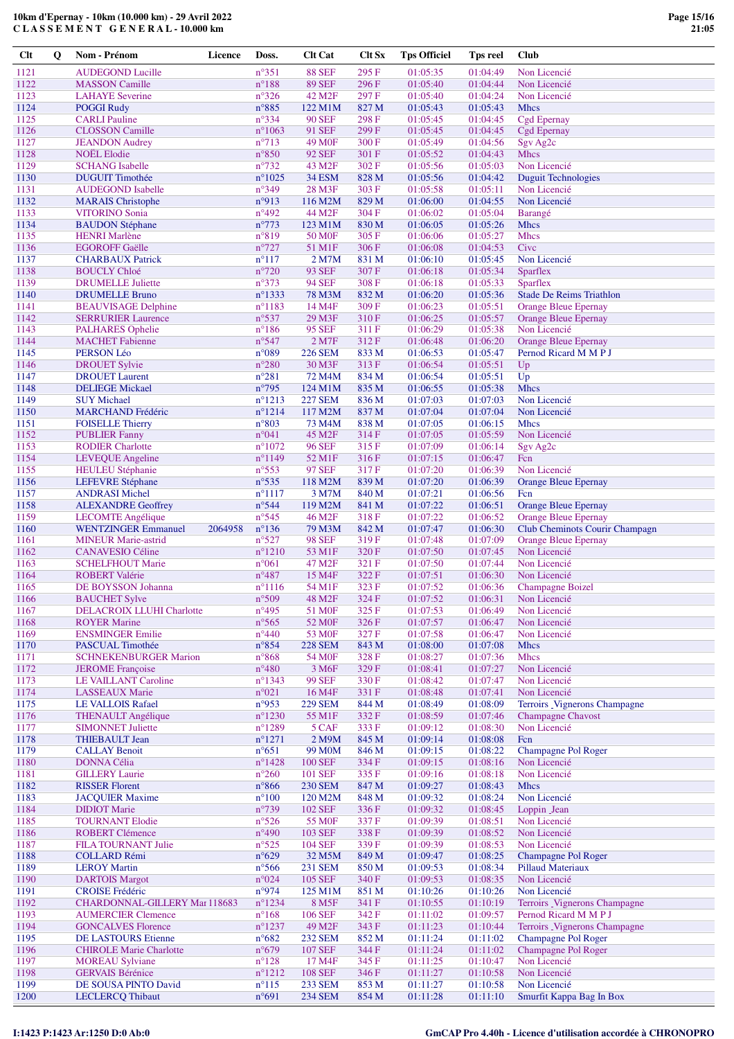**10km d'Epernay - 10km (10.000 km) - 29 Avril 2022**
**C L A S S E M E N T G E N E R A L - 10.000 km**

| Clt | Q | Nom - Prénom | Licence | Doss. | Clt Cat | Clt Sx | Tps Officiel | Tps reel | Club |
|---|---|---|---|---|---|---|---|---|---|
| 1121 | | AUDEGOND Lucille | | n°351 | 88 SEF | 295 F | 01:05:35 | 01:04:49 | Non Licencié |
| 1122 | | MASSON Camille | | n°188 | 89 SEF | 296 F | 01:05:40 | 01:04:44 | Non Licencié |
| 1123 | | LAHAYE Severine | | n°326 | 42 M2F | 297 F | 01:05:40 | 01:04:24 | Non Licencié |
| 1124 | | POGGI Rudy | | n°885 | 122 M1M | 827 M | 01:05:43 | 01:05:43 | Mhcs |
| 1125 | | CARLI Pauline | | n°334 | 90 SEF | 298 F | 01:05:45 | 01:04:45 | Cgd Epernay |
| 1126 | | CLOSSON Camille | | n°1063 | 91 SEF | 299 F | 01:05:45 | 01:04:45 | Cgd Epernay |
| 1127 | | JEANDON Audrey | | n°713 | 49 M0F | 300 F | 01:05:49 | 01:04:56 | Sgv Ag2c |
| 1128 | | NOËL Elodie | | n°850 | 92 SEF | 301 F | 01:05:52 | 01:04:43 | Mhcs |
| 1129 | | SCHANG Isabelle | | n°732 | 43 M2F | 302 F | 01:05:56 | 01:05:03 | Non Licencié |
| 1130 | | DUGUIT Timothée | | n°1025 | 34 ESM | 828 M | 01:05:56 | 01:04:42 | Duguit Technologies |
| 1131 | | AUDEGOND Isabelle | | n°349 | 28 M3F | 303 F | 01:05:58 | 01:05:11 | Non Licencié |
| 1132 | | MARAIS Christophe | | n°913 | 116 M2M | 829 M | 01:06:00 | 01:04:55 | Non Licencié |
| 1133 | | VITORINO Sonia | | n°492 | 44 M2F | 304 F | 01:06:02 | 01:05:04 | Barangé |
| 1134 | | BAUDON Stéphane | | n°773 | 123 M1M | 830 M | 01:06:05 | 01:05:26 | Mhcs |
| 1135 | | HENRI Marlène | | n°819 | 50 M0F | 305 F | 01:06:06 | 01:05:27 | Mhcs |
| 1136 | | EGOROFF Gaëlle | | n°727 | 51 M1F | 306 F | 01:06:08 | 01:04:53 | Civc |
| 1137 | | CHARBAUX Patrick | | n°117 | 2 M7M | 831 M | 01:06:10 | 01:05:45 | Non Licencié |
| 1138 | | BOUCLY Chloé | | n°720 | 93 SEF | 307 F | 01:06:18 | 01:05:34 | Sparflex |
| 1139 | | DRUMELLE Juliette | | n°373 | 94 SEF | 308 F | 01:06:18 | 01:05:33 | Sparflex |
| 1140 | | DRUMELLE Bruno | | n°1333 | 78 M3M | 832 M | 01:06:20 | 01:05:36 | Stade De Reims Triathlon |
| 1141 | | BEAUVISAGE Delphine | | n°1183 | 14 M4F | 309 F | 01:06:23 | 01:05:51 | Orange Bleue Epernay |
| 1142 | | SERRURIER Laurence | | n°537 | 29 M3F | 310 F | 01:06:25 | 01:05:57 | Orange Bleue Epernay |
| 1143 | | PALHARES Ophelie | | n°186 | 95 SEF | 311 F | 01:06:29 | 01:05:38 | Non Licencié |
| 1144 | | MACHET Fabienne | | n°547 | 2 M7F | 312 F | 01:06:48 | 01:06:20 | Orange Bleue Epernay |
| 1145 | | PERSON Léo | | n°089 | 226 SEM | 833 M | 01:06:53 | 01:05:47 | Pernod Ricard M M P J |
| 1146 | | DROUET Sylvie | | n°280 | 30 M3F | 313 F | 01:06:54 | 01:05:51 | Up |
| 1147 | | DROUET Laurent | | n°281 | 72 M4M | 834 M | 01:06:54 | 01:05:51 | Up |
| 1148 | | DELIEGE Mickael | | n°795 | 124 M1M | 835 M | 01:06:55 | 01:05:38 | Mhcs |
| 1149 | | SUY Michael | | n°1213 | 227 SEM | 836 M | 01:07:03 | 01:07:03 | Non Licencié |
| 1150 | | MARCHAND Frédéric | | n°1214 | 117 M2M | 837 M | 01:07:04 | 01:07:04 | Non Licencié |
| 1151 | | FOISELLE Thierry | | n°803 | 73 M4M | 838 M | 01:07:05 | 01:06:15 | Mhcs |
| 1152 | | PUBLIER Fanny | | n°041 | 45 M2F | 314 F | 01:07:05 | 01:05:59 | Non Licencié |
| 1153 | | RODIER Charlotte | | n°1072 | 96 SEF | 315 F | 01:07:09 | 01:06:14 | Sgv Ag2c |
| 1154 | | LEVEQUE Angeline | | n°1149 | 52 M1F | 316 F | 01:07:15 | 01:06:47 | Fcn |
| 1155 | | HEULEU Stéphanie | | n°553 | 97 SEF | 317 F | 01:07:20 | 01:06:39 | Non Licencié |
| 1156 | | LEFEVRE Stéphane | | n°535 | 118 M2M | 839 M | 01:07:20 | 01:06:39 | Orange Bleue Epernay |
| 1157 | | ANDRASI Michel | | n°1117 | 3 M7M | 840 M | 01:07:21 | 01:06:56 | Fcn |
| 1158 | | ALEXANDRE Geoffrey | | n°544 | 119 M2M | 841 M | 01:07:22 | 01:06:51 | Orange Bleue Epernay |
| 1159 | | LECOMTE Angélique | | n°545 | 46 M2F | 318 F | 01:07:22 | 01:06:52 | Orange Bleue Epernay |
| 1160 | | WENTZINGER Emmanuel | 2064958 | n°136 | 79 M3M | 842 M | 01:07:47 | 01:06:30 | Club Cheminots Courir Champagn |
| 1161 | | MINEUR Marie-astrid | | n°527 | 98 SEF | 319 F | 01:07:48 | 01:07:09 | Orange Bleue Epernay |
| 1162 | | CANAVESIO Céline | | n°1210 | 53 M1F | 320 F | 01:07:50 | 01:07:45 | Non Licencié |
| 1163 | | SCHELFHOUT Marie | | n°061 | 47 M2F | 321 F | 01:07:50 | 01:07:44 | Non Licencié |
| 1164 | | ROBERT Valérie | | n°487 | 15 M4F | 322 F | 01:07:51 | 01:06:30 | Non Licencié |
| 1165 | | DE BOYSSON Johanna | | n°1116 | 54 M1F | 323 F | 01:07:52 | 01:06:36 | Champagne Boizel |
| 1166 | | BAUCHET Sylve | | n°509 | 48 M2F | 324 F | 01:07:52 | 01:06:31 | Non Licencié |
| 1167 | | DELACROIX LLUHI Charlotte | | n°495 | 51 M0F | 325 F | 01:07:53 | 01:06:49 | Non Licencié |
| 1168 | | ROYER Marine | | n°565 | 52 M0F | 326 F | 01:07:57 | 01:06:47 | Non Licencié |
| 1169 | | ENSMINGER Emilie | | n°440 | 53 M0F | 327 F | 01:07:58 | 01:06:47 | Non Licencié |
| 1170 | | PASCUAL Timothée | | n°854 | 228 SEM | 843 M | 01:08:00 | 01:07:08 | Mhcs |
| 1171 | | SCHNEKENBURGER Marion | | n°868 | 54 M0F | 328 F | 01:08:27 | 01:07:36 | Mhcs |
| 1172 | | JEROME Françoise | | n°480 | 3 M6F | 329 F | 01:08:41 | 01:07:27 | Non Licencié |
| 1173 | | LE VAILLANT Caroline | | n°1343 | 99 SEF | 330 F | 01:08:42 | 01:07:47 | Non Licencié |
| 1174 | | LASSEAUX Marie | | n°021 | 16 M4F | 331 F | 01:08:48 | 01:07:41 | Non Licencié |
| 1175 | | LE VALLOIS Rafael | | n°953 | 229 SEM | 844 M | 01:08:49 | 01:08:09 | Terroirs _Vignerons Champagne |
| 1176 | | THENAULT Angélique | | n°1230 | 55 M1F | 332 F | 01:08:59 | 01:07:46 | Champagne Chavost |
| 1177 | | SIMONNET Juliette | | n°1289 | 5 CAF | 333 F | 01:09:12 | 01:08:30 | Non Licencié |
| 1178 | | THIEBAULT Jean | | n°1271 | 2 M9M | 845 M | 01:09:14 | 01:08:08 | Fcn |
| 1179 | | CALLAY Benoit | | n°651 | 99 M0M | 846 M | 01:09:15 | 01:08:22 | Champagne Pol Roger |
| 1180 | | DONNA Célia | | n°1428 | 100 SEF | 334 F | 01:09:15 | 01:08:16 | Non Licencié |
| 1181 | | GILLERY Laurie | | n°260 | 101 SEF | 335 F | 01:09:16 | 01:08:18 | Non Licencié |
| 1182 | | RISSER Florent | | n°866 | 230 SEM | 847 M | 01:09:27 | 01:08:43 | Mhcs |
| 1183 | | JACQUIER Maxime | | n°100 | 120 M2M | 848 M | 01:09:32 | 01:08:24 | Non Licencié |
| 1184 | | DIDIOT Marie | | n°739 | 102 SEF | 336 F | 01:09:32 | 01:08:45 | Loppin _Jean |
| 1185 | | TOURNANT Elodie | | n°526 | 55 M0F | 337 F | 01:09:39 | 01:08:51 | Non Licencié |
| 1186 | | ROBERT Clémence | | n°490 | 103 SEF | 338 F | 01:09:39 | 01:08:52 | Non Licencié |
| 1187 | | FILA TOURNANT Julie | | n°525 | 104 SEF | 339 F | 01:09:39 | 01:08:53 | Non Licencié |
| 1188 | | COLLARD Rémi | | n°629 | 32 M5M | 849 M | 01:09:47 | 01:08:25 | Champagne Pol Roger |
| 1189 | | LEROY Martin | | n°566 | 231 SEM | 850 M | 01:09:53 | 01:08:34 | Pillaud Materiaux |
| 1190 | | DARTOIS Margot | | n°024 | 105 SEF | 340 F | 01:09:53 | 01:08:35 | Non Licencié |
| 1191 | | CROISE Frédéric | | n°974 | 125 M1M | 851 M | 01:10:26 | 01:10:26 | Non Licencié |
| 1192 | | CHARDONNAL-GILLERY Mar | 118683 | n°1234 | 8 M5F | 341 F | 01:10:55 | 01:10:19 | Terroirs _Vignerons Champagne |
| 1193 | | AUMERCIER Clemence | | n°168 | 106 SEF | 342 F | 01:11:02 | 01:09:57 | Pernod Ricard M M P J |
| 1194 | | GONCALVES Florence | | n°1237 | 49 M2F | 343 F | 01:11:23 | 01:10:44 | Terroirs _Vignerons Champagne |
| 1195 | | DE LASTOURS Etienne | | n°682 | 232 SEM | 852 M | 01:11:24 | 01:11:02 | Champagne Pol Roger |
| 1196 | | CHIROLE Marie Charlotte | | n°679 | 107 SEF | 344 F | 01:11:24 | 01:11:02 | Champagne Pol Roger |
| 1197 | | MOREAU Sylviane | | n°128 | 17 M4F | 345 F | 01:11:25 | 01:10:47 | Non Licencié |
| 1198 | | GERVAIS Bérénice | | n°1212 | 108 SEF | 346 F | 01:11:27 | 01:10:58 | Non Licencié |
| 1199 | | DE SOUSA PINTO David | | n°115 | 233 SEM | 853 M | 01:11:27 | 01:10:58 | Non Licencié |
| 1200 | | LECLERCQ Thibaut | | n°691 | 234 SEM | 854 M | 01:11:28 | 01:11:10 | Smurfit Kappa Bag In Box |

I:1423 P:1423 Ar:1250 D:0 Ab:0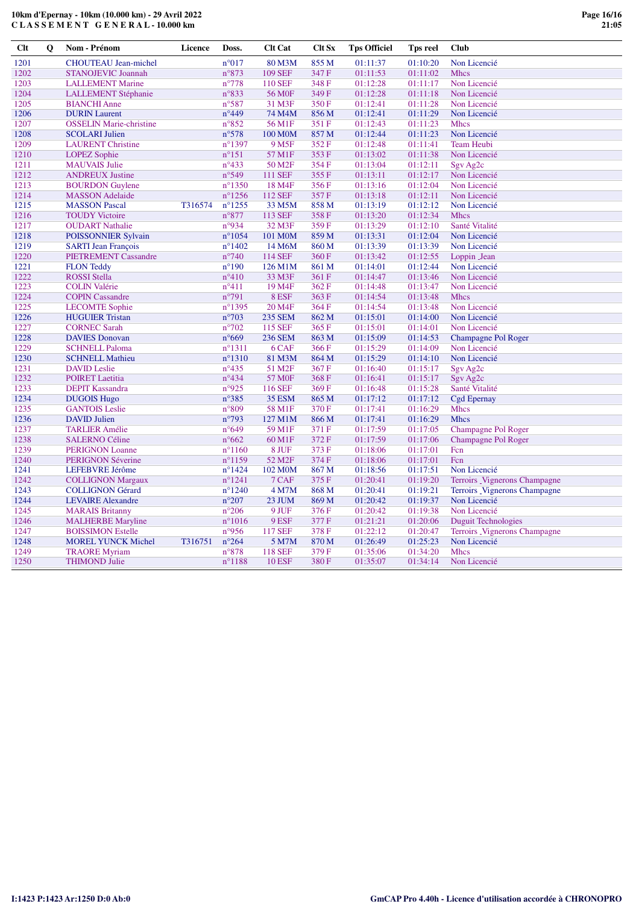**10km d'Epernay - 10km (10.000 km) - 29 Avril 2022**
**C L A S S E M E N T G E N E R A L - 10.000 km**

| Clt | Q | Nom - Prénom | Licence | Doss. | Clt Cat | Clt Sx | Tps Officiel | Tps reel | Club |
|---|---|---|---|---|---|---|---|---|---|
| 1201 | | CHOUTEAU Jean-michel | | n°017 | 80 M3M | 855 M | 01:11:37 | 01:10:20 | Non Licencié |
| 1202 | | STANOJEVIC Joannah | | n°873 | 109 SEF | 347 F | 01:11:53 | 01:11:02 | Mhcs |
| 1203 | | LALLEMENT Marine | | n°778 | 110 SEF | 348 F | 01:12:28 | 01:11:17 | Non Licencié |
| 1204 | | LALLEMENT Stéphanie | | n°833 | 56 M0F | 349 F | 01:12:28 | 01:11:18 | Non Licencié |
| 1205 | | BIANCHI Anne | | n°587 | 31 M3F | 350 F | 01:12:41 | 01:11:28 | Non Licencié |
| 1206 | | DURIN Laurent | | n°449 | 74 M4M | 856 M | 01:12:41 | 01:11:29 | Non Licencié |
| 1207 | | OSSELIN Marie-christine | | n°852 | 56 M1F | 351 F | 01:12:43 | 01:11:23 | Mhcs |
| 1208 | | SCOLARI Julien | | n°578 | 100 M0M | 857 M | 01:12:44 | 01:11:23 | Non Licencié |
| 1209 | | LAURENT Christine | | n°1397 | 9 M5F | 352 F | 01:12:48 | 01:11:41 | Team Heubi |
| 1210 | | LOPEZ Sophie | | n°151 | 57 M1F | 353 F | 01:13:02 | 01:11:38 | Non Licencié |
| 1211 | | MAUVAIS Julie | | n°433 | 50 M2F | 354 F | 01:13:04 | 01:12:11 | Sgv Ag2c |
| 1212 | | ANDREUX Justine | | n°549 | 111 SEF | 355 F | 01:13:11 | 01:12:17 | Non Licencié |
| 1213 | | BOURDON Guylene | | n°1350 | 18 M4F | 356 F | 01:13:16 | 01:12:04 | Non Licencié |
| 1214 | | MASSON Adelaide | | n°1256 | 112 SEF | 357 F | 01:13:18 | 01:12:11 | Non Licencié |
| 1215 | | MASSON Pascal | T316574 | n°1255 | 33 M5M | 858 M | 01:13:19 | 01:12:12 | Non Licencié |
| 1216 | | TOUDY Victoire | | n°877 | 113 SEF | 358 F | 01:13:20 | 01:12:34 | Mhcs |
| 1217 | | OUDART Nathalie | | n°934 | 32 M3F | 359 F | 01:13:29 | 01:12:10 | Santé Vitalité |
| 1218 | | POISSONNIER Sylvain | | n°1054 | 101 M0M | 859 M | 01:13:31 | 01:12:04 | Non Licencié |
| 1219 | | SARTI Jean François | | n°1402 | 14 M6M | 860 M | 01:13:39 | 01:13:39 | Non Licencié |
| 1220 | | PIETREMENT Cassandre | | n°740 | 114 SEF | 360 F | 01:13:42 | 01:12:55 | Loppin _Jean |
| 1221 | | FLON Teddy | | n°190 | 126 M1M | 861 M | 01:14:01 | 01:12:44 | Non Licencié |
| 1222 | | ROSSI Stella | | n°410 | 33 M3F | 361 F | 01:14:47 | 01:13:46 | Non Licencié |
| 1223 | | COLIN Valérie | | n°411 | 19 M4F | 362 F | 01:14:48 | 01:13:47 | Non Licencié |
| 1224 | | COPIN Cassandre | | n°791 | 8 ESF | 363 F | 01:14:54 | 01:13:48 | Mhcs |
| 1225 | | LECOMTE Sophie | | n°1395 | 20 M4F | 364 F | 01:14:54 | 01:13:48 | Non Licencié |
| 1226 | | HUGUIER Tristan | | n°703 | 235 SEM | 862 M | 01:15:01 | 01:14:00 | Non Licencié |
| 1227 | | CORNEC Sarah | | n°702 | 115 SEF | 365 F | 01:15:01 | 01:14:01 | Non Licencié |
| 1228 | | DAVIES Donovan | | n°669 | 236 SEM | 863 M | 01:15:09 | 01:14:53 | Champagne Pol Roger |
| 1229 | | SCHNELL Paloma | | n°1311 | 6 CAF | 366 F | 01:15:29 | 01:14:09 | Non Licencié |
| 1230 | | SCHNELL Mathieu | | n°1310 | 81 M3M | 864 M | 01:15:29 | 01:14:10 | Non Licencié |
| 1231 | | DAVID Leslie | | n°435 | 51 M2F | 367 F | 01:16:40 | 01:15:17 | Sgv Ag2c |
| 1232 | | POIRET Laetitia | | n°434 | 57 M0F | 368 F | 01:16:41 | 01:15:17 | Sgv Ag2c |
| 1233 | | DEPIT Kassandra | | n°925 | 116 SEF | 369 F | 01:16:48 | 01:15:28 | Santé Vitalité |
| 1234 | | DUGOIS Hugo | | n°385 | 35 ESM | 865 M | 01:17:12 | 01:17:12 | Cgd Epernay |
| 1235 | | GANTOIS Leslie | | n°809 | 58 M1F | 370 F | 01:17:41 | 01:16:29 | Mhcs |
| 1236 | | DAVID Julien | | n°793 | 127 M1M | 866 M | 01:17:41 | 01:16:29 | Mhcs |
| 1237 | | TARLIER Amélie | | n°649 | 59 M1F | 371 F | 01:17:59 | 01:17:05 | Champagne Pol Roger |
| 1238 | | SALERNO Céline | | n°662 | 60 M1F | 372 F | 01:17:59 | 01:17:06 | Champagne Pol Roger |
| 1239 | | PERIGNON Loanne | | n°1160 | 8 JUF | 373 F | 01:18:06 | 01:17:01 | Fcn |
| 1240 | | PERIGNON Séverine | | n°1159 | 52 M2F | 374 F | 01:18:06 | 01:17:01 | Fcn |
| 1241 | | LEFEBVRE Jérôme | | n°1424 | 102 M0M | 867 M | 01:18:56 | 01:17:51 | Non Licencié |
| 1242 | | COLLIGNON Margaux | | n°1241 | 7 CAF | 375 F | 01:20:41 | 01:19:20 | Terroirs _Vignerons Champagne |
| 1243 | | COLLIGNON Gérard | | n°1240 | 4 M7M | 868 M | 01:20:41 | 01:19:21 | Terroirs _Vignerons Champagne |
| 1244 | | LEVAIRE Alexandre | | n°207 | 23 JUM | 869 M | 01:20:42 | 01:19:37 | Non Licencié |
| 1245 | | MARAIS Britanny | | n°206 | 9 JUF | 376 F | 01:20:42 | 01:19:38 | Non Licencié |
| 1246 | | MALHERBE Maryline | | n°1016 | 9 ESF | 377 F | 01:21:21 | 01:20:06 | Duguit Technologies |
| 1247 | | BOISSIMON Estelle | | n°956 | 117 SEF | 378 F | 01:22:12 | 01:20:47 | Terroirs _Vignerons Champagne |
| 1248 | | MOREL YUNCK Michel | T316751 | n°264 | 5 M7M | 870 M | 01:26:49 | 01:25:23 | Non Licencié |
| 1249 | | TRAORE Myriam | | n°878 | 118 SEF | 379 F | 01:35:06 | 01:34:20 | Mhcs |
| 1250 | | THIMOND Julie | | n°1188 | 10 ESF | 380 F | 01:35:07 | 01:34:14 | Non Licencié |

I:1423 P:1423 Ar:1250 D:0 Ab:0

GmCAP Pro 4.40h - Licence d'utilisation accordée à CHRONOPRO